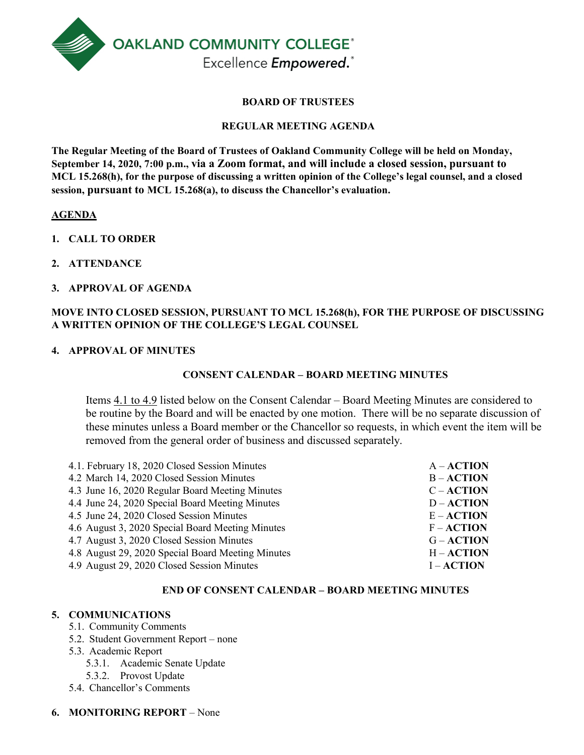OAKLAND COMMUNITY COLLEGE

Excellence *Empowered.*

**BOARD OF TRUSTEES**

**REGULAR MEETING AGENDA**

**The Regular Meeting of the Board of Trustees of Oakland Community College will be held on Monday, September 14, 2020, 7:00 p.m., via a Zoom format, and will include a closed session, pursuant to MCL 15.268(h), for the purpose of discussing a written opinion of the College's legal counsel, and a closed session, pursuant to MCL 15.268(a), to discuss the Chancellor's evaluation.**

**AGENDA**

**1. CALL TO ORDER**

**2. ATTENDANCE**

**3. APPROVAL OF AGENDA**

**MOVE INTO CLOSED SESSION, PURSUANT TO MCL 15.268(h), FOR THE PURPOSE OF DISCUSSING A WRITTEN OPINION OF THE COLLEGE'S LEGAL COUNSEL**

**4. APPROVAL OF MINUTES**

**CONSENT CALENDAR – BOARD MEETING MINUTES**

Items 4.1 to 4.9 listed below on the Consent Calendar – Board Meeting Minutes are considered to be routine by the Board and will be enacted by one motion. There will be no separate discussion of these minutes unless a Board member or the Chancellor so requests, in which event the item will be removed from the general order of business and discussed separately.

| | |
|---|---|
| 4.1. February 18, 2020 Closed Session Minutes | A – **ACTION** |
| 4.2 March 14, 2020 Closed Session Minutes | B – **ACTION** |
| 4.3 June 16, 2020 Regular Board Meeting Minutes | C – **ACTION** |
| 4.4 June 24, 2020 Special Board Meeting Minutes | D – **ACTION** |
| 4.5 June 24, 2020 Closed Session Minutes | E – **ACTION** |
| 4.6 August 3, 2020 Special Board Meeting Minutes | F – **ACTION** |
| 4.7 August 3, 2020 Closed Session Minutes | G – **ACTION** |
| 4.8 August 29, 2020 Special Board Meeting Minutes | H – **ACTION** |
| 4.9 August 29, 2020 Closed Session Minutes | I – **ACTION** |

**END OF CONSENT CALENDAR – BOARD MEETING MINUTES**

**5. COMMUNICATIONS**
- 5.1. Community Comments
- 5.2. Student Government Report – none
- 5.3. Academic Report
  - 5.3.1. Academic Senate Update
  - 5.3.2. Provost Update
- 5.4. Chancellor's Comments

**6. MONITORING REPORT** – None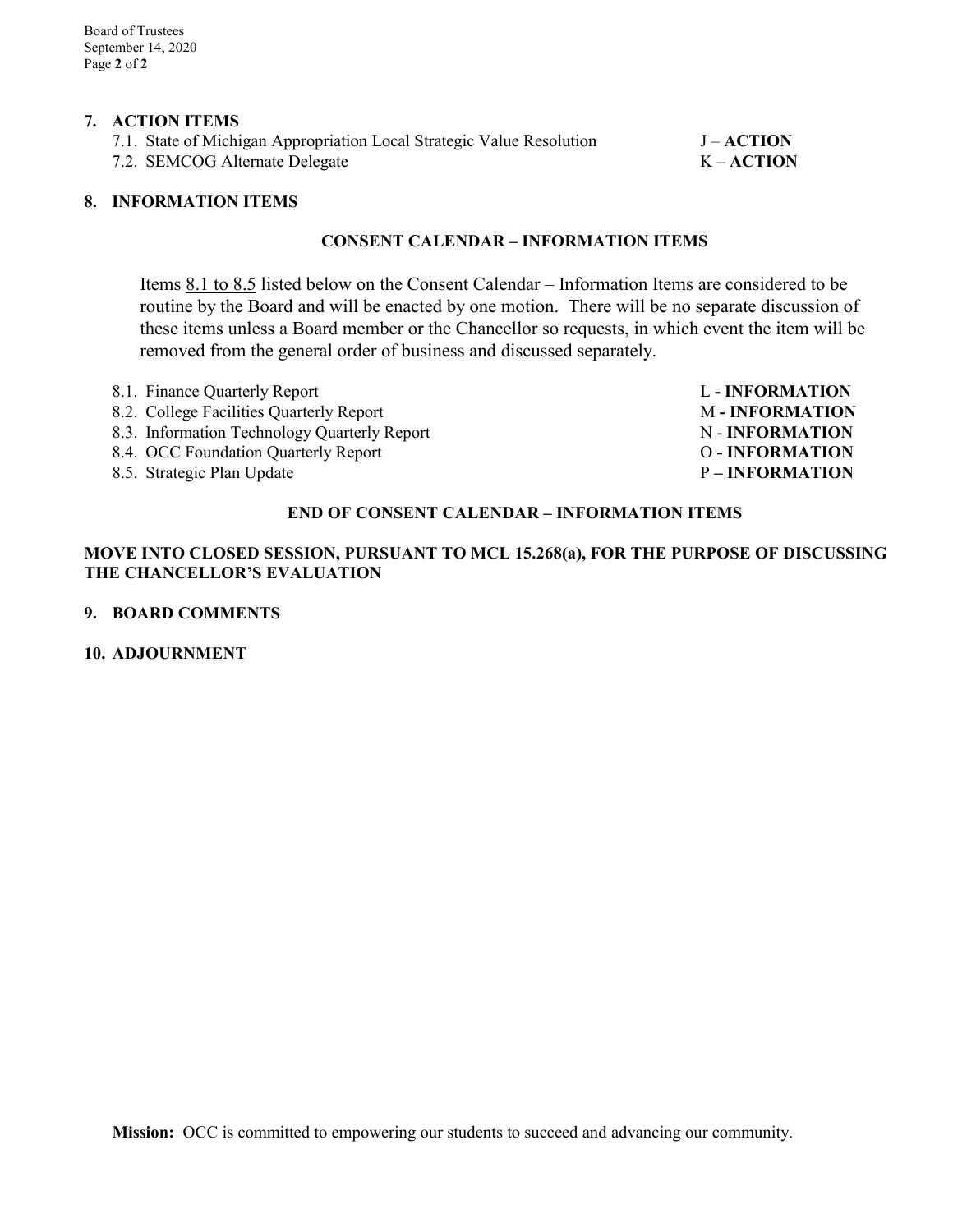**7. ACTION ITEMS**

7.1. State of Michigan Appropriation Local Strategic Value Resolution J – **ACTION**
7.2. SEMCOG Alternate Delegate K – **ACTION**

**8. INFORMATION ITEMS**

**CONSENT CALENDAR – INFORMATION ITEMS**

Items 8.1 to 8.5 listed below on the Consent Calendar – Information Items are considered to be routine by the Board and will be enacted by one motion. There will be no separate discussion of these items unless a Board member or the Chancellor so requests, in which event the item will be removed from the general order of business and discussed separately.

8.1. Finance Quarterly Report L **- INFORMATION**
8.2. College Facilities Quarterly Report M **- INFORMATION**
8.3. Information Technology Quarterly Report N - **INFORMATION**
8.4. OCC Foundation Quarterly Report O **- INFORMATION**
8.5. Strategic Plan Update P **– INFORMATION**

**END OF CONSENT CALENDAR – INFORMATION ITEMS**

**MOVE INTO CLOSED SESSION, PURSUANT TO MCL 15.268(a), FOR THE PURPOSE OF DISCUSSING THE CHANCELLOR'S EVALUATION**

**9. BOARD COMMENTS**

**10. ADJOURNMENT**

**Mission:** OCC is committed to empowering our students to succeed and advancing our community.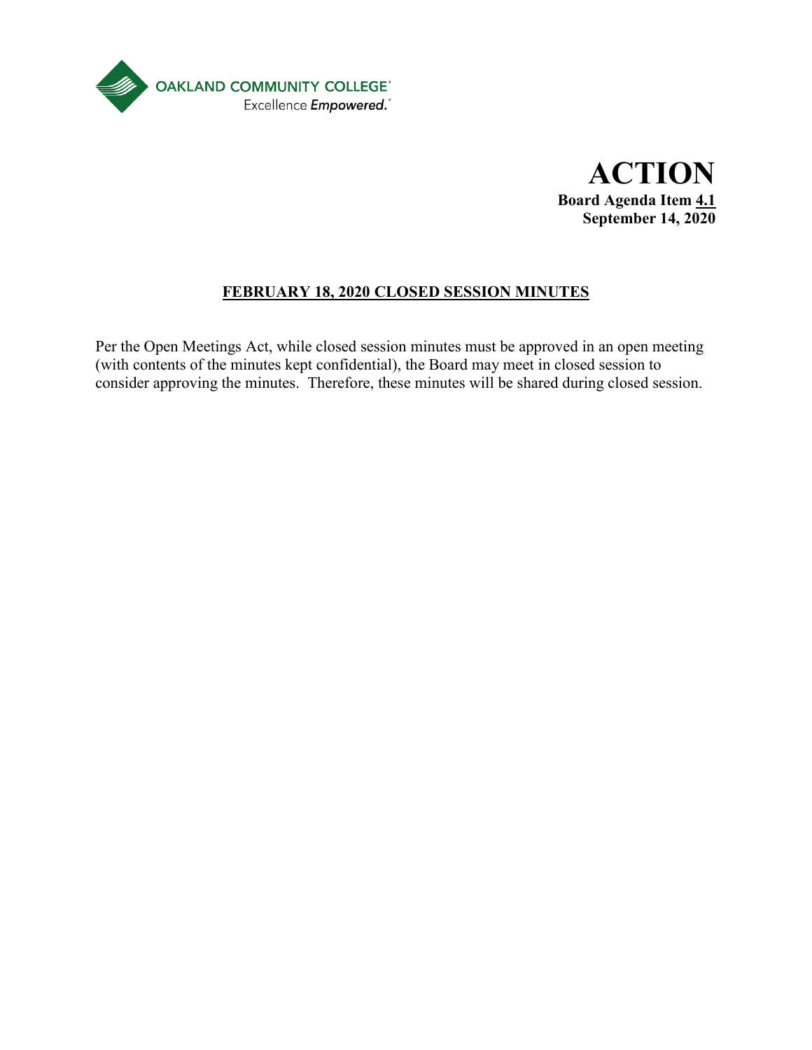OAKLAND COMMUNITY COLLEGE
Excellence *Empowered.*

# ACTION

**Board Agenda Item 4.1**
**September 14, 2020**

## FEBRUARY 18, 2020 CLOSED SESSION MINUTES

Per the Open Meetings Act, while closed session minutes must be approved in an open meeting (with contents of the minutes kept confidential), the Board may meet in closed session to consider approving the minutes. Therefore, these minutes will be shared during closed session.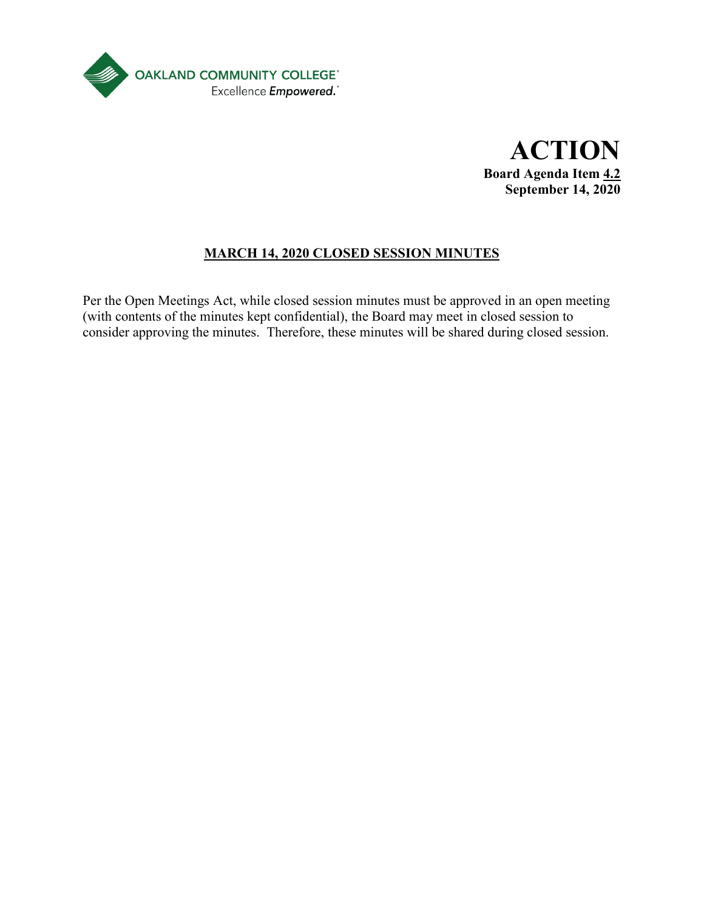OAKLAND COMMUNITY COLLEGE
Excellence *Empowered.*

# ACTION

**Board Agenda Item 4.2**
**September 14, 2020**

## MARCH 14, 2020 CLOSED SESSION MINUTES

Per the Open Meetings Act, while closed session minutes must be approved in an open meeting (with contents of the minutes kept confidential), the Board may meet in closed session to consider approving the minutes. Therefore, these minutes will be shared during closed session.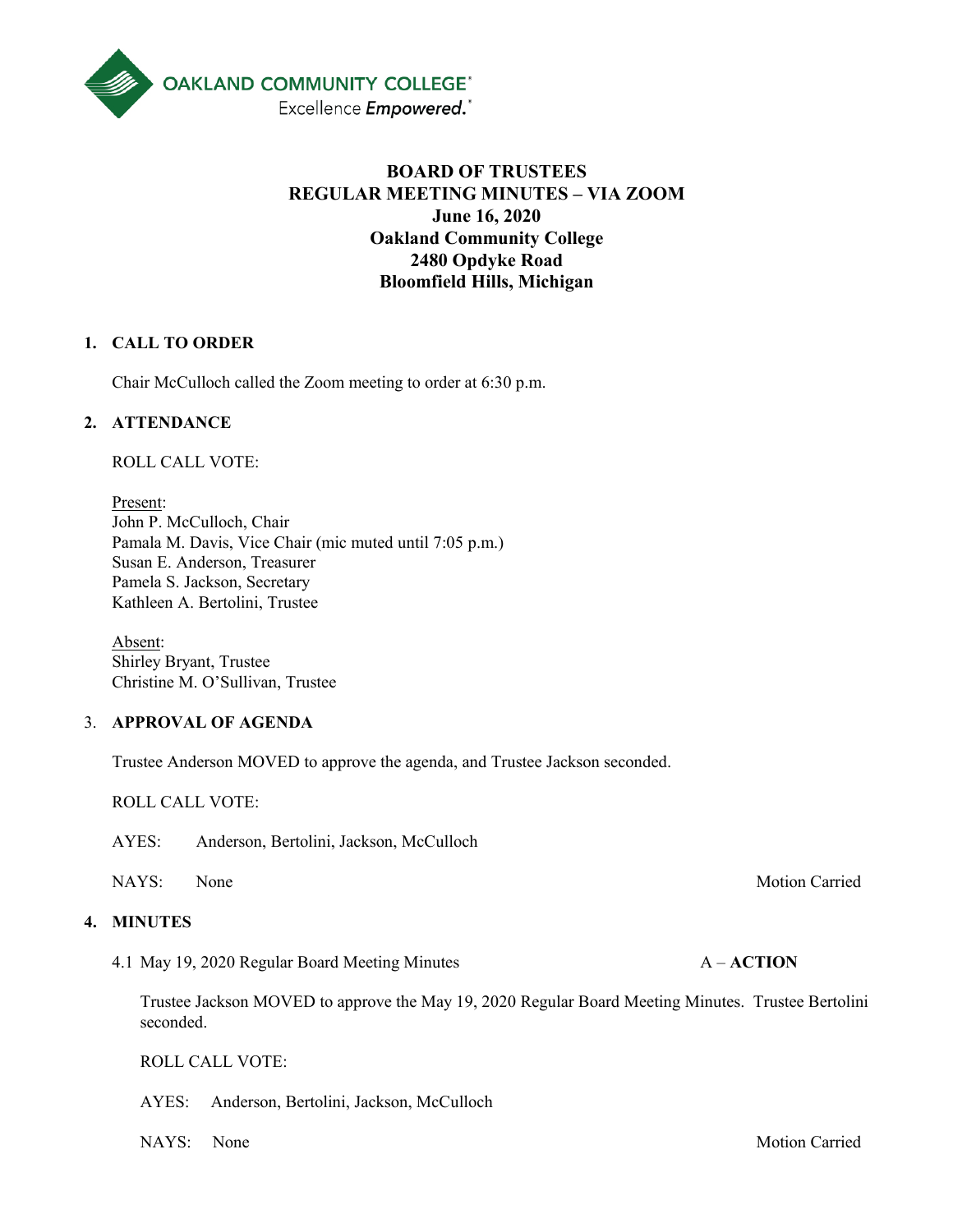**OAKLAND COMMUNITY COLLEGE**
Excellence *Empowered.*

# BOARD OF TRUSTEES
# REGULAR MEETING MINUTES – VIA ZOOM
# June 16, 2020
# Oakland Community College
# 2480 Opdyke Road
# Bloomfield Hills, Michigan

## 1. CALL TO ORDER

Chair McCulloch called the Zoom meeting to order at 6:30 p.m.

## 2. ATTENDANCE

ROLL CALL VOTE:

Present:
John P. McCulloch, Chair
Pamala M. Davis, Vice Chair (mic muted until 7:05 p.m.)
Susan E. Anderson, Treasurer
Pamela S. Jackson, Secretary
Kathleen A. Bertolini, Trustee

Absent:
Shirley Bryant, Trustee
Christine M. O'Sullivan, Trustee

## 3. APPROVAL OF AGENDA

Trustee Anderson MOVED to approve the agenda, and Trustee Jackson seconded.

ROLL CALL VOTE:

AYES: Anderson, Bertolini, Jackson, McCulloch

NAYS: None — Motion Carried

## 4. MINUTES

4.1 May 19, 2020 Regular Board Meeting Minutes — A – **ACTION**

Trustee Jackson MOVED to approve the May 19, 2020 Regular Board Meeting Minutes. Trustee Bertolini seconded.

ROLL CALL VOTE:

AYES: Anderson, Bertolini, Jackson, McCulloch

NAYS: None — Motion Carried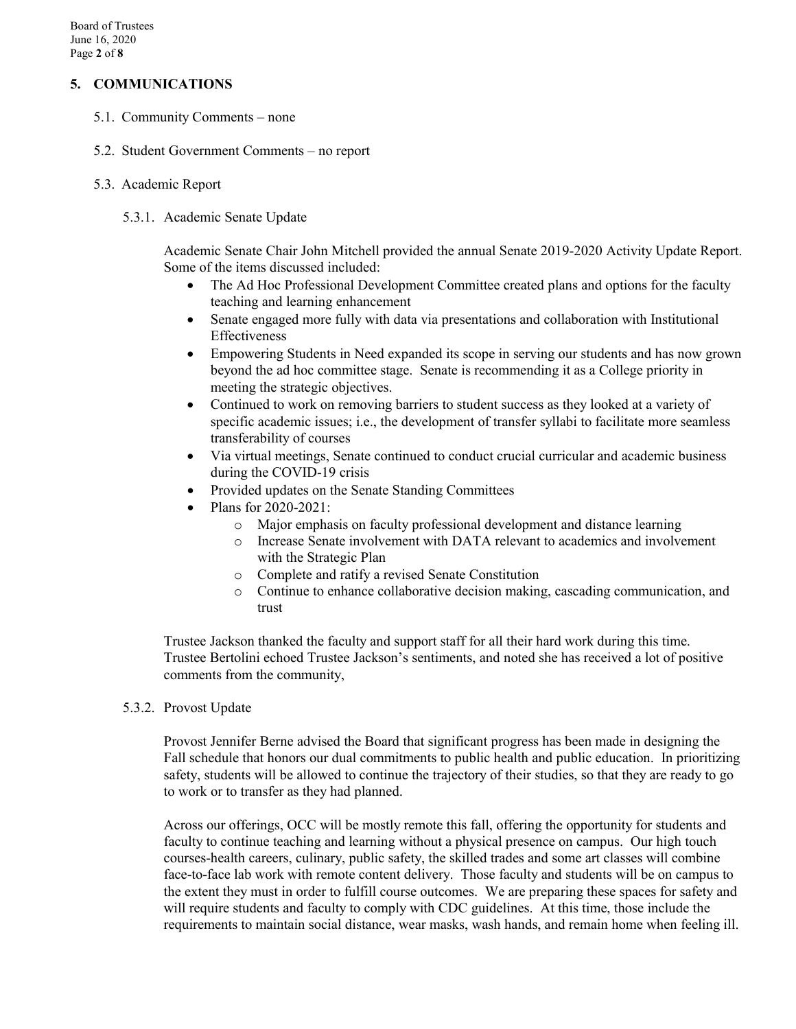## 5. COMMUNICATIONS

5.1. Community Comments – none

5.2. Student Government Comments – no report

5.3. Academic Report

5.3.1. Academic Senate Update

Academic Senate Chair John Mitchell provided the annual Senate 2019-2020 Activity Update Report. Some of the items discussed included:

- The Ad Hoc Professional Development Committee created plans and options for the faculty teaching and learning enhancement
- Senate engaged more fully with data via presentations and collaboration with Institutional Effectiveness
- Empowering Students in Need expanded its scope in serving our students and has now grown beyond the ad hoc committee stage. Senate is recommending it as a College priority in meeting the strategic objectives.
- Continued to work on removing barriers to student success as they looked at a variety of specific academic issues; i.e., the development of transfer syllabi to facilitate more seamless transferability of courses
- Via virtual meetings, Senate continued to conduct crucial curricular and academic business during the COVID-19 crisis
- Provided updates on the Senate Standing Committees
- Plans for 2020-2021:
  - Major emphasis on faculty professional development and distance learning
  - Increase Senate involvement with DATA relevant to academics and involvement with the Strategic Plan
  - Complete and ratify a revised Senate Constitution
  - Continue to enhance collaborative decision making, cascading communication, and trust

Trustee Jackson thanked the faculty and support staff for all their hard work during this time. Trustee Bertolini echoed Trustee Jackson's sentiments, and noted she has received a lot of positive comments from the community,

5.3.2. Provost Update

Provost Jennifer Berne advised the Board that significant progress has been made in designing the Fall schedule that honors our dual commitments to public health and public education. In prioritizing safety, students will be allowed to continue the trajectory of their studies, so that they are ready to go to work or to transfer as they had planned.

Across our offerings, OCC will be mostly remote this fall, offering the opportunity for students and faculty to continue teaching and learning without a physical presence on campus. Our high touch courses-health careers, culinary, public safety, the skilled trades and some art classes will combine face-to-face lab work with remote content delivery. Those faculty and students will be on campus to the extent they must in order to fulfill course outcomes. We are preparing these spaces for safety and will require students and faculty to comply with CDC guidelines. At this time, those include the requirements to maintain social distance, wear masks, wash hands, and remain home when feeling ill.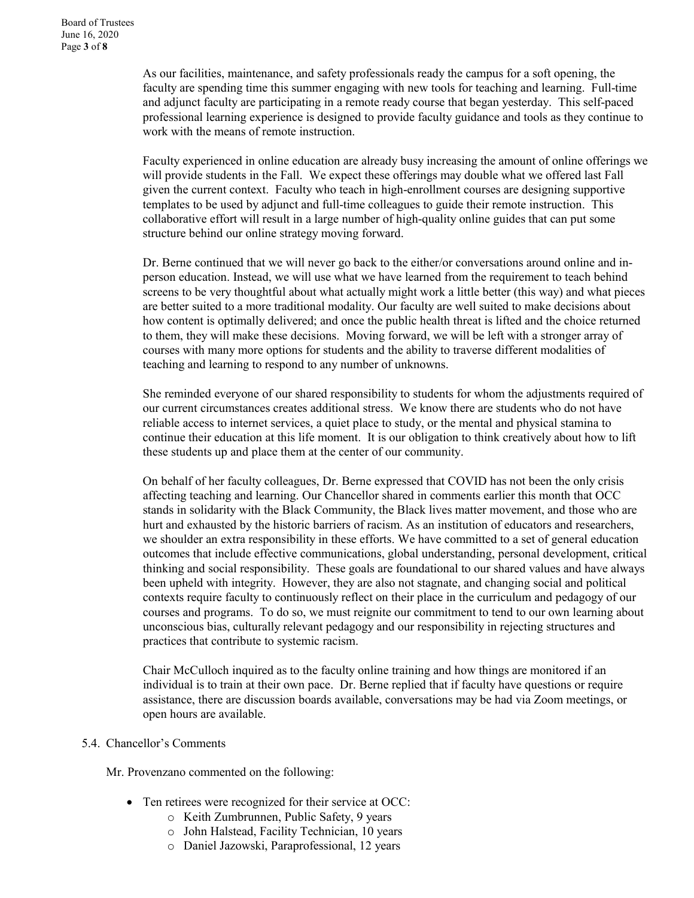As our facilities, maintenance, and safety professionals ready the campus for a soft opening, the faculty are spending time this summer engaging with new tools for teaching and learning. Full-time and adjunct faculty are participating in a remote ready course that began yesterday. This self-paced professional learning experience is designed to provide faculty guidance and tools as they continue to work with the means of remote instruction.

Faculty experienced in online education are already busy increasing the amount of online offerings we will provide students in the Fall. We expect these offerings may double what we offered last Fall given the current context. Faculty who teach in high-enrollment courses are designing supportive templates to be used by adjunct and full-time colleagues to guide their remote instruction. This collaborative effort will result in a large number of high-quality online guides that can put some structure behind our online strategy moving forward.

Dr. Berne continued that we will never go back to the either/or conversations around online and in-person education. Instead, we will use what we have learned from the requirement to teach behind screens to be very thoughtful about what actually might work a little better (this way) and what pieces are better suited to a more traditional modality. Our faculty are well suited to make decisions about how content is optimally delivered; and once the public health threat is lifted and the choice returned to them, they will make these decisions. Moving forward, we will be left with a stronger array of courses with many more options for students and the ability to traverse different modalities of teaching and learning to respond to any number of unknowns.

She reminded everyone of our shared responsibility to students for whom the adjustments required of our current circumstances creates additional stress. We know there are students who do not have reliable access to internet services, a quiet place to study, or the mental and physical stamina to continue their education at this life moment. It is our obligation to think creatively about how to lift these students up and place them at the center of our community.

On behalf of her faculty colleagues, Dr. Berne expressed that COVID has not been the only crisis affecting teaching and learning. Our Chancellor shared in comments earlier this month that OCC stands in solidarity with the Black Community, the Black lives matter movement, and those who are hurt and exhausted by the historic barriers of racism. As an institution of educators and researchers, we shoulder an extra responsibility in these efforts. We have committed to a set of general education outcomes that include effective communications, global understanding, personal development, critical thinking and social responsibility. These goals are foundational to our shared values and have always been upheld with integrity. However, they are also not stagnate, and changing social and political contexts require faculty to continuously reflect on their place in the curriculum and pedagogy of our courses and programs. To do so, we must reignite our commitment to tend to our own learning about unconscious bias, culturally relevant pedagogy and our responsibility in rejecting structures and practices that contribute to systemic racism.

Chair McCulloch inquired as to the faculty online training and how things are monitored if an individual is to train at their own pace. Dr. Berne replied that if faculty have questions or require assistance, there are discussion boards available, conversations may be had via Zoom meetings, or open hours are available.

5.4. Chancellor's Comments

Mr. Provenzano commented on the following:

- Ten retirees were recognized for their service at OCC:
  - Keith Zumbrunnen, Public Safety, 9 years
  - John Halstead, Facility Technician, 10 years
  - Daniel Jazowski, Paraprofessional, 12 years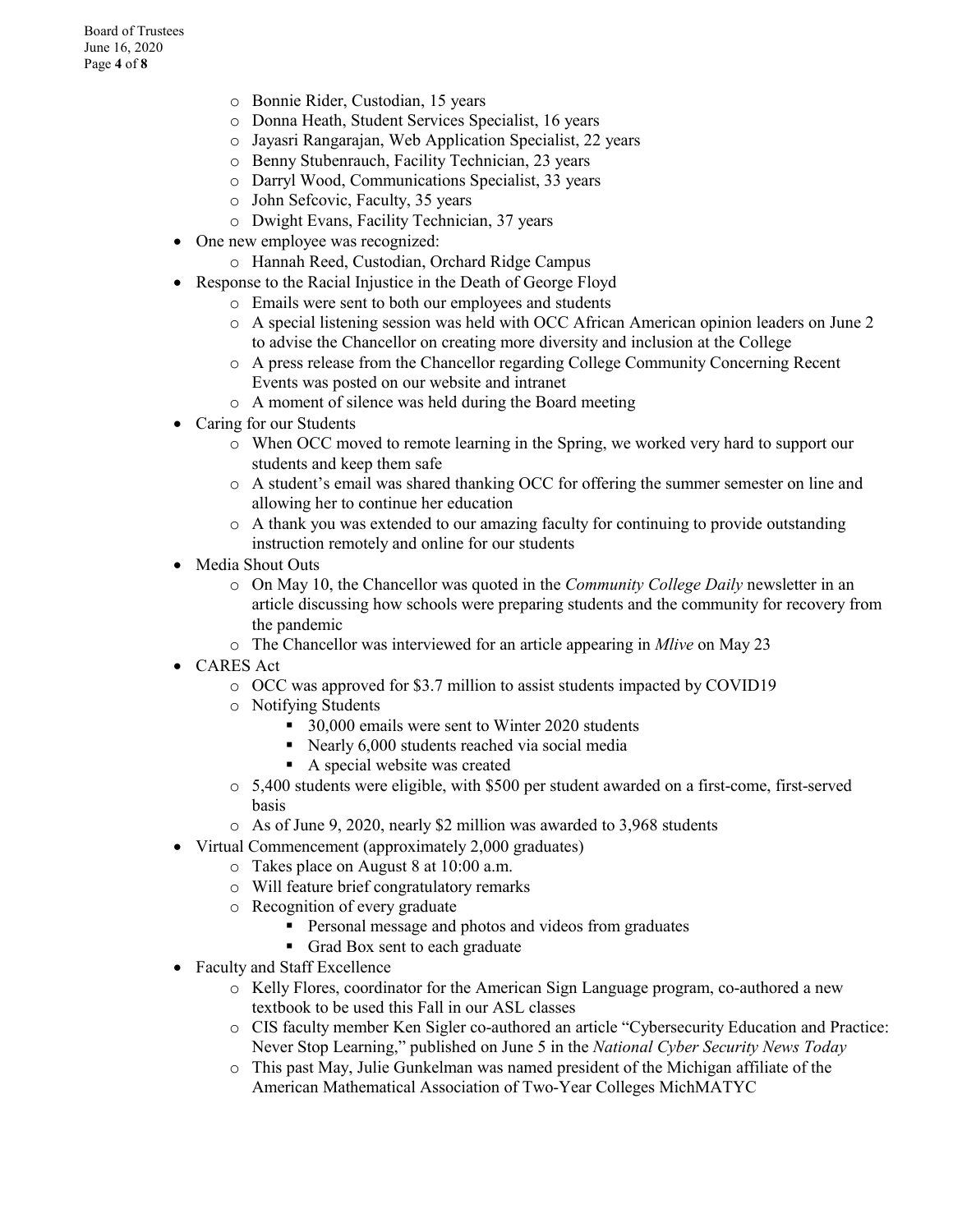- Bonnie Rider, Custodian, 15 years
  - Donna Heath, Student Services Specialist, 16 years
  - Jayasri Rangarajan, Web Application Specialist, 22 years
  - Benny Stubenrauch, Facility Technician, 23 years
  - Darryl Wood, Communications Specialist, 33 years
  - John Sefcovic, Faculty, 35 years
  - Dwight Evans, Facility Technician, 37 years
- One new employee was recognized:
  - Hannah Reed, Custodian, Orchard Ridge Campus
- Response to the Racial Injustice in the Death of George Floyd
  - Emails were sent to both our employees and students
  - A special listening session was held with OCC African American opinion leaders on June 2 to advise the Chancellor on creating more diversity and inclusion at the College
  - A press release from the Chancellor regarding College Community Concerning Recent Events was posted on our website and intranet
  - A moment of silence was held during the Board meeting
- Caring for our Students
  - When OCC moved to remote learning in the Spring, we worked very hard to support our students and keep them safe
  - A student's email was shared thanking OCC for offering the summer semester on line and allowing her to continue her education
  - A thank you was extended to our amazing faculty for continuing to provide outstanding instruction remotely and online for our students
- Media Shout Outs
  - On May 10, the Chancellor was quoted in the *Community College Daily* newsletter in an article discussing how schools were preparing students and the community for recovery from the pandemic
  - The Chancellor was interviewed for an article appearing in *Mlive* on May 23
- CARES Act
  - OCC was approved for $3.7 million to assist students impacted by COVID19
  - Notifying Students
    - 30,000 emails were sent to Winter 2020 students
    - Nearly 6,000 students reached via social media
    - A special website was created
  - 5,400 students were eligible, with $500 per student awarded on a first-come, first-served basis
  - As of June 9, 2020, nearly $2 million was awarded to 3,968 students
- Virtual Commencement (approximately 2,000 graduates)
  - Takes place on August 8 at 10:00 a.m.
  - Will feature brief congratulatory remarks
  - Recognition of every graduate
    - Personal message and photos and videos from graduates
    - Grad Box sent to each graduate
- Faculty and Staff Excellence
  - Kelly Flores, coordinator for the American Sign Language program, co-authored a new textbook to be used this Fall in our ASL classes
  - CIS faculty member Ken Sigler co-authored an article "Cybersecurity Education and Practice: Never Stop Learning," published on June 5 in the *National Cyber Security News Today*
  - This past May, Julie Gunkelman was named president of the Michigan affiliate of the American Mathematical Association of Two-Year Colleges MichMATYC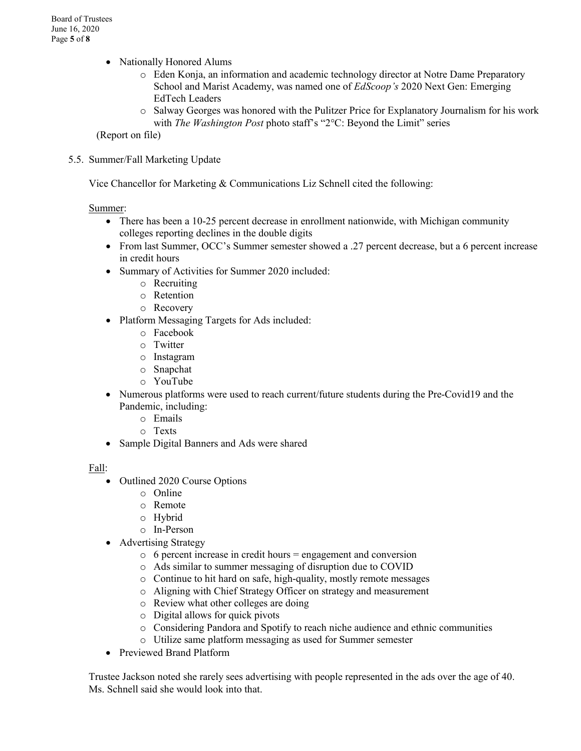- Nationally Honored Alums
  - Eden Konja, an information and academic technology director at Notre Dame Preparatory School and Marist Academy, was named one of *EdScoop's* 2020 Next Gen: Emerging EdTech Leaders
  - Salway Georges was honored with the Pulitzer Price for Explanatory Journalism for his work with *The Washington Post* photo staff's "2°C: Beyond the Limit" series

(Report on file)

5.5. Summer/Fall Marketing Update

Vice Chancellor for Marketing & Communications Liz Schnell cited the following:

Summer:

- There has been a 10-25 percent decrease in enrollment nationwide, with Michigan community colleges reporting declines in the double digits
- From last Summer, OCC's Summer semester showed a .27 percent decrease, but a 6 percent increase in credit hours
- Summary of Activities for Summer 2020 included:
  - Recruiting
  - Retention
  - Recovery
- Platform Messaging Targets for Ads included:
  - Facebook
  - Twitter
  - Instagram
  - Snapchat
  - YouTube
- Numerous platforms were used to reach current/future students during the Pre-Covid19 and the Pandemic, including:
  - Emails
  - Texts
- Sample Digital Banners and Ads were shared

Fall:

- Outlined 2020 Course Options
  - Online
  - Remote
  - Hybrid
  - In-Person
- Advertising Strategy
  - 6 percent increase in credit hours = engagement and conversion
  - Ads similar to summer messaging of disruption due to COVID
  - Continue to hit hard on safe, high-quality, mostly remote messages
  - Aligning with Chief Strategy Officer on strategy and measurement
  - Review what other colleges are doing
  - Digital allows for quick pivots
  - Considering Pandora and Spotify to reach niche audience and ethnic communities
  - Utilize same platform messaging as used for Summer semester
- Previewed Brand Platform

Trustee Jackson noted she rarely sees advertising with people represented in the ads over the age of 40. Ms. Schnell said she would look into that.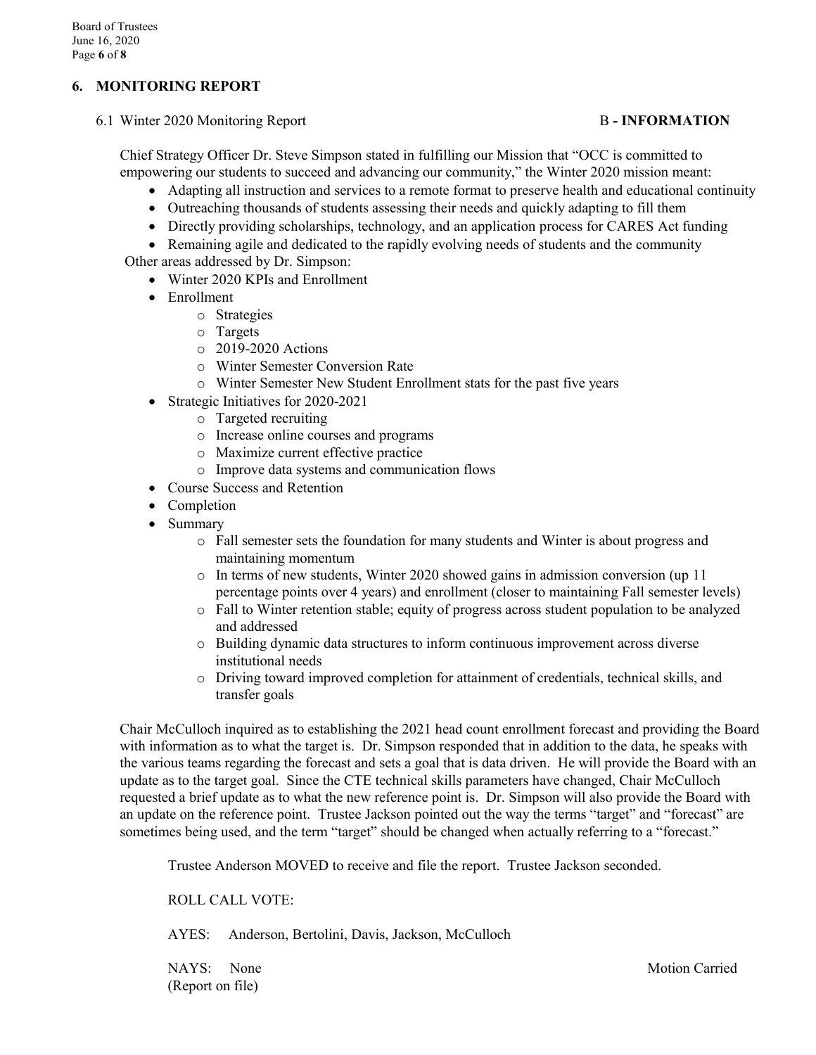## 6. MONITORING REPORT

6.1 Winter 2020 Monitoring Report **B - INFORMATION**

Chief Strategy Officer Dr. Steve Simpson stated in fulfilling our Mission that "OCC is committed to empowering our students to succeed and advancing our community," the Winter 2020 mission meant:

- Adapting all instruction and services to a remote format to preserve health and educational continuity
- Outreaching thousands of students assessing their needs and quickly adapting to fill them
- Directly providing scholarships, technology, and an application process for CARES Act funding
- Remaining agile and dedicated to the rapidly evolving needs of students and the community

Other areas addressed by Dr. Simpson:

- Winter 2020 KPIs and Enrollment
- Enrollment
  - Strategies
  - Targets
  - 2019-2020 Actions
  - Winter Semester Conversion Rate
  - Winter Semester New Student Enrollment stats for the past five years
- Strategic Initiatives for 2020-2021
  - Targeted recruiting
  - Increase online courses and programs
  - Maximize current effective practice
  - Improve data systems and communication flows
- Course Success and Retention
- Completion
- Summary
  - Fall semester sets the foundation for many students and Winter is about progress and maintaining momentum
  - In terms of new students, Winter 2020 showed gains in admission conversion (up 11 percentage points over 4 years) and enrollment (closer to maintaining Fall semester levels)
  - Fall to Winter retention stable; equity of progress across student population to be analyzed and addressed
  - Building dynamic data structures to inform continuous improvement across diverse institutional needs
  - Driving toward improved completion for attainment of credentials, technical skills, and transfer goals

Chair McCulloch inquired as to establishing the 2021 head count enrollment forecast and providing the Board with information as to what the target is. Dr. Simpson responded that in addition to the data, he speaks with the various teams regarding the forecast and sets a goal that is data driven. He will provide the Board with an update as to the target goal. Since the CTE technical skills parameters have changed, Chair McCulloch requested a brief update as to what the new reference point is. Dr. Simpson will also provide the Board with an update on the reference point. Trustee Jackson pointed out the way the terms "target" and "forecast" are sometimes being used, and the term "target" should be changed when actually referring to a "forecast."

Trustee Anderson MOVED to receive and file the report. Trustee Jackson seconded.

ROLL CALL VOTE:

AYES: Anderson, Bertolini, Davis, Jackson, McCulloch

NAYS: None Motion Carried

(Report on file)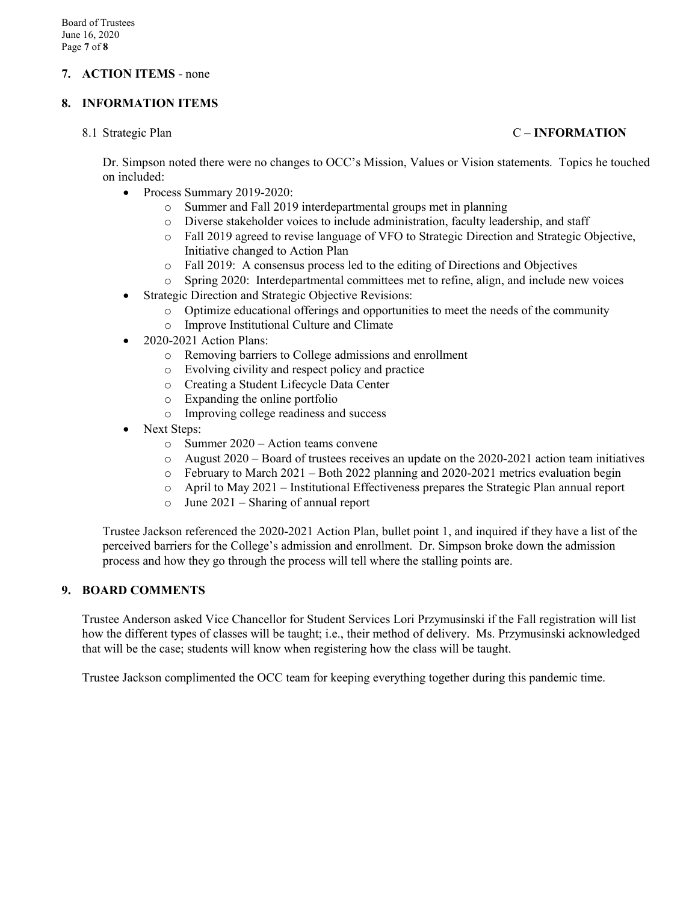## 7. ACTION ITEMS - none

## 8. INFORMATION ITEMS

8.1 Strategic Plan **C – INFORMATION**

Dr. Simpson noted there were no changes to OCC's Mission, Values or Vision statements. Topics he touched on included:

- Process Summary 2019-2020:
  - Summer and Fall 2019 interdepartmental groups met in planning
  - Diverse stakeholder voices to include administration, faculty leadership, and staff
  - Fall 2019 agreed to revise language of VFO to Strategic Direction and Strategic Objective, Initiative changed to Action Plan
  - Fall 2019: A consensus process led to the editing of Directions and Objectives
  - Spring 2020: Interdepartmental committees met to refine, align, and include new voices
- Strategic Direction and Strategic Objective Revisions:
  - Optimize educational offerings and opportunities to meet the needs of the community
  - Improve Institutional Culture and Climate
- 2020-2021 Action Plans:
  - Removing barriers to College admissions and enrollment
  - Evolving civility and respect policy and practice
  - Creating a Student Lifecycle Data Center
  - Expanding the online portfolio
  - Improving college readiness and success
- Next Steps:
  - Summer 2020 – Action teams convene
  - August 2020 – Board of trustees receives an update on the 2020-2021 action team initiatives
  - February to March 2021 – Both 2022 planning and 2020-2021 metrics evaluation begin
  - April to May 2021 – Institutional Effectiveness prepares the Strategic Plan annual report
  - June 2021 – Sharing of annual report

Trustee Jackson referenced the 2020-2021 Action Plan, bullet point 1, and inquired if they have a list of the perceived barriers for the College's admission and enrollment. Dr. Simpson broke down the admission process and how they go through the process will tell where the stalling points are.

## 9. BOARD COMMENTS

Trustee Anderson asked Vice Chancellor for Student Services Lori Przymusinski if the Fall registration will list how the different types of classes will be taught; i.e., their method of delivery. Ms. Przymusinski acknowledged that will be the case; students will know when registering how the class will be taught.

Trustee Jackson complimented the OCC team for keeping everything together during this pandemic time.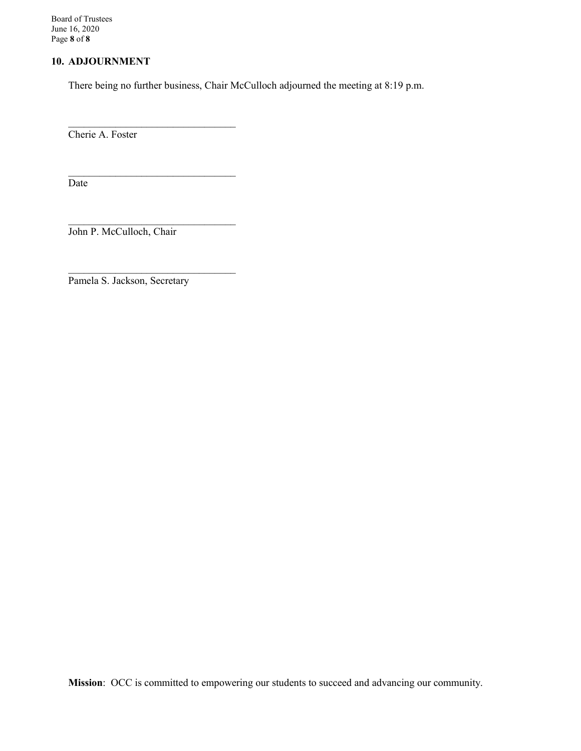## 10. ADJOURNMENT

There being no further business, Chair McCulloch adjourned the meeting at 8:19 p.m.

\_\_\_\_\_\_\_\_\_\_\_\_\_\_\_\_\_\_\_\_\_\_\_\_\_\_\_\_\_\_\_\_
Cherie A. Foster

\_\_\_\_\_\_\_\_\_\_\_\_\_\_\_\_\_\_\_\_\_\_\_\_\_\_\_\_\_\_\_\_
Date

\_\_\_\_\_\_\_\_\_\_\_\_\_\_\_\_\_\_\_\_\_\_\_\_\_\_\_\_\_\_\_\_
John P. McCulloch, Chair

\_\_\_\_\_\_\_\_\_\_\_\_\_\_\_\_\_\_\_\_\_\_\_\_\_\_\_\_\_\_\_\_
Pamela S. Jackson, Secretary

**Mission**: OCC is committed to empowering our students to succeed and advancing our community.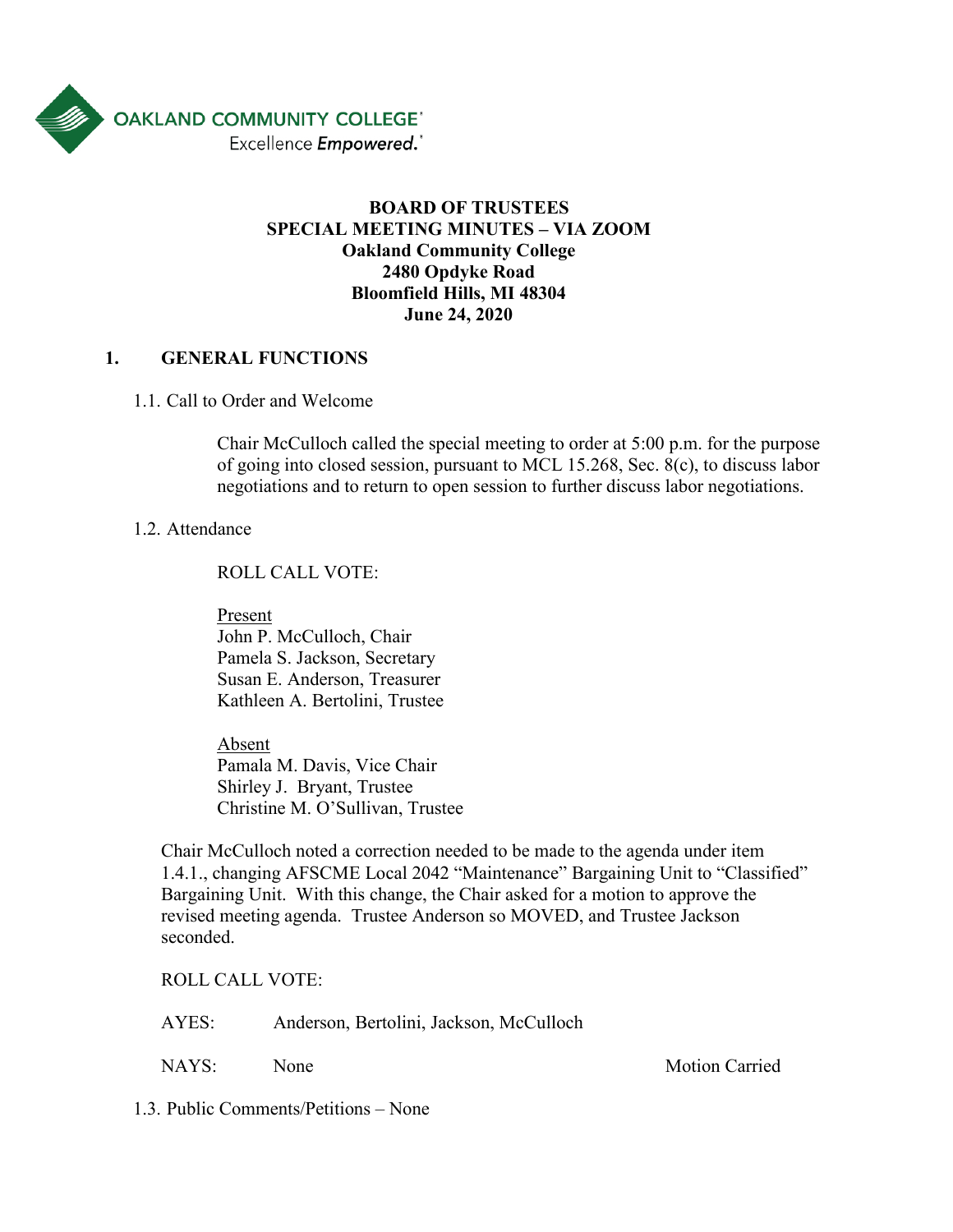OAKLAND COMMUNITY COLLEGE
Excellence *Empowered.*

**BOARD OF TRUSTEES**
**SPECIAL MEETING MINUTES – VIA ZOOM**
**Oakland Community College**
**2480 Opdyke Road**
**Bloomfield Hills, MI 48304**
**June 24, 2020**

## 1. GENERAL FUNCTIONS

1.1. Call to Order and Welcome

Chair McCulloch called the special meeting to order at 5:00 p.m. for the purpose of going into closed session, pursuant to MCL 15.268, Sec. 8(c), to discuss labor negotiations and to return to open session to further discuss labor negotiations.

1.2. Attendance

ROLL CALL VOTE:

<u>Present</u>
John P. McCulloch, Chair
Pamela S. Jackson, Secretary
Susan E. Anderson, Treasurer
Kathleen A. Bertolini, Trustee

<u>Absent</u>
Pamala M. Davis, Vice Chair
Shirley J. Bryant, Trustee
Christine M. O'Sullivan, Trustee

Chair McCulloch noted a correction needed to be made to the agenda under item 1.4.1., changing AFSCME Local 2042 "Maintenance" Bargaining Unit to "Classified" Bargaining Unit. With this change, the Chair asked for a motion to approve the revised meeting agenda. Trustee Anderson so MOVED, and Trustee Jackson seconded.

ROLL CALL VOTE:

AYES: Anderson, Bertolini, Jackson, McCulloch

NAYS: None — Motion Carried

1.3. Public Comments/Petitions – None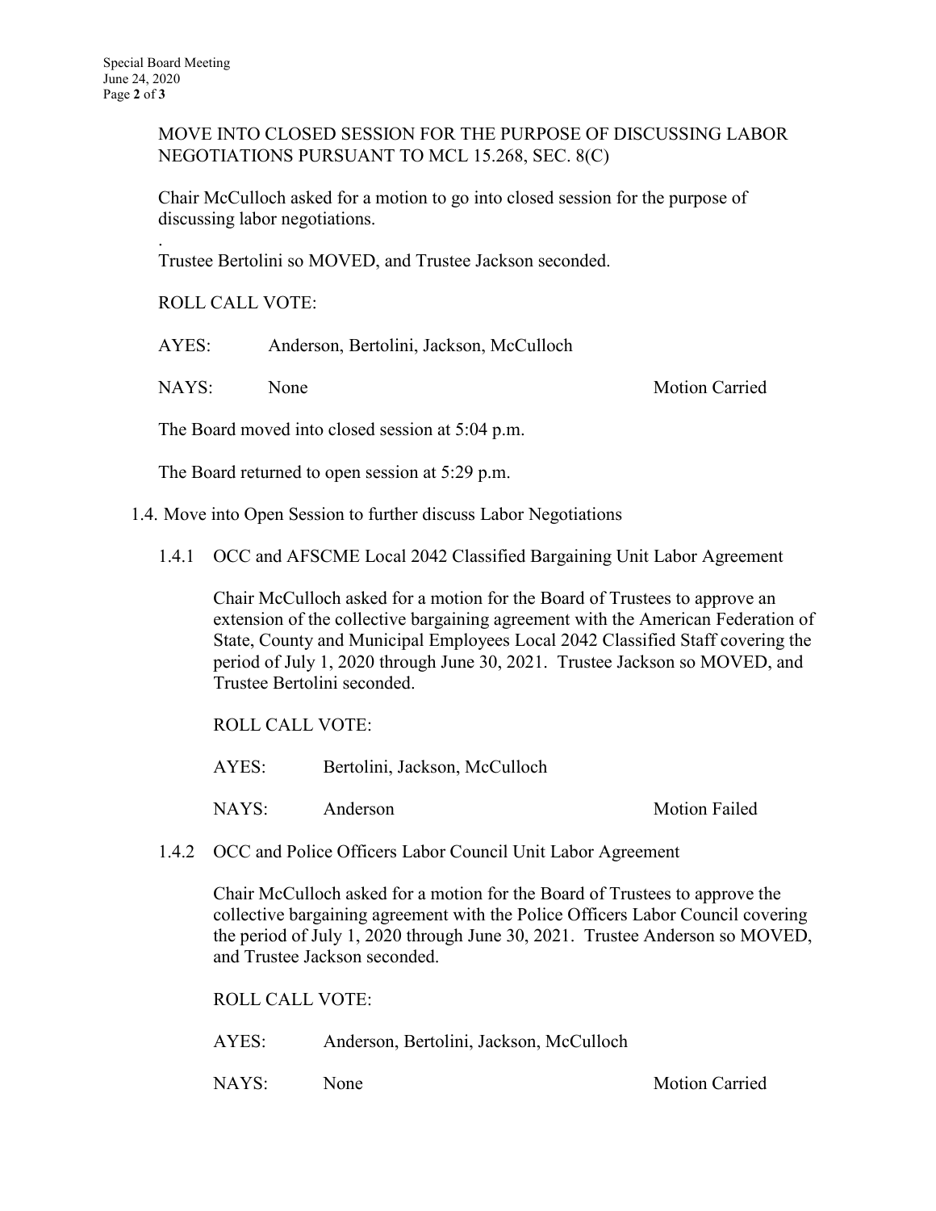MOVE INTO CLOSED SESSION FOR THE PURPOSE OF DISCUSSING LABOR NEGOTIATIONS PURSUANT TO MCL 15.268, SEC. 8(C)

Chair McCulloch asked for a motion to go into closed session for the purpose of discussing labor negotiations.

.

Trustee Bertolini so MOVED, and Trustee Jackson seconded.

ROLL CALL VOTE:

AYES: Anderson, Bertolini, Jackson, McCulloch

NAYS: None — Motion Carried

The Board moved into closed session at 5:04 p.m.

The Board returned to open session at 5:29 p.m.

1.4. Move into Open Session to further discuss Labor Negotiations

1.4.1 OCC and AFSCME Local 2042 Classified Bargaining Unit Labor Agreement

Chair McCulloch asked for a motion for the Board of Trustees to approve an extension of the collective bargaining agreement with the American Federation of State, County and Municipal Employees Local 2042 Classified Staff covering the period of July 1, 2020 through June 30, 2021. Trustee Jackson so MOVED, and Trustee Bertolini seconded.

ROLL CALL VOTE:

AYES: Bertolini, Jackson, McCulloch

NAYS: Anderson — Motion Failed

1.4.2 OCC and Police Officers Labor Council Unit Labor Agreement

Chair McCulloch asked for a motion for the Board of Trustees to approve the collective bargaining agreement with the Police Officers Labor Council covering the period of July 1, 2020 through June 30, 2021. Trustee Anderson so MOVED, and Trustee Jackson seconded.

ROLL CALL VOTE:

AYES: Anderson, Bertolini, Jackson, McCulloch

NAYS: None — Motion Carried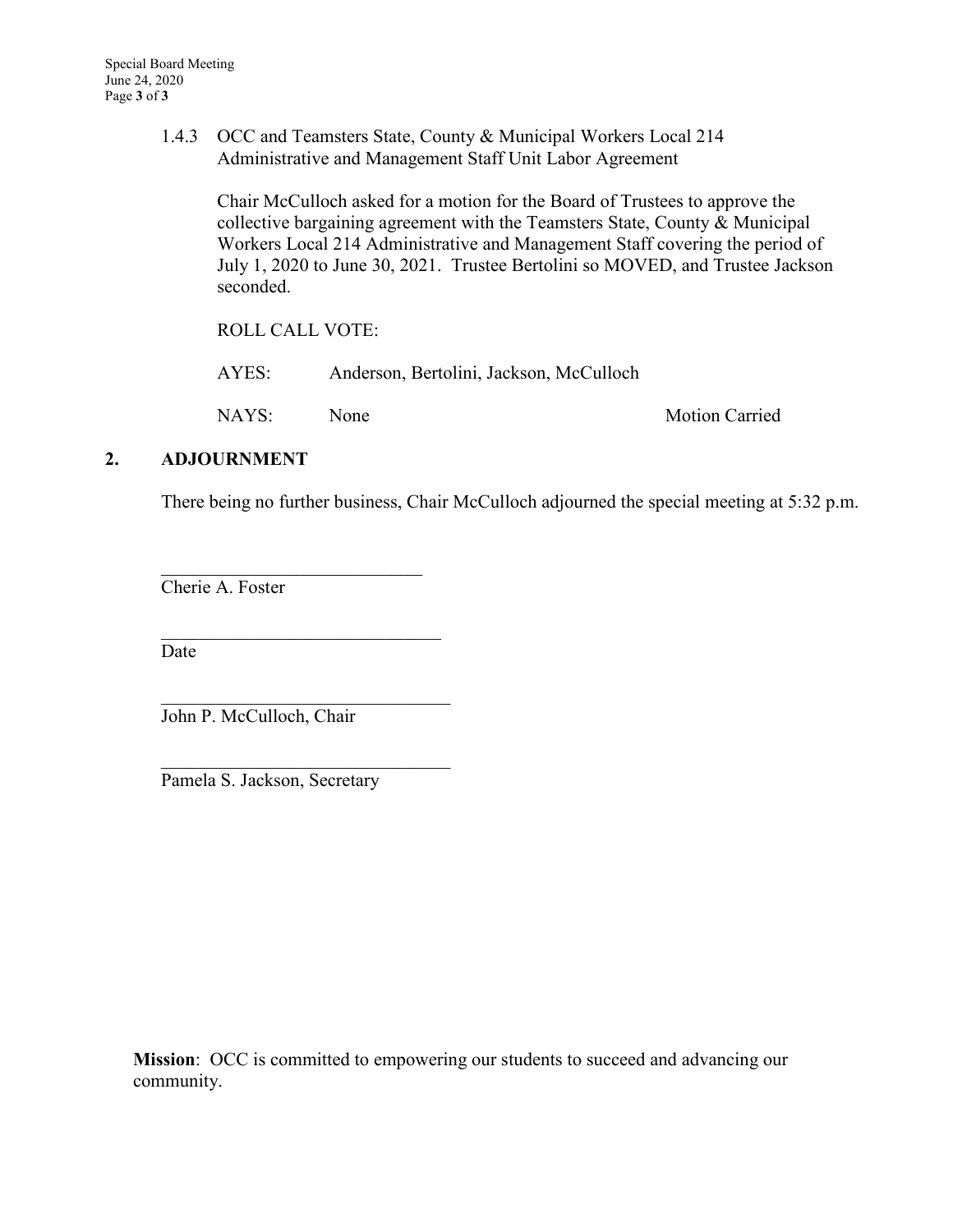1.4.3 OCC and Teamsters State, County & Municipal Workers Local 214 Administrative and Management Staff Unit Labor Agreement

Chair McCulloch asked for a motion for the Board of Trustees to approve the collective bargaining agreement with the Teamsters State, County & Municipal Workers Local 214 Administrative and Management Staff covering the period of July 1, 2020 to June 30, 2021. Trustee Bertolini so MOVED, and Trustee Jackson seconded.

ROLL CALL VOTE:

AYES: Anderson, Bertolini, Jackson, McCulloch

NAYS: None — Motion Carried

## 2. ADJOURNMENT

There being no further business, Chair McCulloch adjourned the special meeting at 5:32 p.m.

\_\_\_\_\_\_\_\_\_\_\_\_\_\_\_\_\_\_\_\_\_\_\_\_\_\_\_\_
Cherie A. Foster

\_\_\_\_\_\_\_\_\_\_\_\_\_\_\_\_\_\_\_\_\_\_\_\_\_\_\_\_
Date

\_\_\_\_\_\_\_\_\_\_\_\_\_\_\_\_\_\_\_\_\_\_\_\_\_\_\_\_
John P. McCulloch, Chair

\_\_\_\_\_\_\_\_\_\_\_\_\_\_\_\_\_\_\_\_\_\_\_\_\_\_\_\_
Pamela S. Jackson, Secretary

**Mission**: OCC is committed to empowering our students to succeed and advancing our community.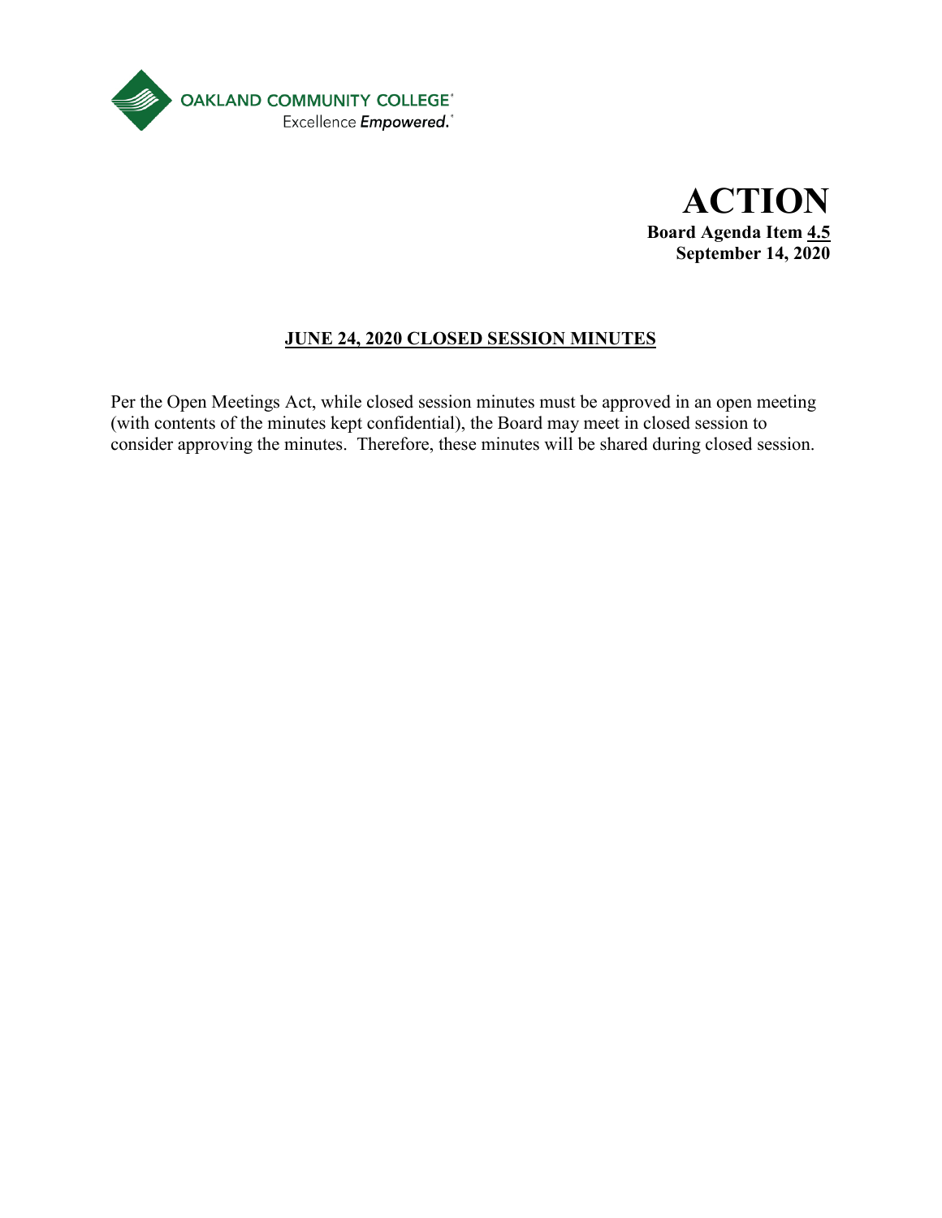OAKLAND COMMUNITY COLLEGE
Excellence *Empowered.*

# ACTION

**Board Agenda Item 4.5**
**September 14, 2020**

## JUNE 24, 2020 CLOSED SESSION MINUTES

Per the Open Meetings Act, while closed session minutes must be approved in an open meeting (with contents of the minutes kept confidential), the Board may meet in closed session to consider approving the minutes. Therefore, these minutes will be shared during closed session.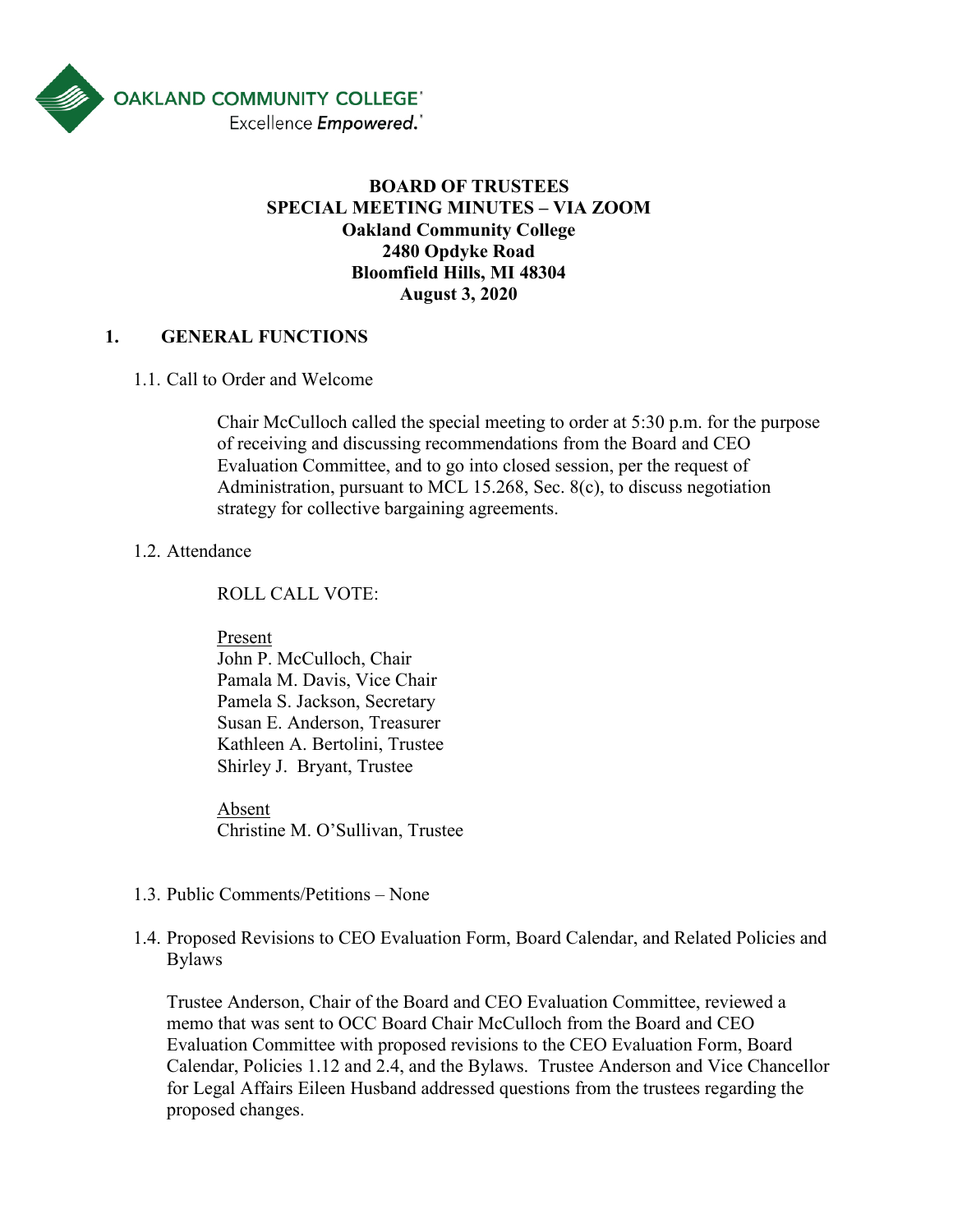OAKLAND COMMUNITY COLLEGE
Excellence *Empowered.*

**BOARD OF TRUSTEES**
**SPECIAL MEETING MINUTES – VIA ZOOM**
**Oakland Community College**
**2480 Opdyke Road**
**Bloomfield Hills, MI 48304**
**August 3, 2020**

## 1. GENERAL FUNCTIONS

1.1. Call to Order and Welcome

Chair McCulloch called the special meeting to order at 5:30 p.m. for the purpose of receiving and discussing recommendations from the Board and CEO Evaluation Committee, and to go into closed session, per the request of Administration, pursuant to MCL 15.268, Sec. 8(c), to discuss negotiation strategy for collective bargaining agreements.

1.2. Attendance

ROLL CALL VOTE:

<u>Present</u>
John P. McCulloch, Chair
Pamala M. Davis, Vice Chair
Pamela S. Jackson, Secretary
Susan E. Anderson, Treasurer
Kathleen A. Bertolini, Trustee
Shirley J. Bryant, Trustee

<u>Absent</u>
Christine M. O'Sullivan, Trustee

1.3. Public Comments/Petitions – None

1.4. Proposed Revisions to CEO Evaluation Form, Board Calendar, and Related Policies and Bylaws

Trustee Anderson, Chair of the Board and CEO Evaluation Committee, reviewed a memo that was sent to OCC Board Chair McCulloch from the Board and CEO Evaluation Committee with proposed revisions to the CEO Evaluation Form, Board Calendar, Policies 1.12 and 2.4, and the Bylaws. Trustee Anderson and Vice Chancellor for Legal Affairs Eileen Husband addressed questions from the trustees regarding the proposed changes.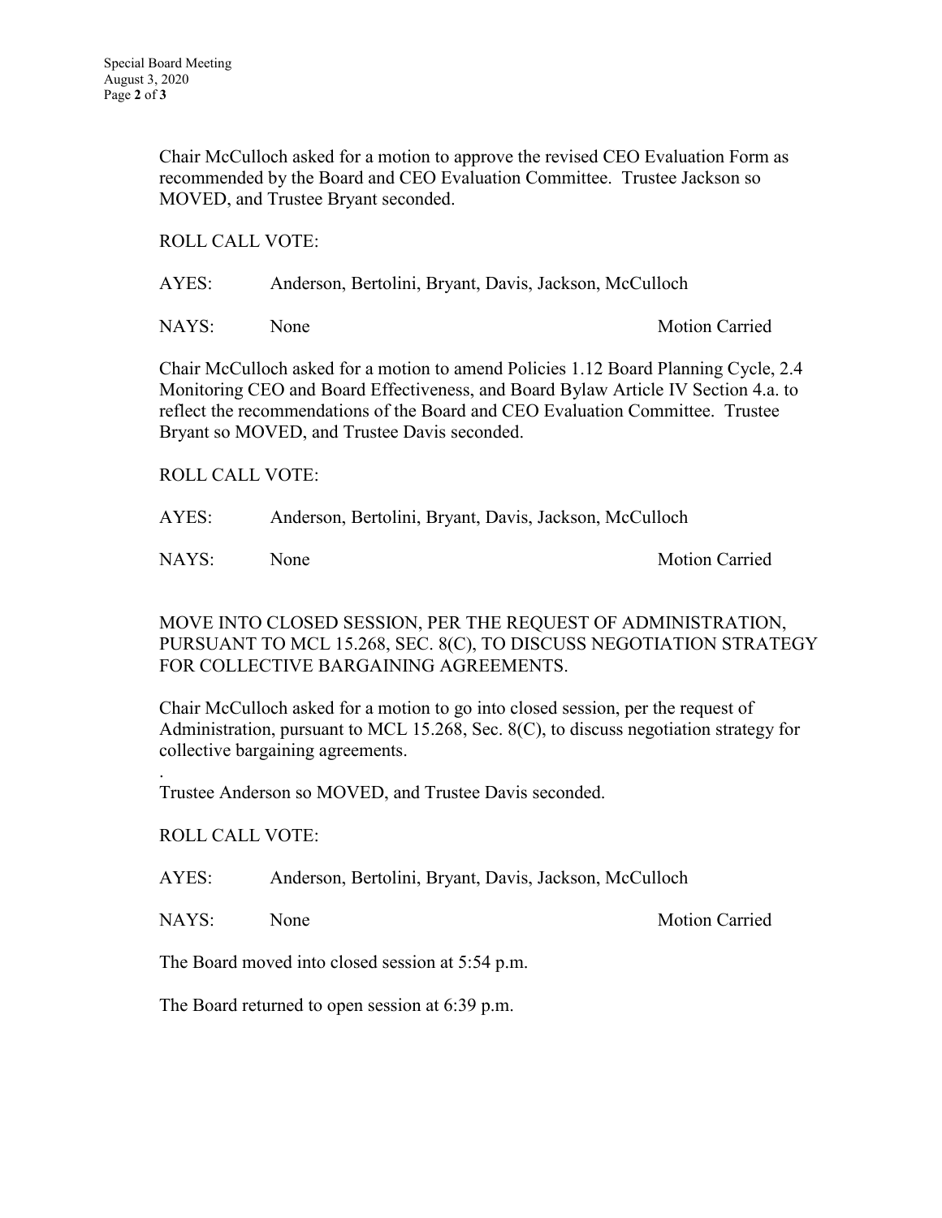Chair McCulloch asked for a motion to approve the revised CEO Evaluation Form as recommended by the Board and CEO Evaluation Committee. Trustee Jackson so MOVED, and Trustee Bryant seconded.

ROLL CALL VOTE:

AYES: Anderson, Bertolini, Bryant, Davis, Jackson, McCulloch

NAYS: None — Motion Carried

Chair McCulloch asked for a motion to amend Policies 1.12 Board Planning Cycle, 2.4 Monitoring CEO and Board Effectiveness, and Board Bylaw Article IV Section 4.a. to reflect the recommendations of the Board and CEO Evaluation Committee. Trustee Bryant so MOVED, and Trustee Davis seconded.

ROLL CALL VOTE:

AYES: Anderson, Bertolini, Bryant, Davis, Jackson, McCulloch

NAYS: None — Motion Carried

MOVE INTO CLOSED SESSION, PER THE REQUEST OF ADMINISTRATION, PURSUANT TO MCL 15.268, SEC. 8(C), TO DISCUSS NEGOTIATION STRATEGY FOR COLLECTIVE BARGAINING AGREEMENTS.

Chair McCulloch asked for a motion to go into closed session, per the request of Administration, pursuant to MCL 15.268, Sec. 8(C), to discuss negotiation strategy for collective bargaining agreements.

.
Trustee Anderson so MOVED, and Trustee Davis seconded.

ROLL CALL VOTE:

AYES: Anderson, Bertolini, Bryant, Davis, Jackson, McCulloch

NAYS: None — Motion Carried

The Board moved into closed session at 5:54 p.m.

The Board returned to open session at 6:39 p.m.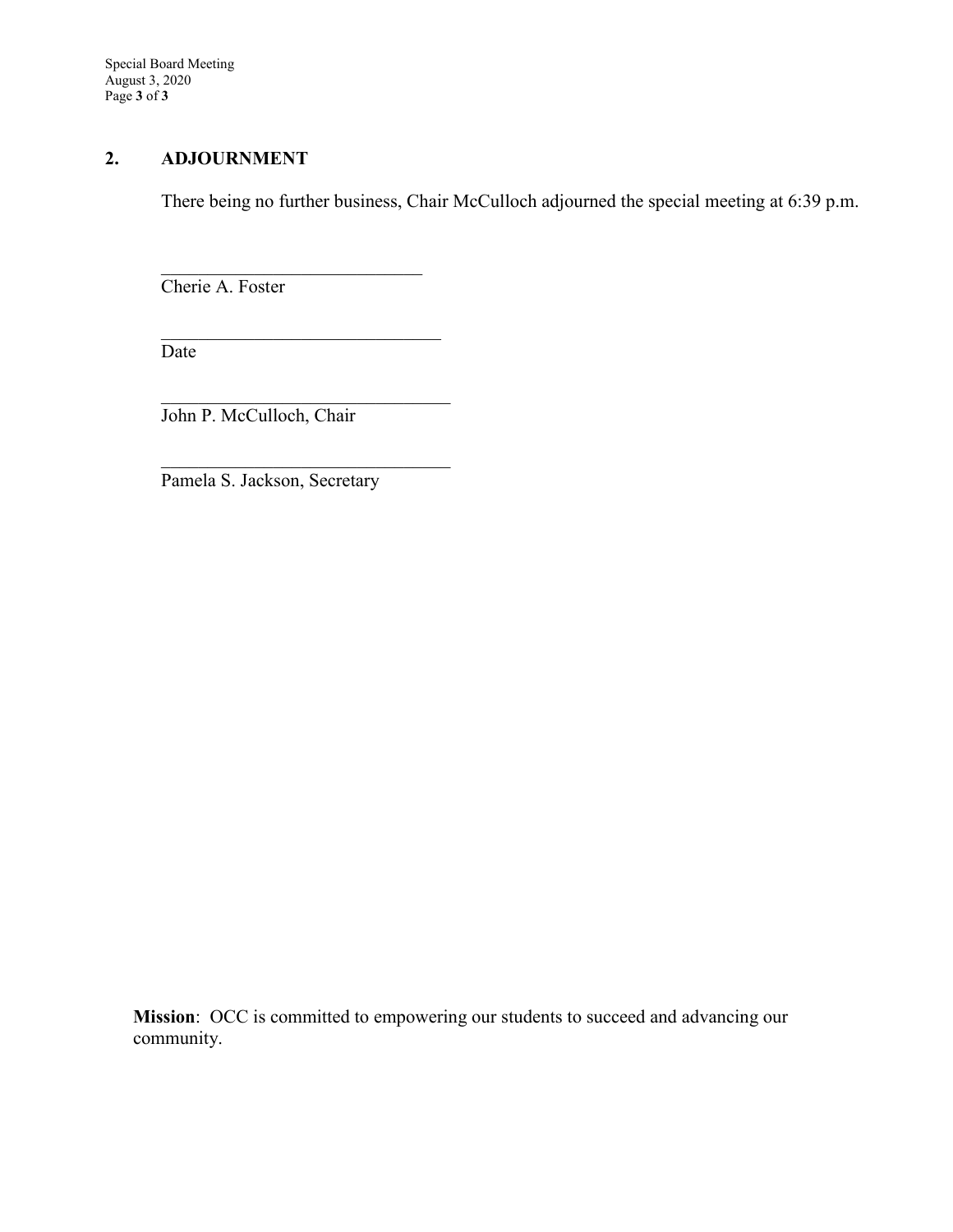## 2. ADJOURNMENT

There being no further business, Chair McCulloch adjourned the special meeting at 6:39 p.m.

\_\_\_\_\_\_\_\_\_\_\_\_\_\_\_\_\_\_\_\_\_\_\_\_\_\_\_\_\_\_
Cherie A. Foster

\_\_\_\_\_\_\_\_\_\_\_\_\_\_\_\_\_\_\_\_\_\_\_\_\_\_\_\_\_\_
Date

\_\_\_\_\_\_\_\_\_\_\_\_\_\_\_\_\_\_\_\_\_\_\_\_\_\_\_\_\_\_
John P. McCulloch, Chair

\_\_\_\_\_\_\_\_\_\_\_\_\_\_\_\_\_\_\_\_\_\_\_\_\_\_\_\_\_\_
Pamela S. Jackson, Secretary

**Mission**: OCC is committed to empowering our students to succeed and advancing our community.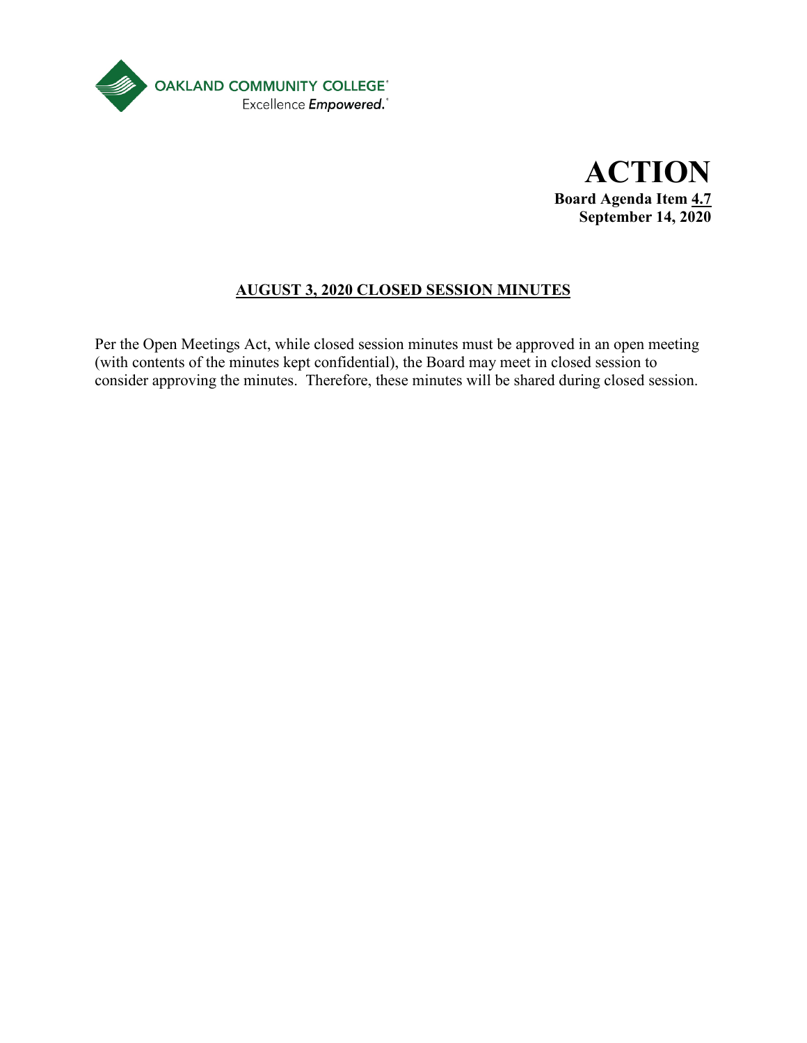OAKLAND COMMUNITY COLLEGE
Excellence *Empowered.*

# ACTION

**Board Agenda Item 4.7**
**September 14, 2020**

## AUGUST 3, 2020 CLOSED SESSION MINUTES

Per the Open Meetings Act, while closed session minutes must be approved in an open meeting (with contents of the minutes kept confidential), the Board may meet in closed session to consider approving the minutes. Therefore, these minutes will be shared during closed session.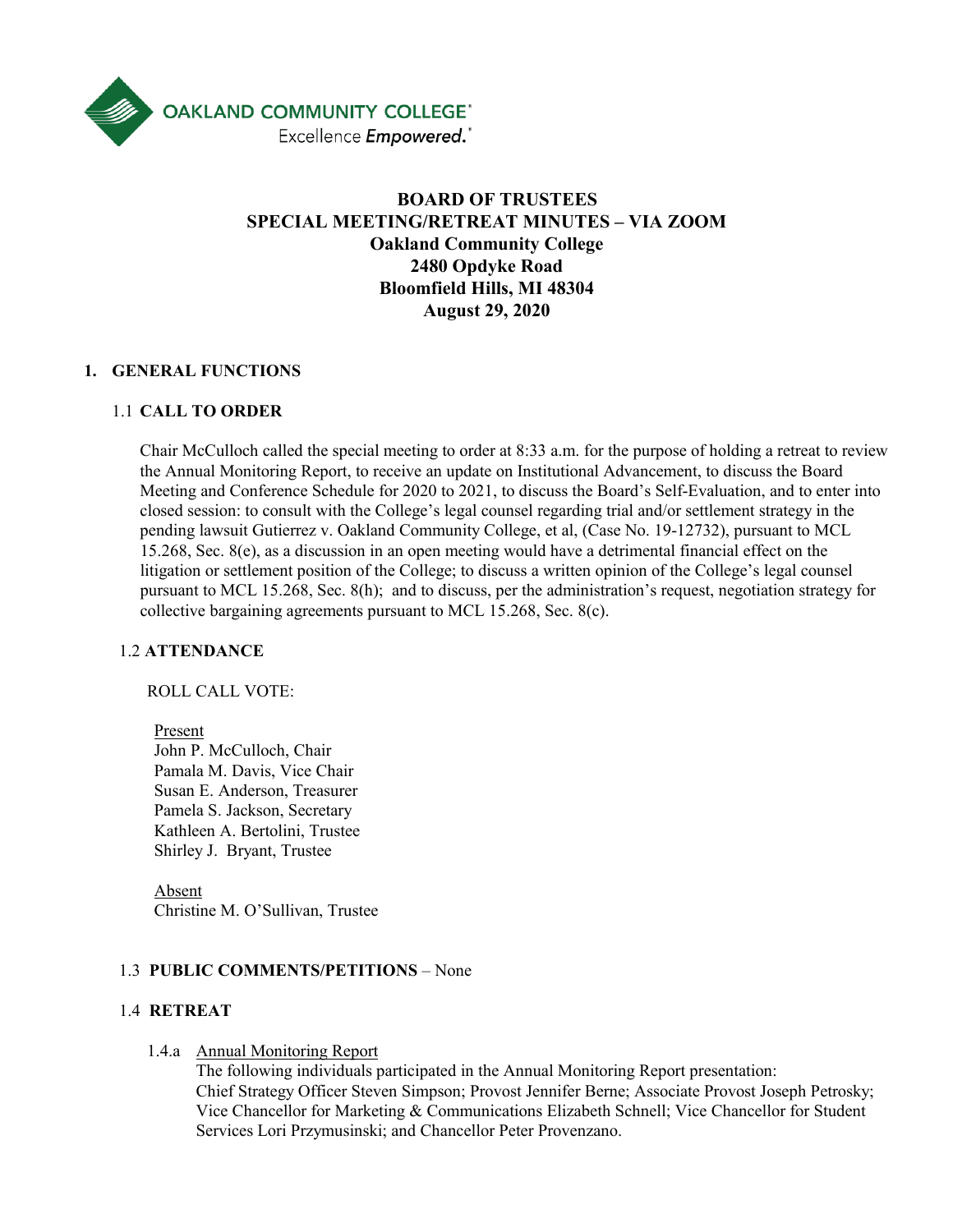OAKLAND COMMUNITY COLLEGE
Excellence *Empowered.*

# BOARD OF TRUSTEES
# SPECIAL MEETING/RETREAT MINUTES – VIA ZOOM
**Oakland Community College**
**2480 Opdyke Road**
**Bloomfield Hills, MI 48304**
**August 29, 2020**

## 1. GENERAL FUNCTIONS

### 1.1 CALL TO ORDER

Chair McCulloch called the special meeting to order at 8:33 a.m. for the purpose of holding a retreat to review the Annual Monitoring Report, to receive an update on Institutional Advancement, to discuss the Board Meeting and Conference Schedule for 2020 to 2021, to discuss the Board's Self-Evaluation, and to enter into closed session: to consult with the College's legal counsel regarding trial and/or settlement strategy in the pending lawsuit Gutierrez v. Oakland Community College, et al, (Case No. 19-12732), pursuant to MCL 15.268, Sec. 8(e), as a discussion in an open meeting would have a detrimental financial effect on the litigation or settlement position of the College; to discuss a written opinion of the College's legal counsel pursuant to MCL 15.268, Sec. 8(h); and to discuss, per the administration's request, negotiation strategy for collective bargaining agreements pursuant to MCL 15.268, Sec. 8(c).

### 1.2 ATTENDANCE

ROLL CALL VOTE:

Present
John P. McCulloch, Chair
Pamala M. Davis, Vice Chair
Susan E. Anderson, Treasurer
Pamela S. Jackson, Secretary
Kathleen A. Bertolini, Trustee
Shirley J. Bryant, Trustee

Absent
Christine M. O'Sullivan, Trustee

### 1.3 PUBLIC COMMENTS/PETITIONS – None

### 1.4 RETREAT

1.4.a Annual Monitoring Report
The following individuals participated in the Annual Monitoring Report presentation: Chief Strategy Officer Steven Simpson; Provost Jennifer Berne; Associate Provost Joseph Petrosky; Vice Chancellor for Marketing & Communications Elizabeth Schnell; Vice Chancellor for Student Services Lori Przymusinski; and Chancellor Peter Provenzano.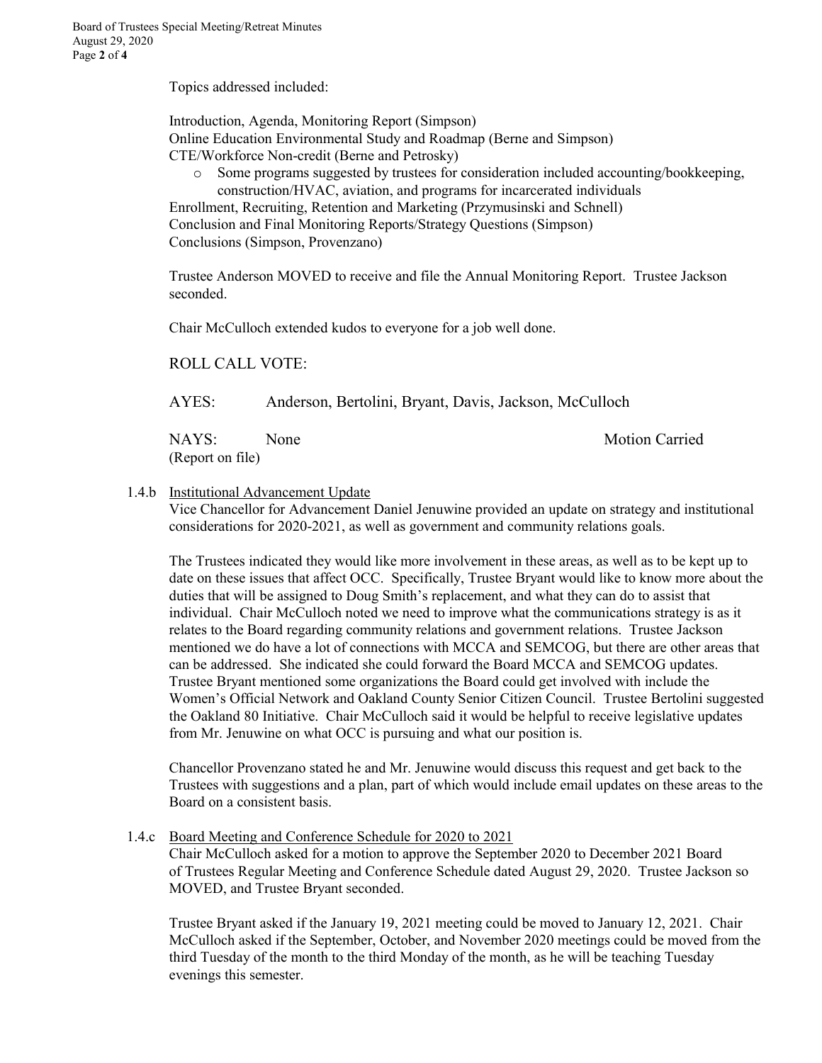Topics addressed included:

Introduction, Agenda, Monitoring Report (Simpson)
Online Education Environmental Study and Roadmap (Berne and Simpson)
CTE/Workforce Non-credit (Berne and Petrosky)

- Some programs suggested by trustees for consideration included accounting/bookkeeping, construction/HVAC, aviation, and programs for incarcerated individuals

Enrollment, Recruiting, Retention and Marketing (Przymusinski and Schnell)
Conclusion and Final Monitoring Reports/Strategy Questions (Simpson)
Conclusions (Simpson, Provenzano)

Trustee Anderson MOVED to receive and file the Annual Monitoring Report. Trustee Jackson seconded.

Chair McCulloch extended kudos to everyone for a job well done.

ROLL CALL VOTE:

AYES: Anderson, Bertolini, Bryant, Davis, Jackson, McCulloch

NAYS: None — Motion Carried

(Report on file)

1.4.b Institutional Advancement Update

Vice Chancellor for Advancement Daniel Jenuwine provided an update on strategy and institutional considerations for 2020-2021, as well as government and community relations goals.

The Trustees indicated they would like more involvement in these areas, as well as to be kept up to date on these issues that affect OCC. Specifically, Trustee Bryant would like to know more about the duties that will be assigned to Doug Smith's replacement, and what they can do to assist that individual. Chair McCulloch noted we need to improve what the communications strategy is as it relates to the Board regarding community relations and government relations. Trustee Jackson mentioned we do have a lot of connections with MCCA and SEMCOG, but there are other areas that can be addressed. She indicated she could forward the Board MCCA and SEMCOG updates. Trustee Bryant mentioned some organizations the Board could get involved with include the Women's Official Network and Oakland County Senior Citizen Council. Trustee Bertolini suggested the Oakland 80 Initiative. Chair McCulloch said it would be helpful to receive legislative updates from Mr. Jenuwine on what OCC is pursuing and what our position is.

Chancellor Provenzano stated he and Mr. Jenuwine would discuss this request and get back to the Trustees with suggestions and a plan, part of which would include email updates on these areas to the Board on a consistent basis.

1.4.c Board Meeting and Conference Schedule for 2020 to 2021

Chair McCulloch asked for a motion to approve the September 2020 to December 2021 Board of Trustees Regular Meeting and Conference Schedule dated August 29, 2020. Trustee Jackson so MOVED, and Trustee Bryant seconded.

Trustee Bryant asked if the January 19, 2021 meeting could be moved to January 12, 2021. Chair McCulloch asked if the September, October, and November 2020 meetings could be moved from the third Tuesday of the month to the third Monday of the month, as he will be teaching Tuesday evenings this semester.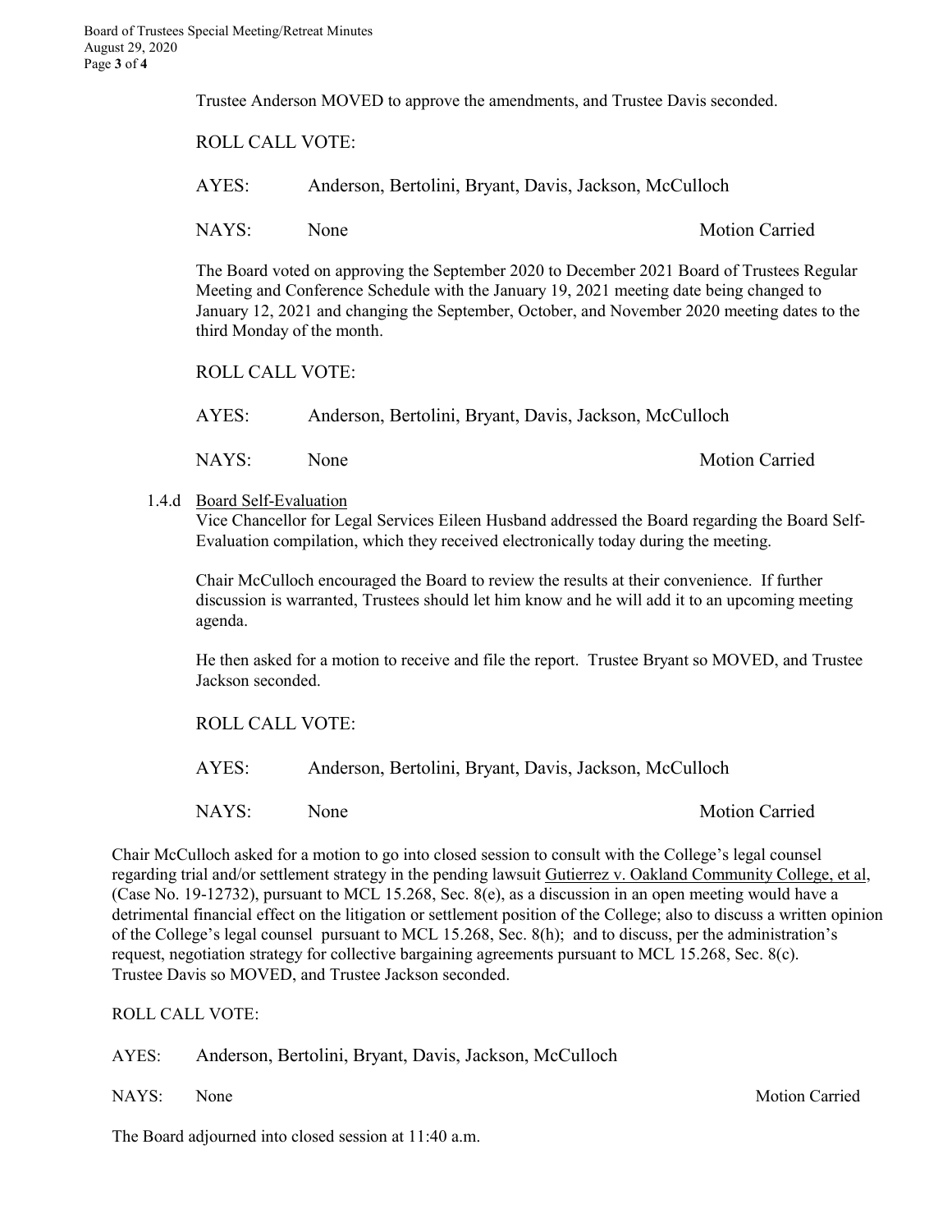Trustee Anderson MOVED to approve the amendments, and Trustee Davis seconded.

ROLL CALL VOTE:

AYES: Anderson, Bertolini, Bryant, Davis, Jackson, McCulloch

NAYS: None Motion Carried

The Board voted on approving the September 2020 to December 2021 Board of Trustees Regular Meeting and Conference Schedule with the January 19, 2021 meeting date being changed to January 12, 2021 and changing the September, October, and November 2020 meeting dates to the third Monday of the month.

ROLL CALL VOTE:

AYES: Anderson, Bertolini, Bryant, Davis, Jackson, McCulloch

NAYS: None Motion Carried

1.4.d Board Self-Evaluation

Vice Chancellor for Legal Services Eileen Husband addressed the Board regarding the Board Self-Evaluation compilation, which they received electronically today during the meeting.

Chair McCulloch encouraged the Board to review the results at their convenience. If further discussion is warranted, Trustees should let him know and he will add it to an upcoming meeting agenda.

He then asked for a motion to receive and file the report. Trustee Bryant so MOVED, and Trustee Jackson seconded.

ROLL CALL VOTE:

AYES: Anderson, Bertolini, Bryant, Davis, Jackson, McCulloch

NAYS: None Motion Carried

Chair McCulloch asked for a motion to go into closed session to consult with the College's legal counsel regarding trial and/or settlement strategy in the pending lawsuit Gutierrez v. Oakland Community College, et al, (Case No. 19-12732), pursuant to MCL 15.268, Sec. 8(e), as a discussion in an open meeting would have a detrimental financial effect on the litigation or settlement position of the College; also to discuss a written opinion of the College's legal counsel pursuant to MCL 15.268, Sec. 8(h); and to discuss, per the administration's request, negotiation strategy for collective bargaining agreements pursuant to MCL 15.268, Sec. 8(c). Trustee Davis so MOVED, and Trustee Jackson seconded.

ROLL CALL VOTE:

AYES: Anderson, Bertolini, Bryant, Davis, Jackson, McCulloch

NAYS: None Motion Carried

The Board adjourned into closed session at 11:40 a.m.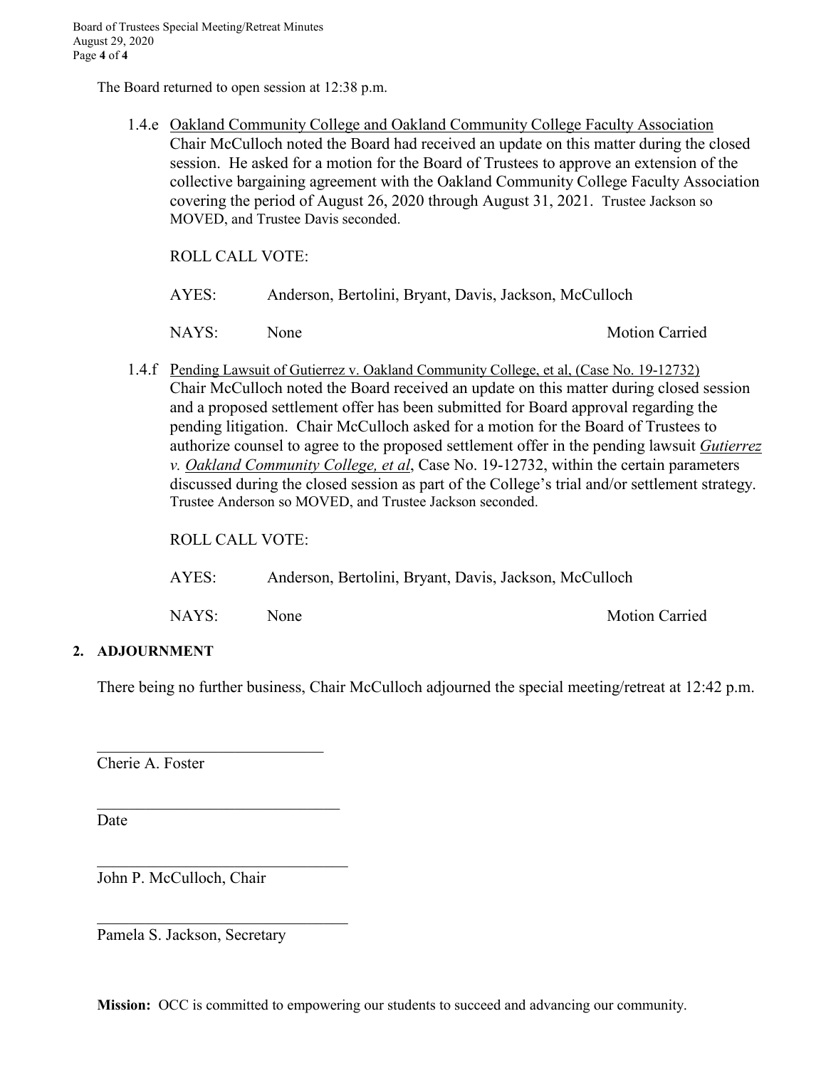The Board returned to open session at 12:38 p.m.

1.4.e <u>Oakland Community College and Oakland Community College Faculty Association</u>
Chair McCulloch noted the Board had received an update on this matter during the closed session. He asked for a motion for the Board of Trustees to approve an extension of the collective bargaining agreement with the Oakland Community College Faculty Association covering the period of August 26, 2020 through August 31, 2021. Trustee Jackson so MOVED, and Trustee Davis seconded.

ROLL CALL VOTE:

AYES: Anderson, Bertolini, Bryant, Davis, Jackson, McCulloch

NAYS: None — Motion Carried

1.4.f <u>Pending Lawsuit of Gutierrez v. Oakland Community College, et al, (Case No. 19-12732)</u>
Chair McCulloch noted the Board received an update on this matter during closed session and a proposed settlement offer has been submitted for Board approval regarding the pending litigation. Chair McCulloch asked for a motion for the Board of Trustees to authorize counsel to agree to the proposed settlement offer in the pending lawsuit *<u>Gutierrez v. Oakland Community College, et al</u>*, Case No. 19-12732, within the certain parameters discussed during the closed session as part of the College's trial and/or settlement strategy. Trustee Anderson so MOVED, and Trustee Jackson seconded.

ROLL CALL VOTE:

AYES: Anderson, Bertolini, Bryant, Davis, Jackson, McCulloch

NAYS: None — Motion Carried

## 2. ADJOURNMENT

There being no further business, Chair McCulloch adjourned the special meeting/retreat at 12:42 p.m.

______________________________
Cherie A. Foster

______________________________
Date

______________________________
John P. McCulloch, Chair

______________________________
Pamela S. Jackson, Secretary

**Mission:** OCC is committed to empowering our students to succeed and advancing our community.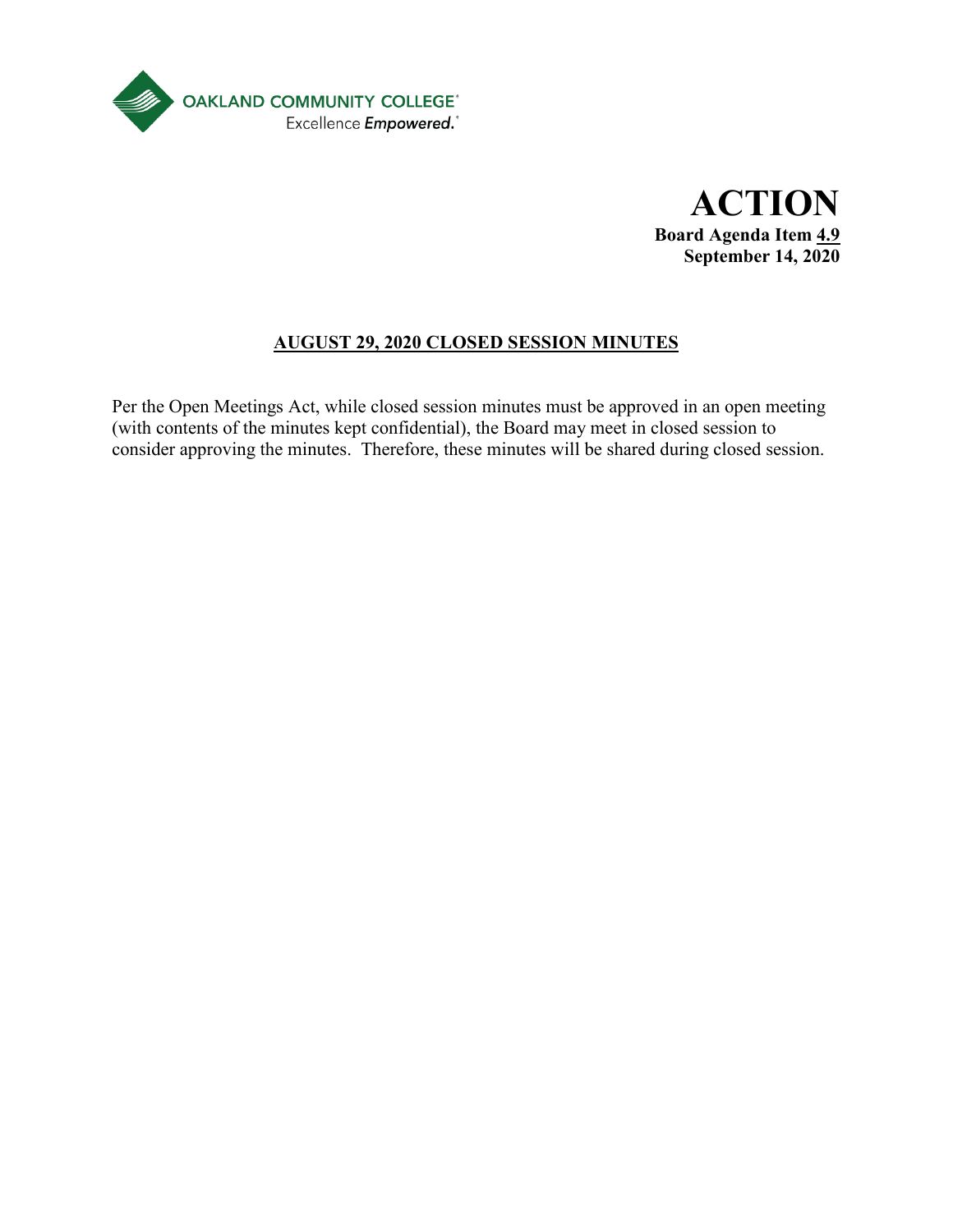OAKLAND COMMUNITY COLLEGE
Excellence *Empowered.*

# ACTION

**Board Agenda Item 4.9**
**September 14, 2020**

## AUGUST 29, 2020 CLOSED SESSION MINUTES

Per the Open Meetings Act, while closed session minutes must be approved in an open meeting (with contents of the minutes kept confidential), the Board may meet in closed session to consider approving the minutes. Therefore, these minutes will be shared during closed session.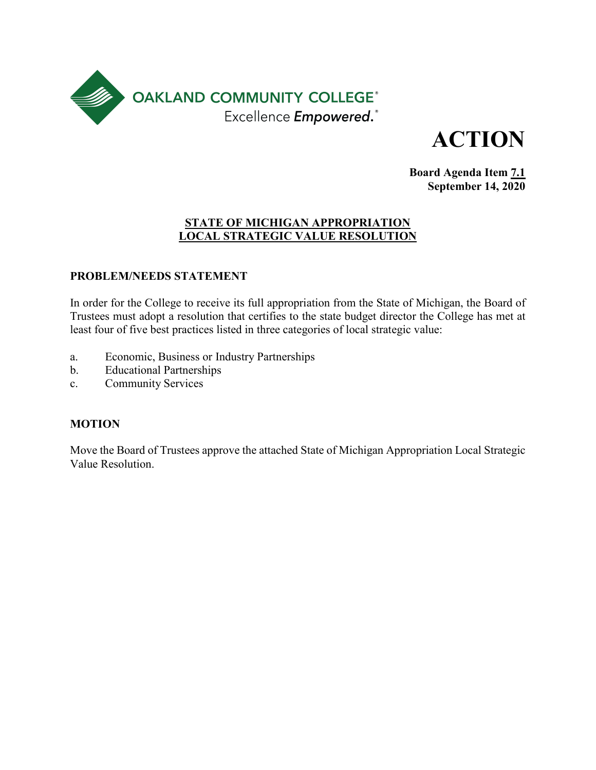OAKLAND COMMUNITY COLLEGE
Excellence *Empowered.*

# ACTION

**Board Agenda Item 7.1**
**September 14, 2020**

## STATE OF MICHIGAN APPROPRIATION LOCAL STRATEGIC VALUE RESOLUTION

### PROBLEM/NEEDS STATEMENT

In order for the College to receive its full appropriation from the State of Michigan, the Board of Trustees must adopt a resolution that certifies to the state budget director the College has met at least four of five best practices listed in three categories of local strategic value:

a. Economic, Business or Industry Partnerships
b. Educational Partnerships
c. Community Services

### MOTION

Move the Board of Trustees approve the attached State of Michigan Appropriation Local Strategic Value Resolution.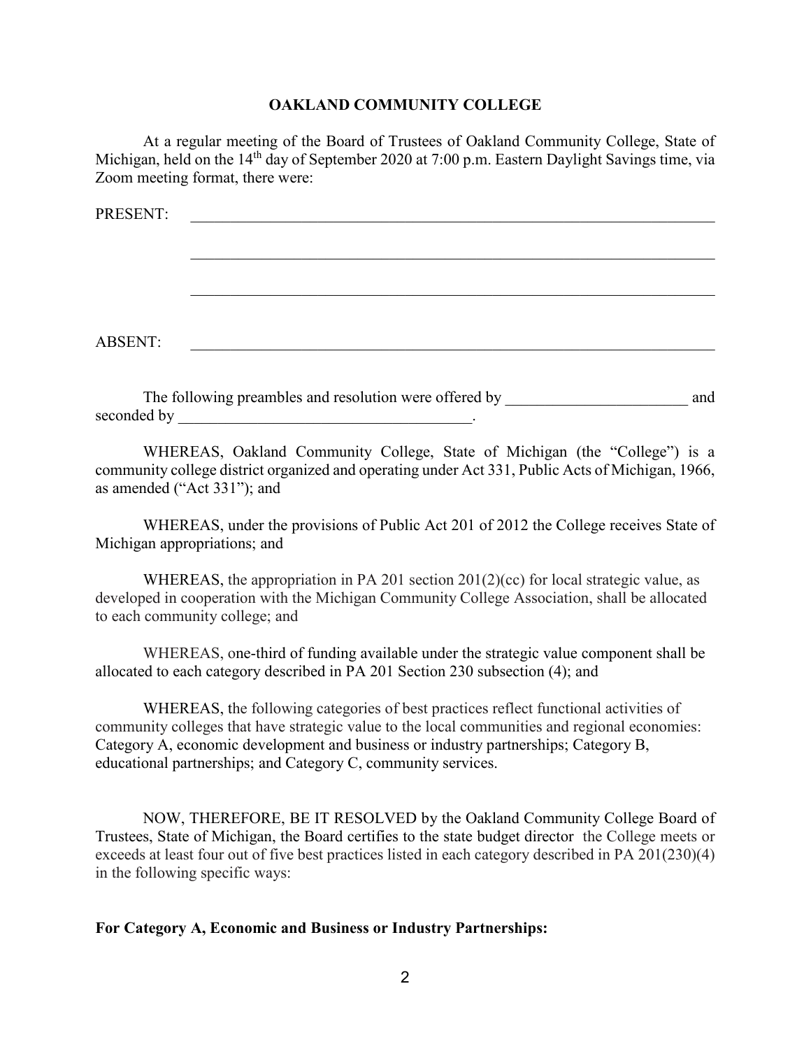**OAKLAND COMMUNITY COLLEGE**

At a regular meeting of the Board of Trustees of Oakland Community College, State of Michigan, held on the 14th day of September 2020 at 7:00 p.m. Eastern Daylight Savings time, via Zoom meeting format, there were:

PRESENT: ______________________________________________________________________

______________________________________________________________________

______________________________________________________________________

ABSENT: ______________________________________________________________________

The following preambles and resolution were offered by ______________________ and seconded by ____________________________________.

WHEREAS, Oakland Community College, State of Michigan (the "College") is a community college district organized and operating under Act 331, Public Acts of Michigan, 1966, as amended ("Act 331"); and

WHEREAS, under the provisions of Public Act 201 of 2012 the College receives State of Michigan appropriations; and

WHEREAS, the appropriation in PA 201 section 201(2)(cc) for local strategic value, as developed in cooperation with the Michigan Community College Association, shall be allocated to each community college; and

WHEREAS, one-third of funding available under the strategic value component shall be allocated to each category described in PA 201 Section 230 subsection (4); and

WHEREAS, the following categories of best practices reflect functional activities of community colleges that have strategic value to the local communities and regional economies: Category A, economic development and business or industry partnerships; Category B, educational partnerships; and Category C, community services.

NOW, THEREFORE, BE IT RESOLVED by the Oakland Community College Board of Trustees, State of Michigan, the Board certifies to the state budget director the College meets or exceeds at least four out of five best practices listed in each category described in PA 201(230)(4) in the following specific ways:

**For Category A, Economic and Business or Industry Partnerships:**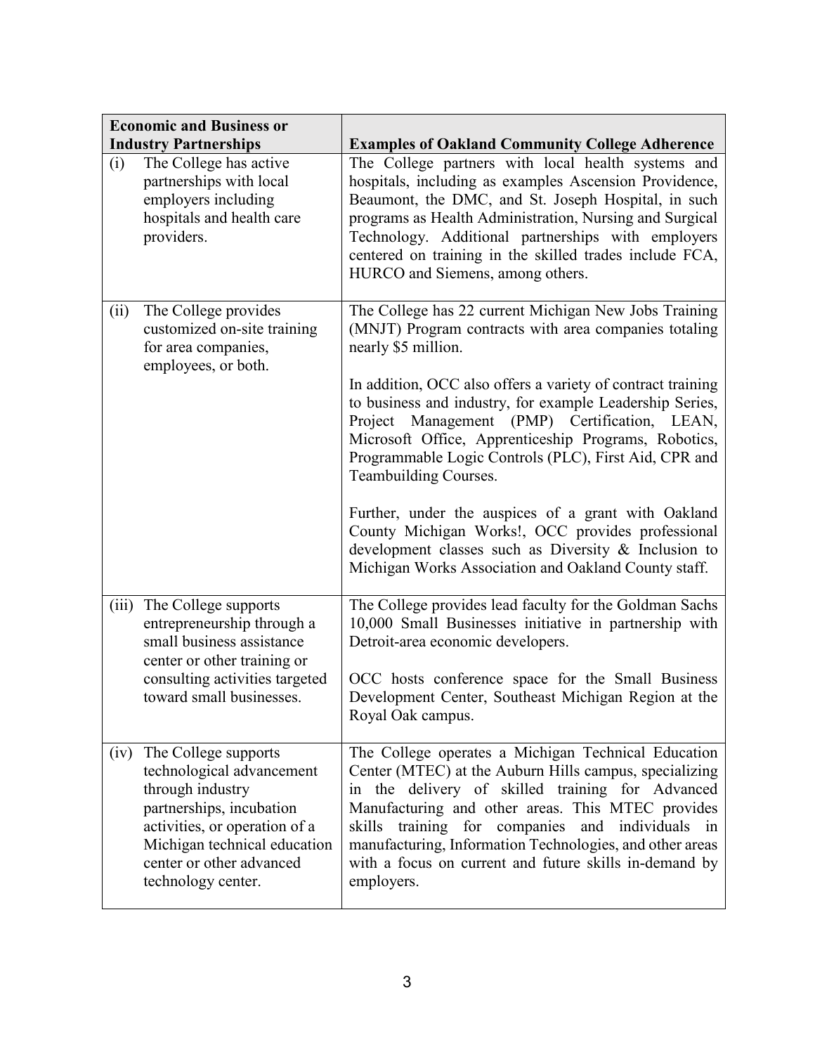| Economic and Business or Industry Partnerships | Examples of Oakland Community College Adherence |
|---|---|
| (i) The College has active partnerships with local employers including hospitals and health care providers. | The College partners with local health systems and hospitals, including as examples Ascension Providence, Beaumont, the DMC, and St. Joseph Hospital, in such programs as Health Administration, Nursing and Surgical Technology. Additional partnerships with employers centered on training in the skilled trades include FCA, HURCO and Siemens, among others. |
| (ii) The College provides customized on-site training for area companies, employees, or both. | The College has 22 current Michigan New Jobs Training (MNJT) Program contracts with area companies totaling nearly $5 million.<br><br>In addition, OCC also offers a variety of contract training to business and industry, for example Leadership Series, Project Management (PMP) Certification, LEAN, Microsoft Office, Apprenticeship Programs, Robotics, Programmable Logic Controls (PLC), First Aid, CPR and Teambuilding Courses.<br><br>Further, under the auspices of a grant with Oakland County Michigan Works!, OCC provides professional development classes such as Diversity & Inclusion to Michigan Works Association and Oakland County staff. |
| (iii) The College supports entrepreneurship through a small business assistance center or other training or consulting activities targeted toward small businesses. | The College provides lead faculty for the Goldman Sachs 10,000 Small Businesses initiative in partnership with Detroit-area economic developers.<br><br>OCC hosts conference space for the Small Business Development Center, Southeast Michigan Region at the Royal Oak campus. |
| (iv) The College supports technological advancement through industry partnerships, incubation activities, or operation of a Michigan technical education center or other advanced technology center. | The College operates a Michigan Technical Education Center (MTEC) at the Auburn Hills campus, specializing in the delivery of skilled training for Advanced Manufacturing and other areas. This MTEC provides skills training for companies and individuals in manufacturing, Information Technologies, and other areas with a focus on current and future skills in-demand by employers. |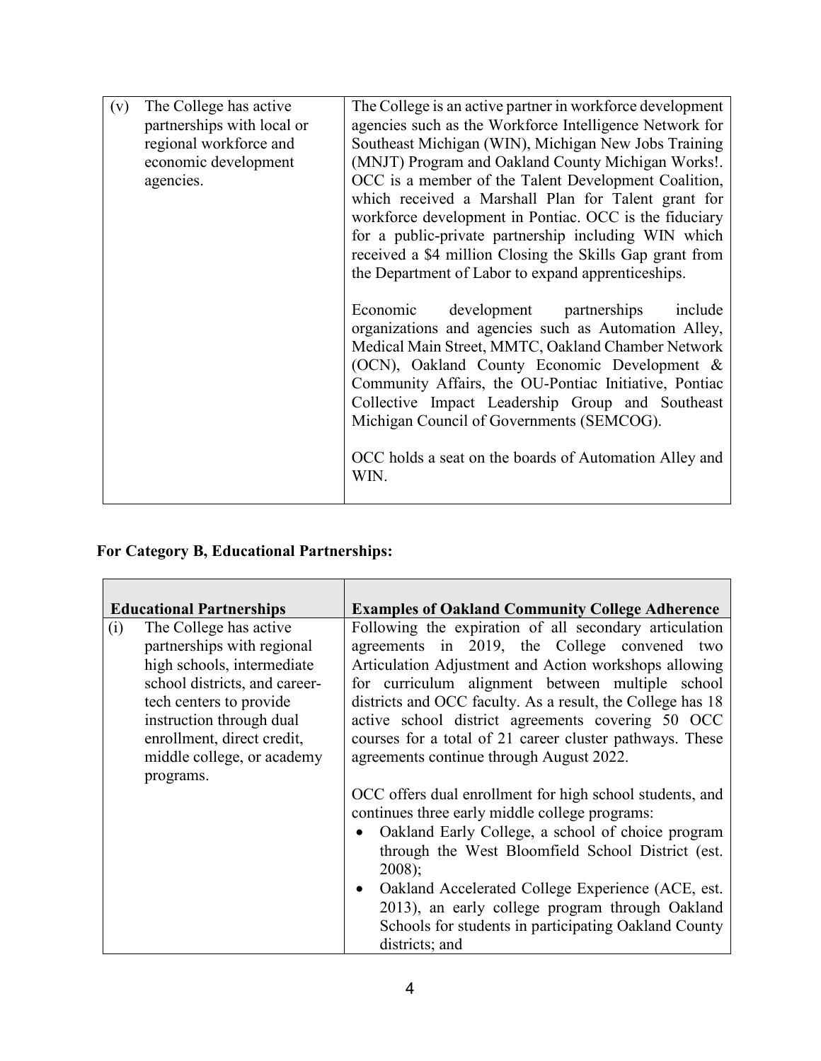| | |
|---|---|
| (v) The College has active partnerships with local or regional workforce and economic development agencies. | The College is an active partner in workforce development agencies such as the Workforce Intelligence Network for Southeast Michigan (WIN), Michigan New Jobs Training (MNJT) Program and Oakland County Michigan Works!. OCC is a member of the Talent Development Coalition, which received a Marshall Plan for Talent grant for workforce development in Pontiac. OCC is the fiduciary for a public-private partnership including WIN which received a $4 million Closing the Skills Gap grant from the Department of Labor to expand apprenticeships.<br><br>Economic development partnerships include organizations and agencies such as Automation Alley, Medical Main Street, MMTC, Oakland Chamber Network (OCN), Oakland County Economic Development & Community Affairs, the OU-Pontiac Initiative, Pontiac Collective Impact Leadership Group and Southeast Michigan Council of Governments (SEMCOG).<br><br>OCC holds a seat on the boards of Automation Alley and WIN. |

**For Category B, Educational Partnerships:**

| Educational Partnerships | Examples of Oakland Community College Adherence |
|---|---|
| (i) The College has active partnerships with regional high schools, intermediate school districts, and career-tech centers to provide instruction through dual enrollment, direct credit, middle college, or academy programs. | Following the expiration of all secondary articulation agreements in 2019, the College convened two Articulation Adjustment and Action workshops allowing for curriculum alignment between multiple school districts and OCC faculty. As a result, the College has 18 active school district agreements covering 50 OCC courses for a total of 21 career cluster pathways. These agreements continue through August 2022.<br><br>OCC offers dual enrollment for high school students, and continues three early middle college programs:<br>• Oakland Early College, a school of choice program through the West Bloomfield School District (est. 2008);<br>• Oakland Accelerated College Experience (ACE, est. 2013), an early college program through Oakland Schools for students in participating Oakland County districts; and |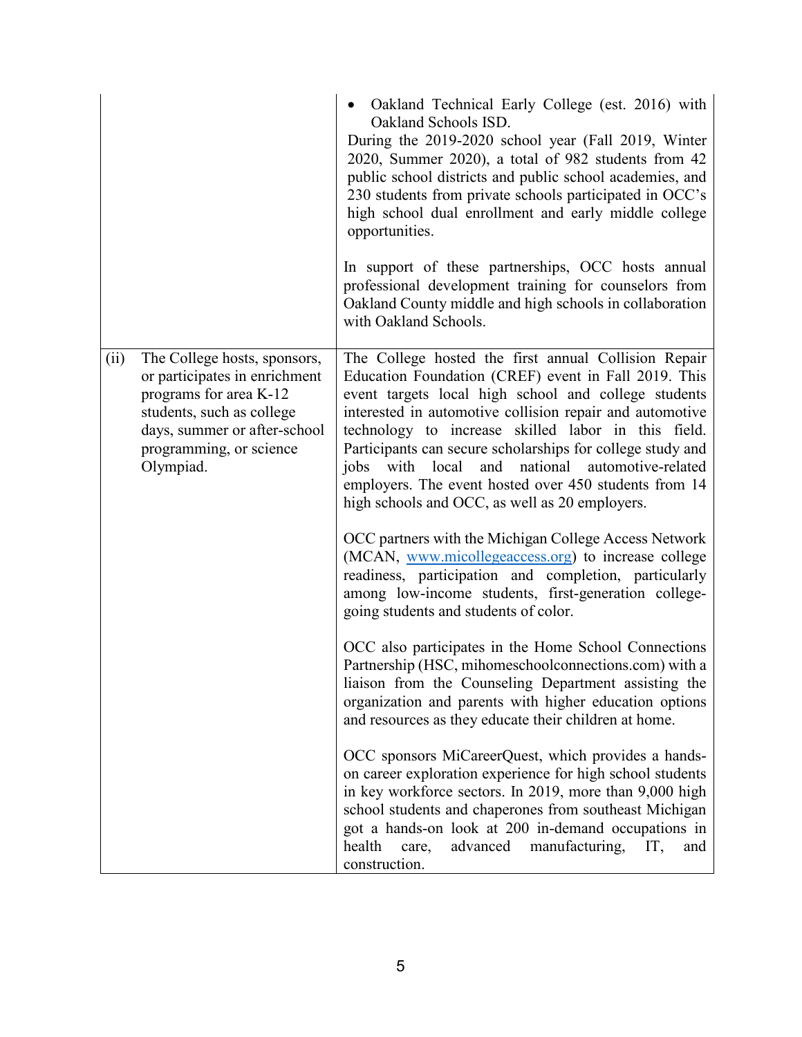| | |
|---|---|
| | • Oakland Technical Early College (est. 2016) with Oakland Schools ISD.<br>During the 2019-2020 school year (Fall 2019, Winter 2020, Summer 2020), a total of 982 students from 42 public school districts and public school academies, and 230 students from private schools participated in OCC's high school dual enrollment and early middle college opportunities.<br><br>In support of these partnerships, OCC hosts annual professional development training for counselors from Oakland County middle and high schools in collaboration with Oakland Schools. |
| (ii) The College hosts, sponsors, or participates in enrichment programs for area K-12 students, such as college days, summer or after-school programming, or science Olympiad. | The College hosted the first annual Collision Repair Education Foundation (CREF) event in Fall 2019. This event targets local high school and college students interested in automotive collision repair and automotive technology to increase skilled labor in this field. Participants can secure scholarships for college study and jobs with local and national automotive-related employers. The event hosted over 450 students from 14 high schools and OCC, as well as 20 employers.<br><br>OCC partners with the Michigan College Access Network (MCAN, [www.micollegeaccess.org](www.micollegeaccess.org)) to increase college readiness, participation and completion, particularly among low-income students, first-generation college-going students and students of color.<br><br>OCC also participates in the Home School Connections Partnership (HSC, mihomeschoolconnections.com) with a liaison from the Counseling Department assisting the organization and parents with higher education options and resources as they educate their children at home.<br><br>OCC sponsors MiCareerQuest, which provides a hands-on career exploration experience for high school students in key workforce sectors. In 2019, more than 9,000 high school students and chaperones from southeast Michigan got a hands-on look at 200 in-demand occupations in health care, advanced manufacturing, IT, and construction. |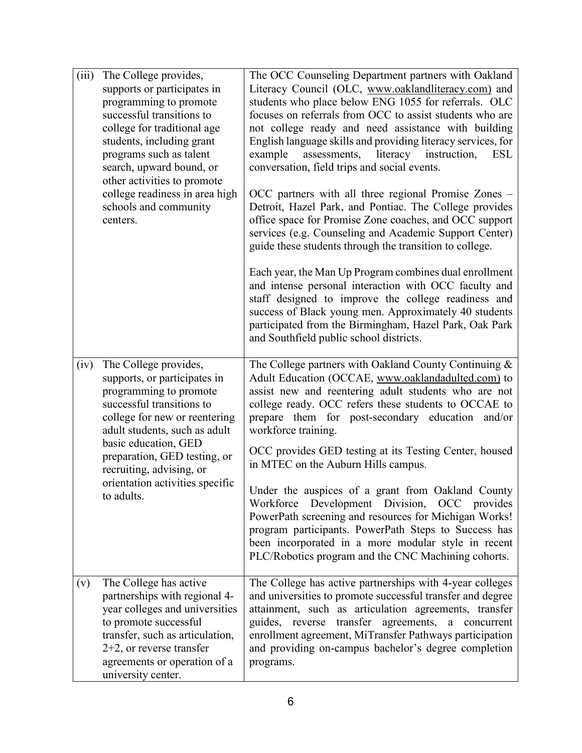| | | |
|---|---|---|
| (iii) | The College provides, supports or participates in programming to promote successful transitions to college for traditional age students, including grant programs such as talent search, upward bound, or other activities to promote college readiness in area high schools and community centers. | The OCC Counseling Department partners with Oakland Literacy Council (OLC, www.oaklandliteracy.com) and students who place below ENG 1055 for referrals. OLC focuses on referrals from OCC to assist students who are not college ready and need assistance with building English language skills and providing literacy services, for example assessments, literacy instruction, ESL conversation, field trips and social events.<br><br>OCC partners with all three regional Promise Zones – Detroit, Hazel Park, and Pontiac. The College provides office space for Promise Zone coaches, and OCC support services (e.g. Counseling and Academic Support Center) guide these students through the transition to college.<br><br>Each year, the Man Up Program combines dual enrollment and intense personal interaction with OCC faculty and staff designed to improve the college readiness and success of Black young men. Approximately 40 students participated from the Birmingham, Hazel Park, Oak Park and Southfield public school districts. |
| (iv) | The College provides, supports, or participates in programming to promote successful transitions to college for new or reentering adult students, such as adult basic education, GED preparation, GED testing, or recruiting, advising, or orientation activities specific to adults. | The College partners with Oakland County Continuing & Adult Education (OCCAE, www.oaklandadulted.com) to assist new and reentering adult students who are not college ready. OCC refers these students to OCCAE to prepare them for post-secondary education and/or workforce training.<br><br>OCC provides GED testing at its Testing Center, housed in MTEC on the Auburn Hills campus.<br><br>Under the auspices of a grant from Oakland County Workforce Development Division, OCC provides PowerPath screening and resources for Michigan Works! program participants. PowerPath Steps to Success has been incorporated in a more modular style in recent PLC/Robotics program and the CNC Machining cohorts. |
| (v) | The College has active partnerships with regional 4-year colleges and universities to promote successful transfer, such as articulation, 2+2, or reverse transfer agreements or operation of a university center. | The College has active partnerships with 4-year colleges and universities to promote successful transfer and degree attainment, such as articulation agreements, transfer guides, reverse transfer agreements, a concurrent enrollment agreement, MiTransfer Pathways participation and providing on-campus bachelor's degree completion programs. |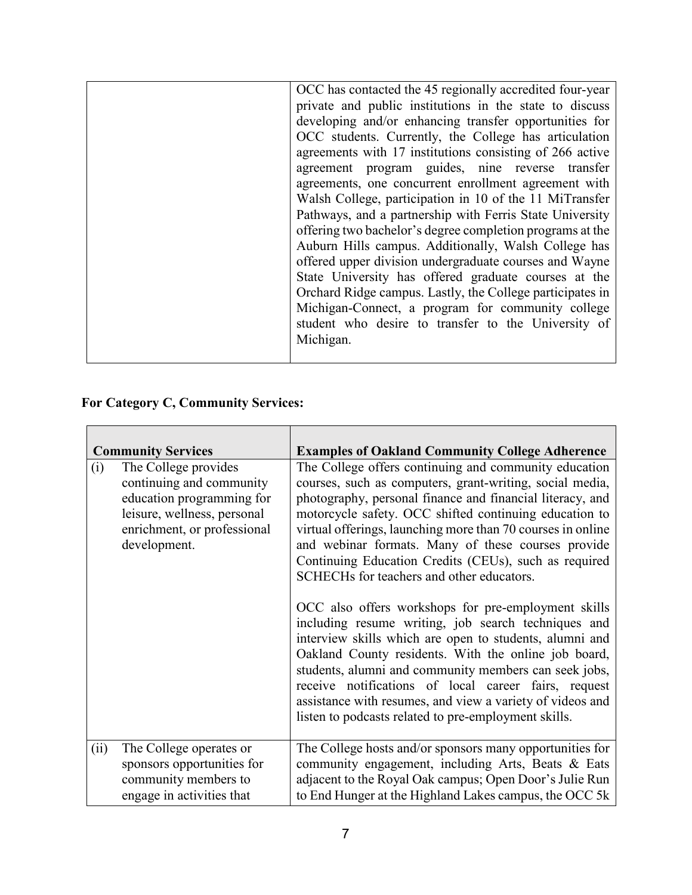| | |
|---|---|
| | OCC has contacted the 45 regionally accredited four-year private and public institutions in the state to discuss developing and/or enhancing transfer opportunities for OCC students. Currently, the College has articulation agreements with 17 institutions consisting of 266 active agreement program guides, nine reverse transfer agreements, one concurrent enrollment agreement with Walsh College, participation in 10 of the 11 MiTransfer Pathways, and a partnership with Ferris State University offering two bachelor's degree completion programs at the Auburn Hills campus. Additionally, Walsh College has offered upper division undergraduate courses and Wayne State University has offered graduate courses at the Orchard Ridge campus. Lastly, the College participates in Michigan-Connect, a program for community college student who desire to transfer to the University of Michigan. |

**For Category C, Community Services:**

| Community Services | Examples of Oakland Community College Adherence |
|---|---|
| (i) The College provides continuing and community education programming for leisure, wellness, personal enrichment, or professional development. | The College offers continuing and community education courses, such as computers, grant-writing, social media, photography, personal finance and financial literacy, and motorcycle safety. OCC shifted continuing education to virtual offerings, launching more than 70 courses in online and webinar formats. Many of these courses provide Continuing Education Credits (CEUs), such as required SCHECHs for teachers and other educators.<br><br>OCC also offers workshops for pre-employment skills including resume writing, job search techniques and interview skills which are open to students, alumni and Oakland County residents. With the online job board, students, alumni and community members can seek jobs, receive notifications of local career fairs, request assistance with resumes, and view a variety of videos and listen to podcasts related to pre-employment skills. |
| (ii) The College operates or sponsors opportunities for community members to engage in activities that | The College hosts and/or sponsors many opportunities for community engagement, including Arts, Beats & Eats adjacent to the Royal Oak campus; Open Door's Julie Run to End Hunger at the Highland Lakes campus, the OCC 5k |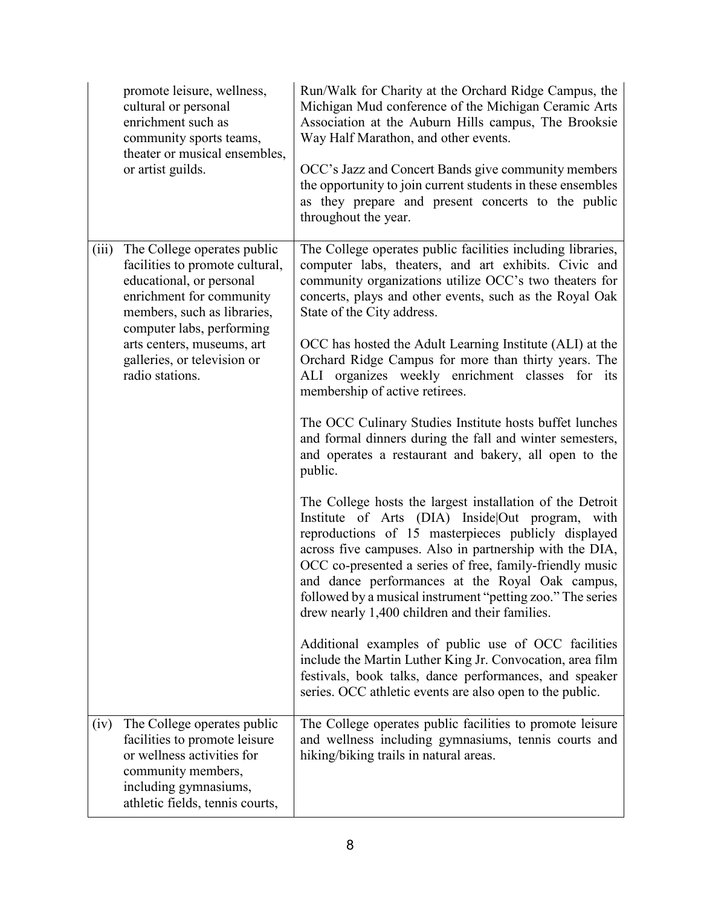| | |
|---|---|
| promote leisure, wellness, cultural or personal enrichment such as community sports teams, theater or musical ensembles, or artist guilds. | Run/Walk for Charity at the Orchard Ridge Campus, the Michigan Mud conference of the Michigan Ceramic Arts Association at the Auburn Hills campus, The Brooksie Way Half Marathon, and other events.<br><br>OCC's Jazz and Concert Bands give community members the opportunity to join current students in these ensembles as they prepare and present concerts to the public throughout the year. |
| (iii) The College operates public facilities to promote cultural, educational, or personal enrichment for community members, such as libraries, computer labs, performing arts centers, museums, art galleries, or television or radio stations. | The College operates public facilities including libraries, computer labs, theaters, and art exhibits. Civic and community organizations utilize OCC's two theaters for concerts, plays and other events, such as the Royal Oak State of the City address.<br><br>OCC has hosted the Adult Learning Institute (ALI) at the Orchard Ridge Campus for more than thirty years. The ALI organizes weekly enrichment classes for its membership of active retirees.<br><br>The OCC Culinary Studies Institute hosts buffet lunches and formal dinners during the fall and winter semesters, and operates a restaurant and bakery, all open to the public.<br><br>The College hosts the largest installation of the Detroit Institute of Arts (DIA) Inside\|Out program, with reproductions of 15 masterpieces publicly displayed across five campuses. Also in partnership with the DIA, OCC co-presented a series of free, family-friendly music and dance performances at the Royal Oak campus, followed by a musical instrument "petting zoo." The series drew nearly 1,400 children and their families.<br><br>Additional examples of public use of OCC facilities include the Martin Luther King Jr. Convocation, area film festivals, book talks, dance performances, and speaker series. OCC athletic events are also open to the public. |
| (iv) The College operates public facilities to promote leisure or wellness activities for community members, including gymnasiums, athletic fields, tennis courts, | The College operates public facilities to promote leisure and wellness including gymnasiums, tennis courts and hiking/biking trails in natural areas. |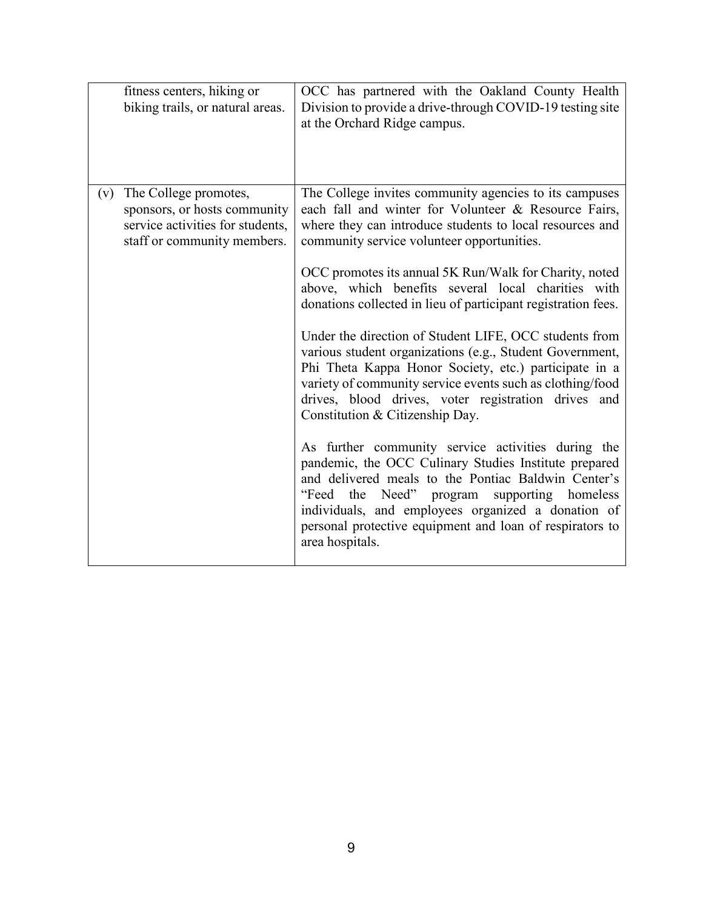| | |
|---|---|
| fitness centers, hiking or biking trails, or natural areas. | OCC has partnered with the Oakland County Health Division to provide a drive-through COVID-19 testing site at the Orchard Ridge campus. |
| (v) The College promotes, sponsors, or hosts community service activities for students, staff or community members. | The College invites community agencies to its campuses each fall and winter for Volunteer & Resource Fairs, where they can introduce students to local resources and community service volunteer opportunities.<br><br>OCC promotes its annual 5K Run/Walk for Charity, noted above, which benefits several local charities with donations collected in lieu of participant registration fees.<br><br>Under the direction of Student LIFE, OCC students from various student organizations (e.g., Student Government, Phi Theta Kappa Honor Society, etc.) participate in a variety of community service events such as clothing/food drives, blood drives, voter registration drives and Constitution & Citizenship Day.<br><br>As further community service activities during the pandemic, the OCC Culinary Studies Institute prepared and delivered meals to the Pontiac Baldwin Center's "Feed the Need" program supporting homeless individuals, and employees organized a donation of personal protective equipment and loan of respirators to area hospitals. |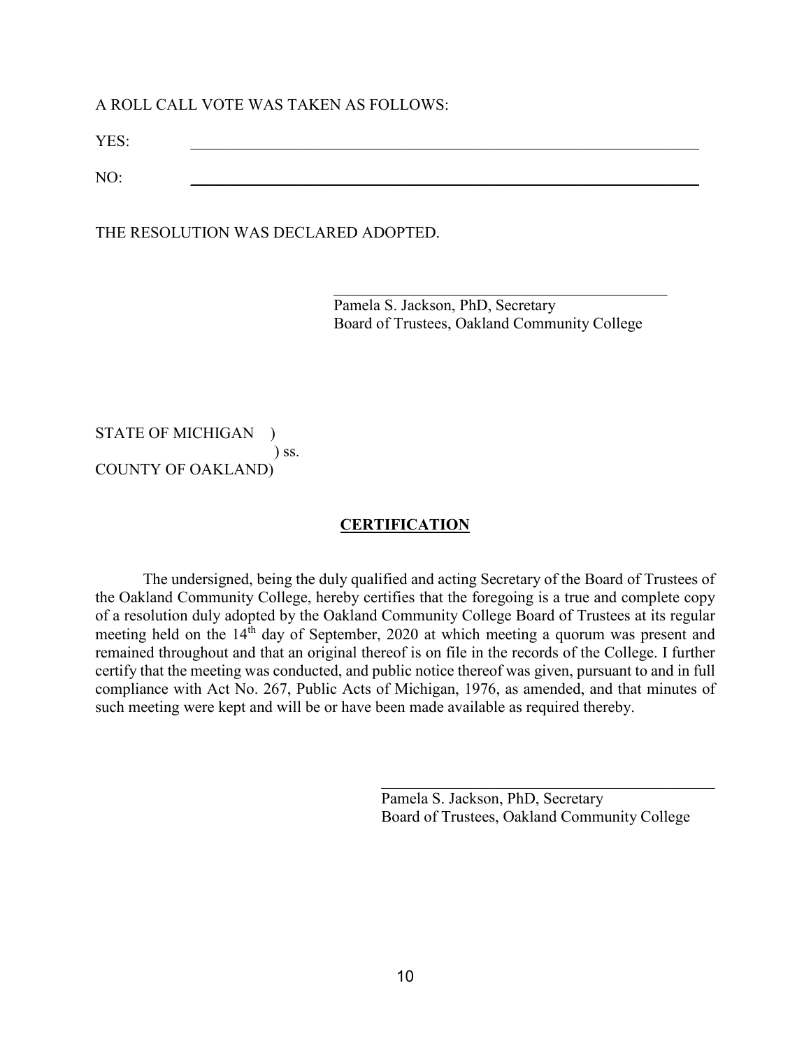A ROLL CALL VOTE WAS TAKEN AS FOLLOWS:

YES: \_\_\_\_\_\_\_\_\_\_\_\_\_\_\_\_\_\_\_\_\_\_\_\_\_\_\_\_\_\_\_\_\_\_\_\_\_\_\_\_\_\_\_\_\_\_\_\_\_\_\_\_\_\_\_\_\_\_\_\_

NO: \_\_\_\_\_\_\_\_\_\_\_\_\_\_\_\_\_\_\_\_\_\_\_\_\_\_\_\_\_\_\_\_\_\_\_\_\_\_\_\_\_\_\_\_\_\_\_\_\_\_\_\_\_\_\_\_\_\_\_\_

THE RESOLUTION WAS DECLARED ADOPTED.

\_\_\_\_\_\_\_\_\_\_\_\_\_\_\_\_\_\_\_\_\_\_\_\_\_\_\_\_\_\_\_\_\_\_\_\_\_\_\_\_\_\_
Pamela S. Jackson, PhD, Secretary
Board of Trustees, Oakland Community College

STATE OF MICHIGAN )
) ss.
COUNTY OF OAKLAND)

## CERTIFICATION

The undersigned, being the duly qualified and acting Secretary of the Board of Trustees of the Oakland Community College, hereby certifies that the foregoing is a true and complete copy of a resolution duly adopted by the Oakland Community College Board of Trustees at its regular meeting held on the 14th day of September, 2020 at which meeting a quorum was present and remained throughout and that an original thereof is on file in the records of the College. I further certify that the meeting was conducted, and public notice thereof was given, pursuant to and in full compliance with Act No. 267, Public Acts of Michigan, 1976, as amended, and that minutes of such meeting were kept and will be or have been made available as required thereby.

\_\_\_\_\_\_\_\_\_\_\_\_\_\_\_\_\_\_\_\_\_\_\_\_\_\_\_\_\_\_\_\_\_\_\_\_\_\_\_\_\_\_
Pamela S. Jackson, PhD, Secretary
Board of Trustees, Oakland Community College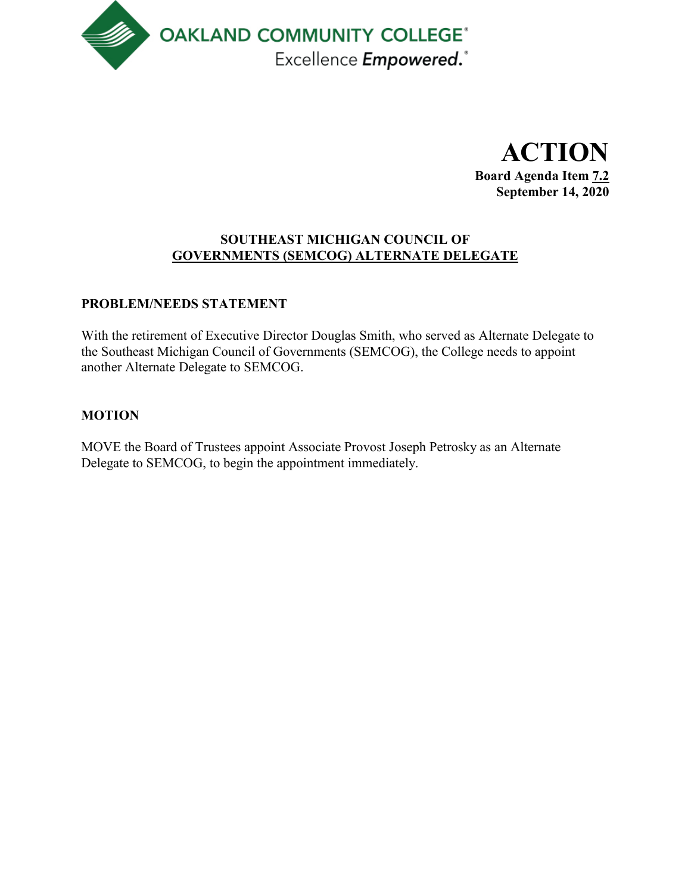OAKLAND COMMUNITY COLLEGE
Excellence *Empowered.*

# ACTION

**Board Agenda Item 7.2**
**September 14, 2020**

## SOUTHEAST MICHIGAN COUNCIL OF GOVERNMENTS (SEMCOG) ALTERNATE DELEGATE

### PROBLEM/NEEDS STATEMENT

With the retirement of Executive Director Douglas Smith, who served as Alternate Delegate to the Southeast Michigan Council of Governments (SEMCOG), the College needs to appoint another Alternate Delegate to SEMCOG.

### MOTION

MOVE the Board of Trustees appoint Associate Provost Joseph Petrosky as an Alternate Delegate to SEMCOG, to begin the appointment immediately.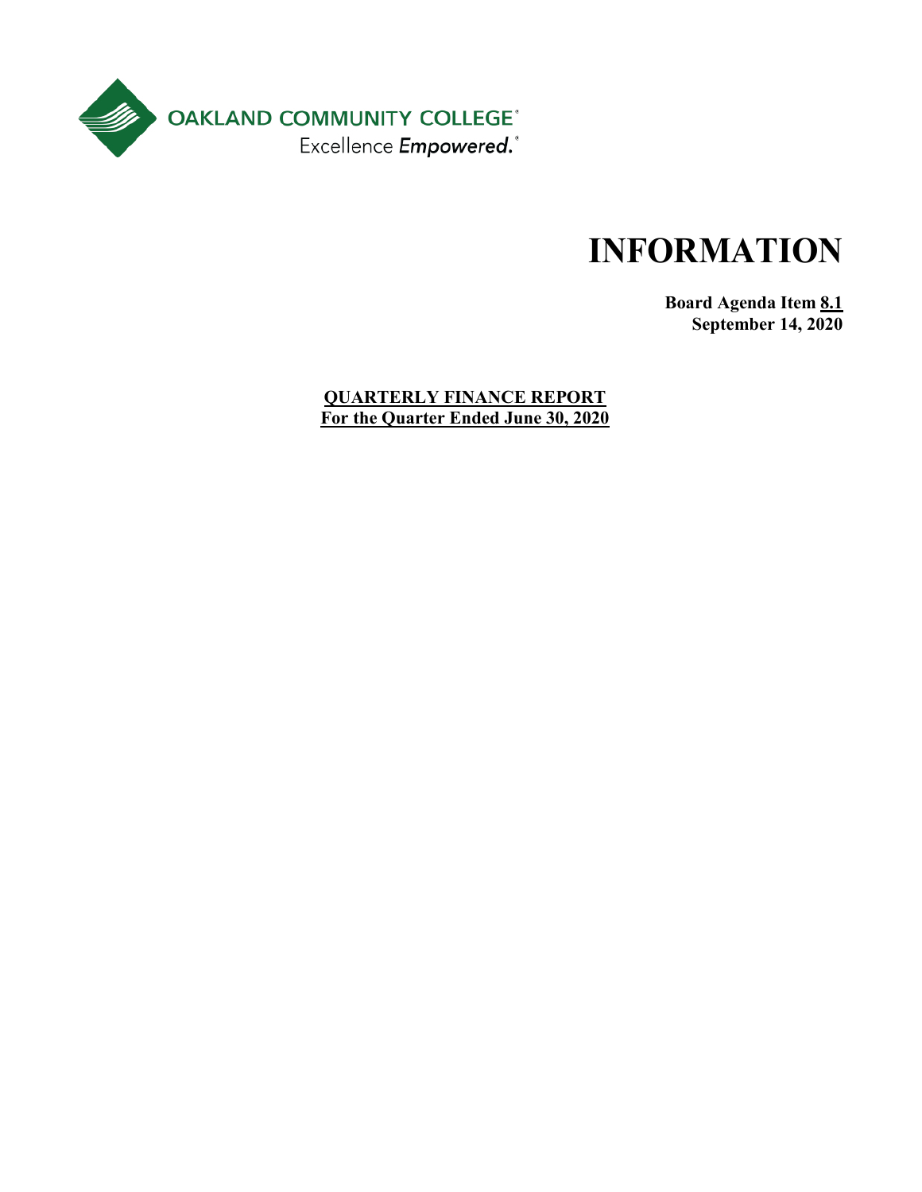OAKLAND COMMUNITY COLLEGE®
Excellence *Empowered.*®

# INFORMATION

**Board Agenda Item 8.1**
**September 14, 2020**

**QUARTERLY FINANCE REPORT**
**For the Quarter Ended June 30, 2020**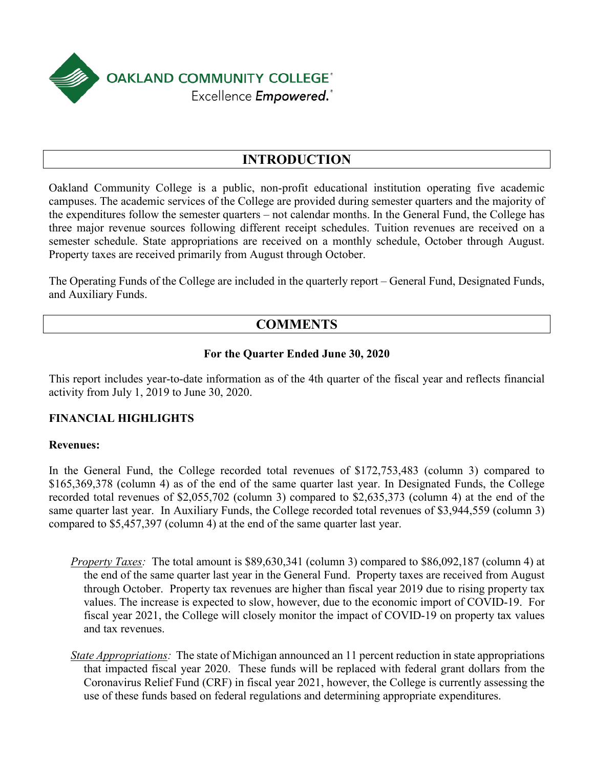**OAKLAND COMMUNITY COLLEGE®**
Excellence *Empowered.*®

## INTRODUCTION

Oakland Community College is a public, non-profit educational institution operating five academic campuses. The academic services of the College are provided during semester quarters and the majority of the expenditures follow the semester quarters – not calendar months. In the General Fund, the College has three major revenue sources following different receipt schedules. Tuition revenues are received on a semester schedule. State appropriations are received on a monthly schedule, October through August. Property taxes are received primarily from August through October.

The Operating Funds of the College are included in the quarterly report – General Fund, Designated Funds, and Auxiliary Funds.

## COMMENTS

### For the Quarter Ended June 30, 2020

This report includes year-to-date information as of the 4th quarter of the fiscal year and reflects financial activity from July 1, 2019 to June 30, 2020.

### FINANCIAL HIGHLIGHTS

**Revenues:**

In the General Fund, the College recorded total revenues of $172,753,483 (column 3) compared to $165,369,378 (column 4) as of the end of the same quarter last year. In Designated Funds, the College recorded total revenues of $2,055,702 (column 3) compared to $2,635,373 (column 4) at the end of the same quarter last year. In Auxiliary Funds, the College recorded total revenues of $3,944,559 (column 3) compared to $5,457,397 (column 4) at the end of the same quarter last year.

- *Property Taxes:* The total amount is $89,630,341 (column 3) compared to $86,092,187 (column 4) at the end of the same quarter last year in the General Fund. Property taxes are received from August through October. Property tax revenues are higher than fiscal year 2019 due to rising property tax values. The increase is expected to slow, however, due to the economic import of COVID-19. For fiscal year 2021, the College will closely monitor the impact of COVID-19 on property tax values and tax revenues.

- *State Appropriations:* The state of Michigan announced an 11 percent reduction in state appropriations that impacted fiscal year 2020. These funds will be replaced with federal grant dollars from the Coronavirus Relief Fund (CRF) in fiscal year 2021, however, the College is currently assessing the use of these funds based on federal regulations and determining appropriate expenditures.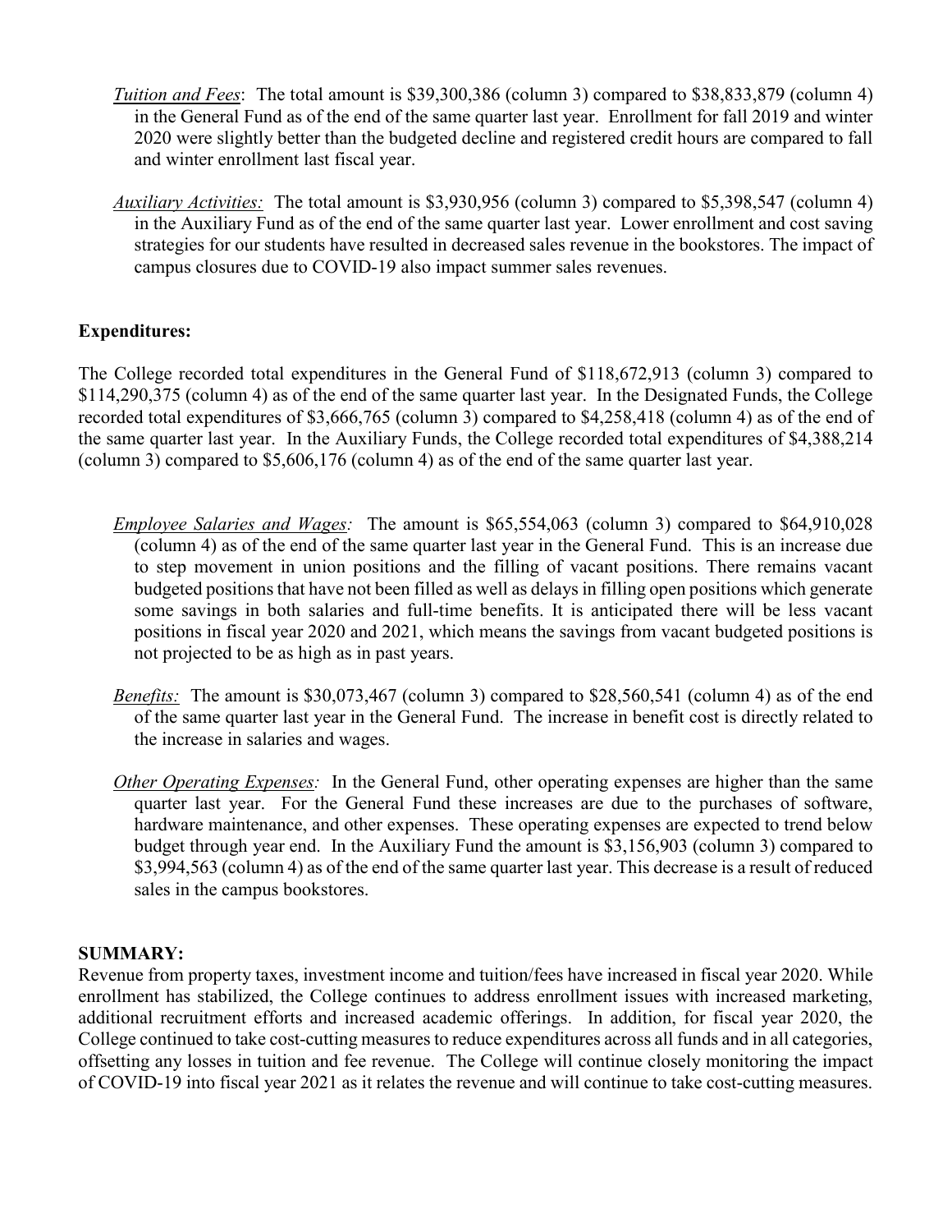*Tuition and Fees*: The total amount is \$39,300,386 (column 3) compared to \$38,833,879 (column 4) in the General Fund as of the end of the same quarter last year. Enrollment for fall 2019 and winter 2020 were slightly better than the budgeted decline and registered credit hours are compared to fall and winter enrollment last fiscal year.

*Auxiliary Activities:* The total amount is \$3,930,956 (column 3) compared to \$5,398,547 (column 4) in the Auxiliary Fund as of the end of the same quarter last year. Lower enrollment and cost saving strategies for our students have resulted in decreased sales revenue in the bookstores. The impact of campus closures due to COVID-19 also impact summer sales revenues.

**Expenditures:**

The College recorded total expenditures in the General Fund of \$118,672,913 (column 3) compared to \$114,290,375 (column 4) as of the end of the same quarter last year. In the Designated Funds, the College recorded total expenditures of \$3,666,765 (column 3) compared to \$4,258,418 (column 4) as of the end of the same quarter last year. In the Auxiliary Funds, the College recorded total expenditures of \$4,388,214 (column 3) compared to \$5,606,176 (column 4) as of the end of the same quarter last year.

*Employee Salaries and Wages:* The amount is \$65,554,063 (column 3) compared to \$64,910,028 (column 4) as of the end of the same quarter last year in the General Fund. This is an increase due to step movement in union positions and the filling of vacant positions. There remains vacant budgeted positions that have not been filled as well as delays in filling open positions which generate some savings in both salaries and full-time benefits. It is anticipated there will be less vacant positions in fiscal year 2020 and 2021, which means the savings from vacant budgeted positions is not projected to be as high as in past years.

*Benefits:* The amount is \$30,073,467 (column 3) compared to \$28,560,541 (column 4) as of the end of the same quarter last year in the General Fund. The increase in benefit cost is directly related to the increase in salaries and wages.

*Other Operating Expenses:* In the General Fund, other operating expenses are higher than the same quarter last year. For the General Fund these increases are due to the purchases of software, hardware maintenance, and other expenses. These operating expenses are expected to trend below budget through year end. In the Auxiliary Fund the amount is \$3,156,903 (column 3) compared to \$3,994,563 (column 4) as of the end of the same quarter last year. This decrease is a result of reduced sales in the campus bookstores.

**SUMMARY:**

Revenue from property taxes, investment income and tuition/fees have increased in fiscal year 2020. While enrollment has stabilized, the College continues to address enrollment issues with increased marketing, additional recruitment efforts and increased academic offerings. In addition, for fiscal year 2020, the College continued to take cost-cutting measures to reduce expenditures across all funds and in all categories, offsetting any losses in tuition and fee revenue. The College will continue closely monitoring the impact of COVID-19 into fiscal year 2021 as it relates the revenue and will continue to take cost-cutting measures.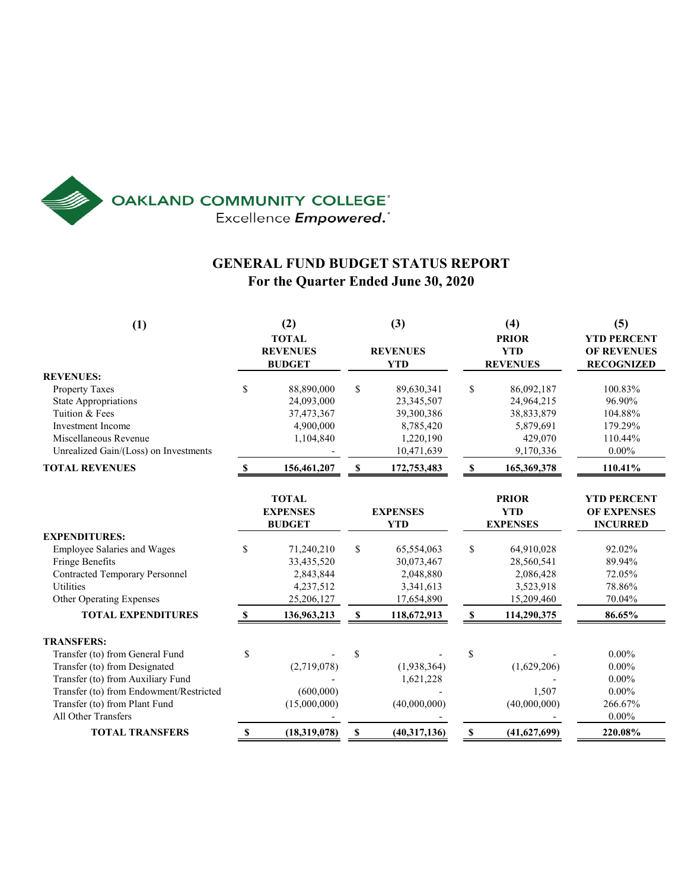OAKLAND COMMUNITY COLLEGE
Excellence *Empowered.*

# GENERAL FUND BUDGET STATUS REPORT
## For the Quarter Ended June 30, 2020

| (1) | (2) TOTAL REVENUES BUDGET | (3) REVENUES YTD | (4) PRIOR YTD REVENUES | (5) YTD PERCENT OF REVENUES RECOGNIZED |
|---|---|---|---|---|
| **REVENUES:** | | | | |
| Property Taxes | $ 88,890,000 | $ 89,630,341 | $ 86,092,187 | 100.83% |
| State Appropriations | 24,093,000 | 23,345,507 | 24,964,215 | 96.90% |
| Tuition & Fees | 37,473,367 | 39,300,386 | 38,833,879 | 104.88% |
| Investment Income | 4,900,000 | 8,785,420 | 5,879,691 | 179.29% |
| Miscellaneous Revenue | 1,104,840 | 1,220,190 | 429,070 | 110.44% |
| Unrealized Gain/(Loss) on Investments | - | 10,471,639 | 9,170,336 | 0.00% |
| **TOTAL REVENUES** | **$ 156,461,207** | **$ 172,753,483** | **$ 165,369,378** | **110.41%** |

| | TOTAL EXPENSES BUDGET | EXPENSES YTD | PRIOR YTD EXPENSES | YTD PERCENT OF EXPENSES INCURRED |
|---|---|---|---|---|
| **EXPENDITURES:** | | | | |
| Employee Salaries and Wages | $ 71,240,210 | $ 65,554,063 | $ 64,910,028 | 92.02% |
| Fringe Benefits | 33,435,520 | 30,073,467 | 28,560,541 | 89.94% |
| Contracted Temporary Personnel | 2,843,844 | 2,048,880 | 2,086,428 | 72.05% |
| Utilities | 4,237,512 | 3,341,613 | 3,523,918 | 78.86% |
| Other Operating Expenses | 25,206,127 | 17,654,890 | 15,209,460 | 70.04% |
| **TOTAL EXPENDITURES** | **$ 136,963,213** | **$ 118,672,913** | **$ 114,290,375** | **86.65%** |
| **TRANSFERS:** | | | | |
| Transfer (to) from General Fund | $ - | $ - | $ - | 0.00% |
| Transfer (to) from Designated | (2,719,078) | (1,938,364) | (1,629,206) | 0.00% |
| Transfer (to) from Auxiliary Fund | - | 1,621,228 | - | 0.00% |
| Transfer (to) from Endowment/Restricted | (600,000) | - | 1,507 | 0.00% |
| Transfer (to) from Plant Fund | (15,000,000) | (40,000,000) | (40,000,000) | 266.67% |
| All Other Transfers | - | - | - | 0.00% |
| **TOTAL TRANSFERS** | **$ (18,319,078)** | **$ (40,317,136)** | **$ (41,627,699)** | **220.08%** |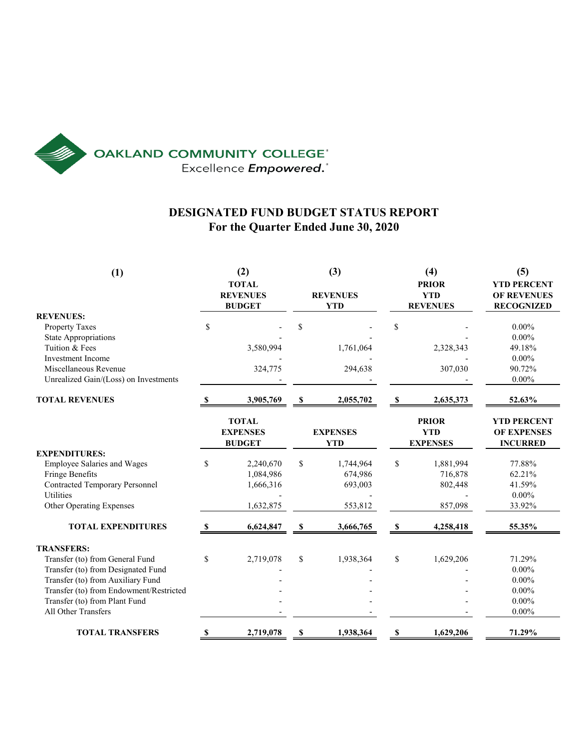OAKLAND COMMUNITY COLLEGE
Excellence *Empowered.*

# DESIGNATED FUND BUDGET STATUS REPORT
## For the Quarter Ended June 30, 2020

| (1) | (2) TOTAL REVENUES BUDGET | (3) REVENUES YTD | (4) PRIOR YTD REVENUES | (5) YTD PERCENT OF REVENUES RECOGNIZED |
|---|---|---|---|---|
| **REVENUES:** | | | | |
| Property Taxes | $ - | $ - | $ - | 0.00% |
| State Appropriations | - | - | - | 0.00% |
| Tuition & Fees | 3,580,994 | 1,761,064 | 2,328,343 | 49.18% |
| Investment Income | - | - | - | 0.00% |
| Miscellaneous Revenue | 324,775 | 294,638 | 307,030 | 90.72% |
| Unrealized Gain/(Loss) on Investments | - | - | - | 0.00% |
| **TOTAL REVENUES** | **$ 3,905,769** | **$ 2,055,702** | **$ 2,635,373** | **52.63%** |
| | **TOTAL EXPENSES BUDGET** | **EXPENSES YTD** | **PRIOR YTD EXPENSES** | **YTD PERCENT OF EXPENSES INCURRED** |
| **EXPENDITURES:** | | | | |
| Employee Salaries and Wages | $ 2,240,670 | $ 1,744,964 | $ 1,881,994 | 77.88% |
| Fringe Benefits | 1,084,986 | 674,986 | 716,878 | 62.21% |
| Contracted Temporary Personnel | 1,666,316 | 693,003 | 802,448 | 41.59% |
| Utilities | - | - | - | 0.00% |
| Other Operating Expenses | 1,632,875 | 553,812 | 857,098 | 33.92% |
| **TOTAL EXPENDITURES** | **$ 6,624,847** | **$ 3,666,765** | **$ 4,258,418** | **55.35%** |
| **TRANSFERS:** | | | | |
| Transfer (to) from General Fund | $ 2,719,078 | $ 1,938,364 | $ 1,629,206 | 71.29% |
| Transfer (to) from Designated Fund | - | - | - | 0.00% |
| Transfer (to) from Auxiliary Fund | - | - | - | 0.00% |
| Transfer (to) from Endowment/Restricted | - | - | - | 0.00% |
| Transfer (to) from Plant Fund | - | - | - | 0.00% |
| All Other Transfers | - | - | - | 0.00% |
| **TOTAL TRANSFERS** | **$ 2,719,078** | **$ 1,938,364** | **$ 1,629,206** | **71.29%** |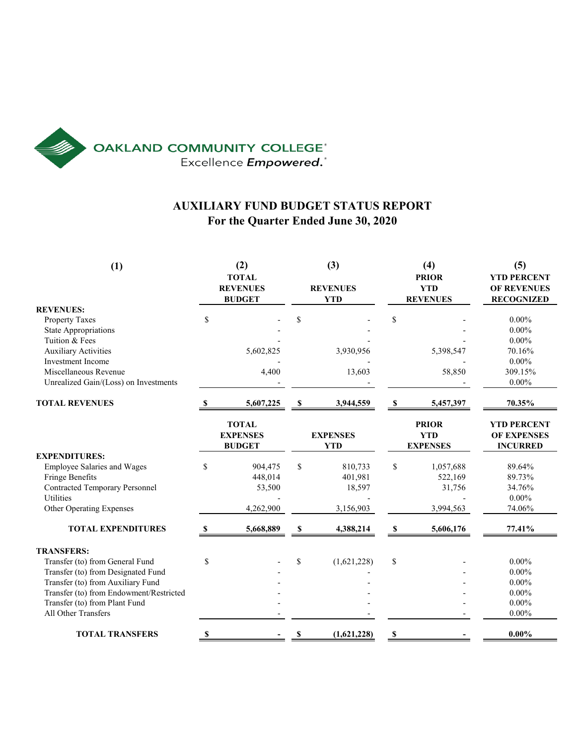OAKLAND COMMUNITY COLLEGE
Excellence *Empowered.*

# AUXILIARY FUND BUDGET STATUS REPORT
## For the Quarter Ended June 30, 2020

| (1) | (2) TOTAL REVENUES BUDGET | (3) REVENUES YTD | (4) PRIOR YTD REVENUES | (5) YTD PERCENT OF REVENUES RECOGNIZED |
|---|---|---|---|---|
| **REVENUES:** | | | | |
| Property Taxes | $ - | $ - | $ - | 0.00% |
| State Appropriations | - | - | - | 0.00% |
| Tuition & Fees | - | - | - | 0.00% |
| Auxiliary Activities | 5,602,825 | 3,930,956 | 5,398,547 | 70.16% |
| Investment Income | - | - | - | 0.00% |
| Miscellaneous Revenue | 4,400 | 13,603 | 58,850 | 309.15% |
| Unrealized Gain/(Loss) on Investments | - | - | - | 0.00% |
| **TOTAL REVENUES** | **$ 5,607,225** | **$ 3,944,559** | **$ 5,457,397** | **70.35%** |
| | **TOTAL EXPENSES BUDGET** | **EXPENSES YTD** | **PRIOR YTD EXPENSES** | **YTD PERCENT OF EXPENSES INCURRED** |
| **EXPENDITURES:** | | | | |
| Employee Salaries and Wages | $ 904,475 | $ 810,733 | $ 1,057,688 | 89.64% |
| Fringe Benefits | 448,014 | 401,981 | 522,169 | 89.73% |
| Contracted Temporary Personnel | 53,500 | 18,597 | 31,756 | 34.76% |
| Utilities | - | - | - | 0.00% |
| Other Operating Expenses | 4,262,900 | 3,156,903 | 3,994,563 | 74.06% |
| **TOTAL EXPENDITURES** | **$ 5,668,889** | **$ 4,388,214** | **$ 5,606,176** | **77.41%** |
| **TRANSFERS:** | | | | |
| Transfer (to) from General Fund | $ - | $ (1,621,228) | $ - | 0.00% |
| Transfer (to) from Designated Fund | - | - | - | 0.00% |
| Transfer (to) from Auxiliary Fund | - | - | - | 0.00% |
| Transfer (to) from Endowment/Restricted | - | - | - | 0.00% |
| Transfer (to) from Plant Fund | - | - | - | 0.00% |
| All Other Transfers | - | - | - | 0.00% |
| **TOTAL TRANSFERS** | **$ -** | **$ (1,621,228)** | **$ -** | **0.00%** |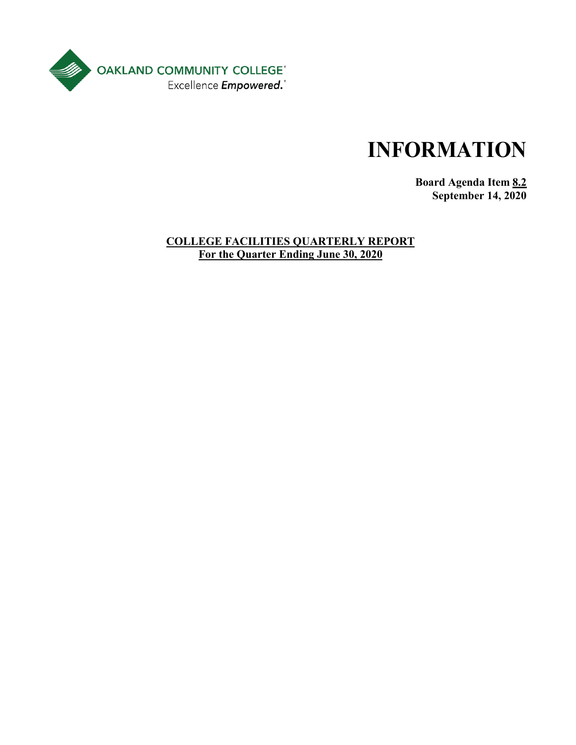OAKLAND COMMUNITY COLLEGE

Excellence *Empowered.*

# INFORMATION

**Board Agenda Item 8.2**
**September 14, 2020**

**COLLEGE FACILITIES QUARTERLY REPORT**
**For the Quarter Ending June 30, 2020**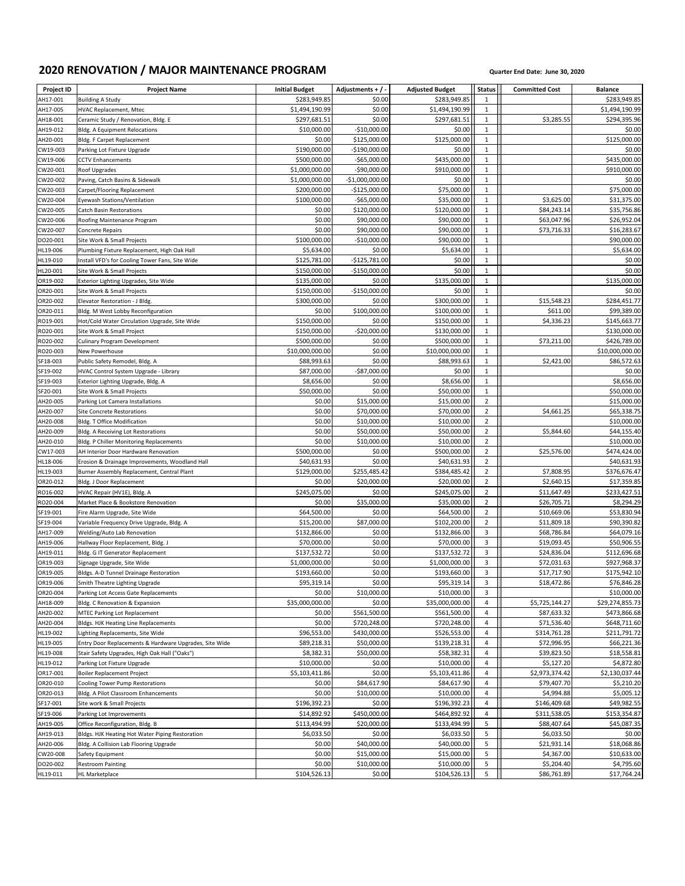## 2020 RENOVATION / MAJOR MAINTENANCE PROGRAM

**Quarter End Date: June 30, 2020**

| Project ID | Project Name | Initial Budget | Adjustments + / - | Adjusted Budget | Status | Committed Cost | Balance |
|---|---|---|---|---|---|---|---|
| AH17-001 | Building A Study | $283,949.85 | $0.00 | $283,949.85 | 1 | | $283,949.85 |
| AH17-005 | HVAC Replacement, Mtec | $1,494,190.99 | $0.00 | $1,494,190.99 | 1 | | $1,494,190.99 |
| AH18-001 | Ceramic Study / Renovation, Bldg. E | $297,681.51 | $0.00 | $297,681.51 | 1 | $3,285.55 | $294,395.96 |
| AH19-012 | Bldg. A Equipment Relocations | $10,000.00 | -$10,000.00 | $0.00 | 1 | | $0.00 |
| AH20-001 | Bldg. F Carpet Replacement | $0.00 | $125,000.00 | $125,000.00 | 1 | | $125,000.00 |
| CW19-003 | Parking Lot Fixture Upgrade | $190,000.00 | -$190,000.00 | $0.00 | 1 | | $0.00 |
| CW19-006 | CCTV Enhancements | $500,000.00 | -$65,000.00 | $435,000.00 | 1 | | $435,000.00 |
| CW20-001 | Roof Upgrades | $1,000,000.00 | -$90,000.00 | $910,000.00 | 1 | | $910,000.00 |
| CW20-002 | Paving, Catch Basins & Sidewalk | $1,000,000.00 | -$1,000,000.00 | $0.00 | 1 | | $0.00 |
| CW20-003 | Carpet/Flooring Replacement | $200,000.00 | -$125,000.00 | $75,000.00 | 1 | | $75,000.00 |
| CW20-004 | Eyewash Stations/Ventilation | $100,000.00 | -$65,000.00 | $35,000.00 | 1 | $3,625.00 | $31,375.00 |
| CW20-005 | Catch Basin Restorations | $0.00 | $120,000.00 | $120,000.00 | 1 | $84,243.14 | $35,756.86 |
| CW20-006 | Roofing Maintenance Program | $0.00 | $90,000.00 | $90,000.00 | 1 | $63,047.96 | $26,952.04 |
| CW20-007 | Concrete Repairs | $0.00 | $90,000.00 | $90,000.00 | 1 | $73,716.33 | $16,283.67 |
| DO20-001 | Site Work & Small Projects | $100,000.00 | -$10,000.00 | $90,000.00 | 1 | | $90,000.00 |
| HL19-006 | Plumbing Fixture Replacement, High Oak Hall | $5,634.00 | $0.00 | $5,634.00 | 1 | | $5,634.00 |
| HL19-010 | Install VFD's for Cooling Tower Fans, Site Wide | $125,781.00 | -$125,781.00 | $0.00 | 1 | | $0.00 |
| HL20-001 | Site Work & Small Projects | $150,000.00 | -$150,000.00 | $0.00 | 1 | | $0.00 |
| OR19-002 | Exterior Lighting Upgrades, Site Wide | $135,000.00 | $0.00 | $135,000.00 | 1 | | $135,000.00 |
| OR20-001 | Site Work & Small Projects | $150,000.00 | -$150,000.00 | $0.00 | 1 | | $0.00 |
| OR20-002 | Elevator Restoration - J Bldg. | $300,000.00 | $0.00 | $300,000.00 | 1 | $15,548.23 | $284,451.77 |
| OR20-011 | Bldg. M West Lobby Reconfiguration | $0.00 | $100,000.00 | $100,000.00 | 1 | $611.00 | $99,389.00 |
| RO19-001 | Hot/Cold Water Circulation Upgrade, Site Wide | $150,000.00 | $0.00 | $150,000.00 | 1 | $4,336.23 | $145,663.77 |
| RO20-001 | Site Work & Small Project | $150,000.00 | -$20,000.00 | $130,000.00 | 1 | | $130,000.00 |
| RO20-002 | Culinary Program Development | $500,000.00 | $0.00 | $500,000.00 | 1 | $73,211.00 | $426,789.00 |
| RO20-003 | New Powerhouse | $10,000,000.00 | $0.00 | $10,000,000.00 | 1 | | $10,000,000.00 |
| SF18-003 | Public Safety Remodel, Bldg. A | $88,993.63 | $0.00 | $88,993.63 | 1 | $2,421.00 | $86,572.63 |
| SF19-002 | HVAC Control System Upgrade - Library | $87,000.00 | -$87,000.00 | $0.00 | 1 | | $0.00 |
| SF19-003 | Exterior Lighting Upgrade, Bldg. A | $8,656.00 | $0.00 | $8,656.00 | 1 | | $8,656.00 |
| SF20-001 | Site Work & Small Projects | $50,000.00 | $0.00 | $50,000.00 | 1 | | $50,000.00 |
| AH20-005 | Parking Lot Camera Installations | $0.00 | $15,000.00 | $15,000.00 | 2 | | $15,000.00 |
| AH20-007 | Site Concrete Restorations | $0.00 | $70,000.00 | $70,000.00 | 2 | $4,661.25 | $65,338.75 |
| AH20-008 | Bldg. T Office Modification | $0.00 | $10,000.00 | $10,000.00 | 2 | | $10,000.00 |
| AH20-009 | Bldg. A Receiving Lot Restorations | $0.00 | $50,000.00 | $50,000.00 | 2 | $5,844.60 | $44,155.40 |
| AH20-010 | Bldg. P Chiller Monitoring Replacements | $0.00 | $10,000.00 | $10,000.00 | 2 | | $10,000.00 |
| CW17-003 | AH Interior Door Hardware Renovation | $500,000.00 | $0.00 | $500,000.00 | 2 | $25,576.00 | $474,424.00 |
| HL18-006 | Erosion & Drainage Improvements, Woodland Hall | $40,631.93 | $0.00 | $40,631.93 | 2 | | $40,631.93 |
| HL19-003 | Burner Assembly Replacement, Central Plant | $129,000.00 | $255,485.42 | $384,485.42 | 2 | $7,808.95 | $376,676.47 |
| OR20-012 | Bldg. J Door Replacement | $0.00 | $20,000.00 | $20,000.00 | 2 | $2,640.15 | $17,359.85 |
| RO16-002 | HVAC Repair (HV1E), Bldg. A | $245,075.00 | $0.00 | $245,075.00 | 2 | $11,647.49 | $233,427.51 |
| RO20-004 | Market Place & Bookstore Renovation | $0.00 | $35,000.00 | $35,000.00 | 2 | $26,705.71 | $8,294.29 |
| SF19-001 | Fire Alarm Upgrade, Site Wide | $64,500.00 | $0.00 | $64,500.00 | 2 | $10,669.06 | $53,830.94 |
| SF19-004 | Variable Frequency Drive Upgrade, Bldg. A | $15,200.00 | $87,000.00 | $102,200.00 | 2 | $11,809.18 | $90,390.82 |
| AH17-009 | Welding/Auto Lab Renovation | $132,866.00 | $0.00 | $132,866.00 | 3 | $68,786.84 | $64,079.16 |
| AH19-006 | Hallway Floor Replacement, Bldg. J | $70,000.00 | $0.00 | $70,000.00 | 3 | $19,093.45 | $50,906.55 |
| AH19-011 | Bldg. G IT Generator Replacement | $137,532.72 | $0.00 | $137,532.72 | 3 | $24,836.04 | $112,696.68 |
| OR19-003 | Signage Upgrade, Site Wide | $1,000,000.00 | $0.00 | $1,000,000.00 | 3 | $72,031.63 | $927,968.37 |
| OR19-005 | Bldgs. A-D Tunnel Drainage Restoration | $193,660.00 | $0.00 | $193,660.00 | 3 | $17,717.90 | $175,942.10 |
| OR19-006 | Smith Theatre Lighting Upgrade | $95,319.14 | $0.00 | $95,319.14 | 3 | $18,472.86 | $76,846.28 |
| OR20-004 | Parking Lot Access Gate Replacements | $0.00 | $10,000.00 | $10,000.00 | 3 | | $10,000.00 |
| AH18-009 | Bldg. C Renovation & Expansion | $35,000,000.00 | $0.00 | $35,000,000.00 | 4 | $5,725,144.27 | $29,274,855.73 |
| AH20-002 | MTEC Parking Lot Replacement | $0.00 | $561,500.00 | $561,500.00 | 4 | $87,633.32 | $473,866.68 |
| AH20-004 | Bldgs. HJK Heating Line Replacements | $0.00 | $720,248.00 | $720,248.00 | 4 | $71,536.40 | $648,711.60 |
| HL19-002 | Lighting Replacements, Site Wide | $96,553.00 | $430,000.00 | $526,553.00 | 4 | $314,761.28 | $211,791.72 |
| HL19-005 | Entry Door Replacements & Hardware Upgrades, Site Wide | $89,218.31 | $50,000.00 | $139,218.31 | 4 | $72,996.95 | $66,221.36 |
| HL19-008 | Stair Safety Upgrades, High Oak Hall ("Oaks") | $8,382.31 | $50,000.00 | $58,382.31 | 4 | $39,823.50 | $18,558.81 |
| HL19-012 | Parking Lot Fixture Upgrade | $10,000.00 | $0.00 | $10,000.00 | 4 | $5,127.20 | $4,872.80 |
| OR17-001 | Boiler Replacement Project | $5,103,411.86 | $0.00 | $5,103,411.86 | 4 | $2,973,374.42 | $2,130,037.44 |
| OR20-010 | Cooling Tower Pump Restorations | $0.00 | $84,617.90 | $84,617.90 | 4 | $79,407.70 | $5,210.20 |
| OR20-013 | Bldg. A Pilot Classroom Enhancements | $0.00 | $10,000.00 | $10,000.00 | 4 | $4,994.88 | $5,005.12 |
| SF17-001 | Site work & Small Projects | $196,392.23 | $0.00 | $196,392.23 | 4 | $146,409.68 | $49,982.55 |
| SF19-006 | Parking Lot Improvements | $14,892.92 | $450,000.00 | $464,892.92 | 4 | $311,538.05 | $153,354.87 |
| AH19-005 | Office Reconfiguration, Bldg. B | $113,494.99 | $20,000.00 | $133,494.99 | 5 | $88,407.64 | $45,087.35 |
| AH19-013 | Bldgs. HJK Heating Hot Water Piping Restoration | $6,033.50 | $0.00 | $6,033.50 | 5 | $6,033.50 | $0.00 |
| AH20-006 | Bldg. A Collision Lab Flooring Upgrade | $0.00 | $40,000.00 | $40,000.00 | 5 | $21,931.14 | $18,068.86 |
| CW20-008 | Safety Equipment | $0.00 | $15,000.00 | $15,000.00 | 5 | $4,367.00 | $10,633.00 |
| DO20-002 | Restroom Painting | $0.00 | $10,000.00 | $10,000.00 | 5 | $5,204.40 | $4,795.60 |
| HL19-011 | HL Marketplace | $104,526.13 | $0.00 | $104,526.13 | 5 | $86,761.89 | $17,764.24 |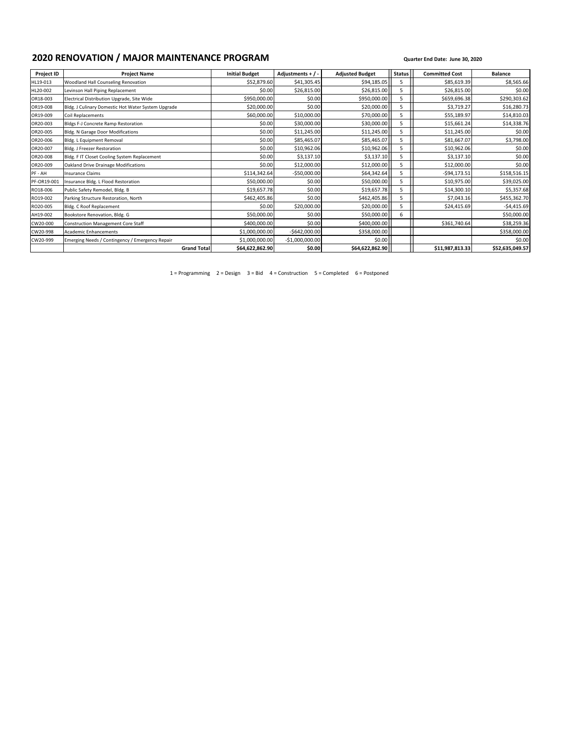## 2020 RENOVATION / MAJOR MAINTENANCE PROGRAM

**Quarter End Date: June 30, 2020**

| Project ID | Project Name | Initial Budget | Adjustments + / - | Adjusted Budget | Status | Committed Cost | Balance |
|---|---|---|---|---|---|---|---|
| HL19-013 | Woodland Hall Counseling Renovation | $52,879.60 | $41,305.45 | $94,185.05 | 5 | $85,619.39 | $8,565.66 |
| HL20-002 | Levinson Hall Piping Replacement | $0.00 | $26,815.00 | $26,815.00 | 5 | $26,815.00 | $0.00 |
| OR18-003 | Electrical Distribution Upgrade, Site Wide | $950,000.00 | $0.00 | $950,000.00 | 5 | $659,696.38 | $290,303.62 |
| OR19-008 | Bldg. J Culinary Domestic Hot Water System Upgrade | $20,000.00 | $0.00 | $20,000.00 | 5 | $3,719.27 | $16,280.73 |
| OR19-009 | Coil Replacements | $60,000.00 | $10,000.00 | $70,000.00 | 5 | $55,189.97 | $14,810.03 |
| OR20-003 | Bldgs F-J Concrete Ramp Restoration | $0.00 | $30,000.00 | $30,000.00 | 5 | $15,661.24 | $14,338.76 |
| OR20-005 | Bldg. N Garage Door Modifications | $0.00 | $11,245.00 | $11,245.00 | 5 | $11,245.00 | $0.00 |
| OR20-006 | Bldg. L Equipment Removal | $0.00 | $85,465.07 | $85,465.07 | 5 | $81,667.07 | $3,798.00 |
| OR20-007 | Bldg. J Freezer Restoration | $0.00 | $10,962.06 | $10,962.06 | 5 | $10,962.06 | $0.00 |
| OR20-008 | Bldg. F IT Closet Cooling System Replacement | $0.00 | $3,137.10 | $3,137.10 | 5 | $3,137.10 | $0.00 |
| OR20-009 | Oakland Drive Drainage Modifications | $0.00 | $12,000.00 | $12,000.00 | 5 | $12,000.00 | $0.00 |
| PF - AH | Insurance Claims | $114,342.64 | -$50,000.00 | $64,342.64 | 5 | -$94,173.51 | $158,516.15 |
| PF-OR19-001 | Insurance Bldg. L Flood Restoration | $50,000.00 | $0.00 | $50,000.00 | 5 | $10,975.00 | $39,025.00 |
| RO18-006 | Public Safety Remodel, Bldg. B | $19,657.78 | $0.00 | $19,657.78 | 5 | $14,300.10 | $5,357.68 |
| RO19-002 | Parking Structure Restoration, North | $462,405.86 | $0.00 | $462,405.86 | 5 | $7,043.16 | $455,362.70 |
| RO20-005 | Bldg. C Roof Replacement | $0.00 | $20,000.00 | $20,000.00 | 5 | $24,415.69 | -$4,415.69 |
| AH19-002 | Bookstore Renovation, Bldg. G | $50,000.00 | $0.00 | $50,000.00 | 6 | | $50,000.00 |
| CW20-000 | Construction Management Core Staff | $400,000.00 | $0.00 | $400,000.00 | | $361,740.64 | $38,259.36 |
| CW20-998 | Academic Enhancements | $1,000,000.00 | -$642,000.00 | $358,000.00 | | | $358,000.00 |
| CW20-999 | Emerging Needs / Contingency / Emergency Repair | $1,000,000.00 | -$1,000,000.00 | $0.00 | | | $0.00 |
| | **Grand Total** | **$64,622,862.90** | **$0.00** | **$64,622,862.90** | | **$11,987,813.33** | **$52,635,049.57** |

1 = Programming 2 = Design 3 = Bid 4 = Construction 5 = Completed 6 = Postponed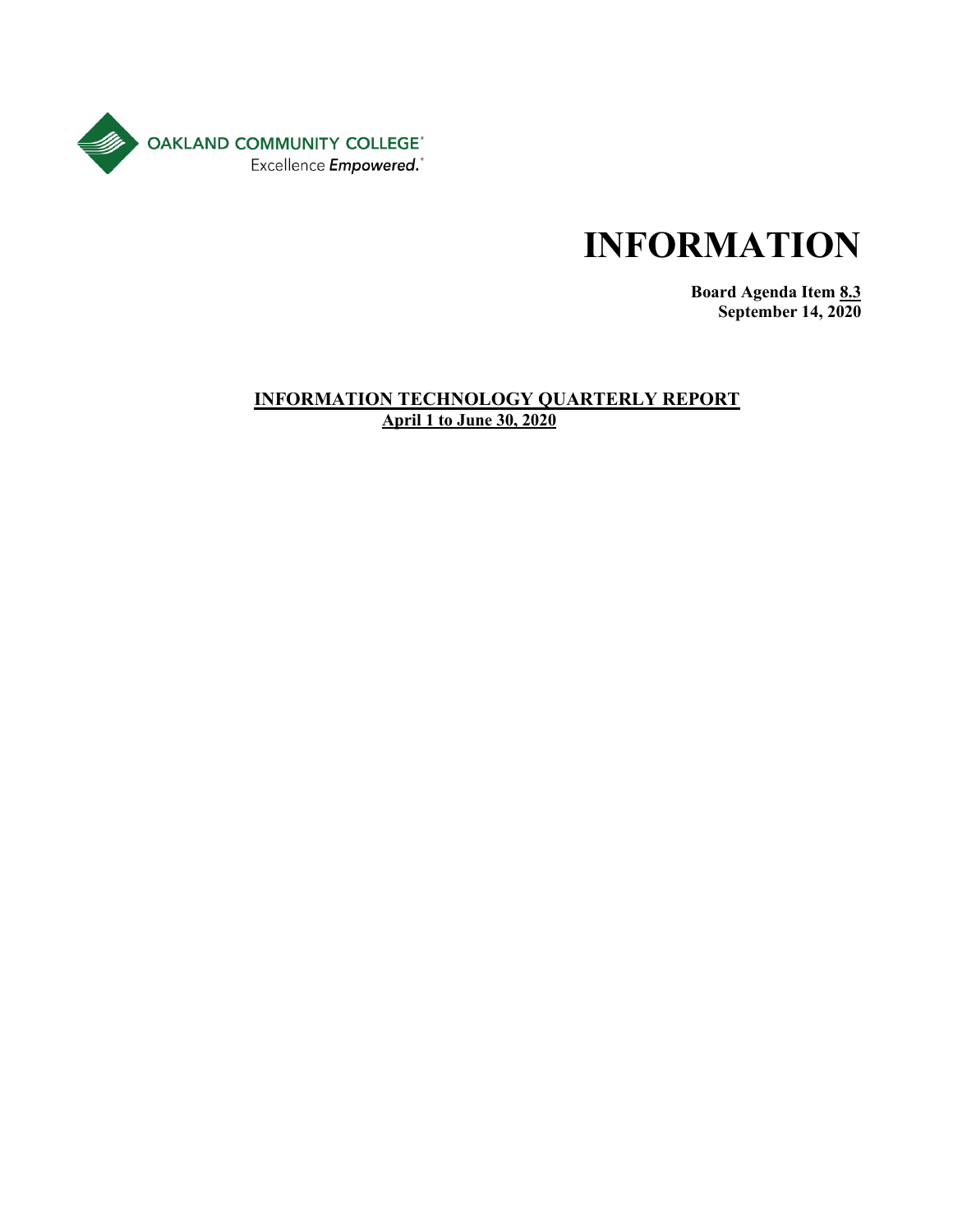OAKLAND COMMUNITY COLLEGE
Excellence *Empowered.*

# INFORMATION

**Board Agenda Item 8.3**
**September 14, 2020**

## INFORMATION TECHNOLOGY QUARTERLY REPORT

**April 1 to June 30, 2020**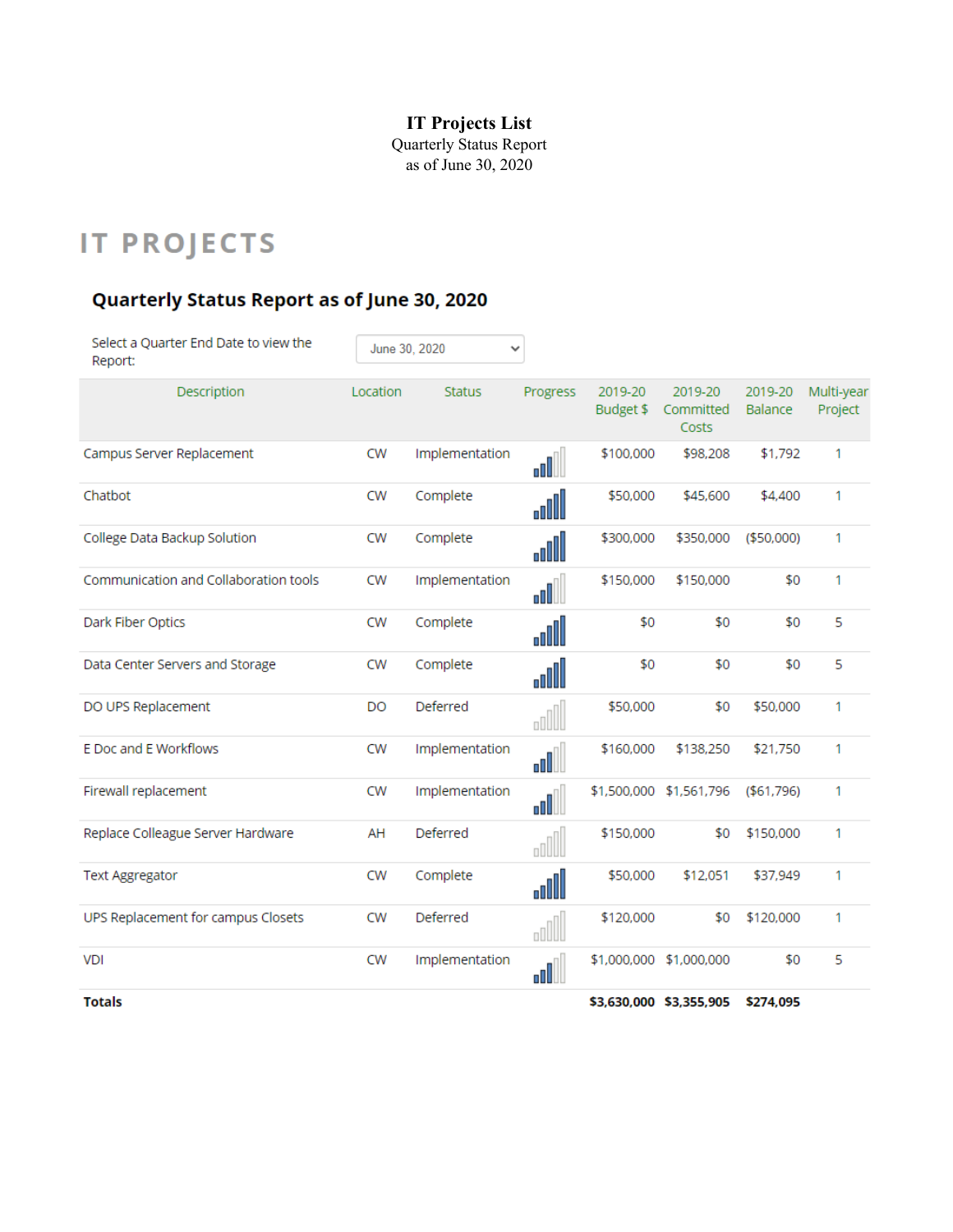**IT Projects List**
Quarterly Status Report
as of June 30, 2020

# IT PROJECTS

## Quarterly Status Report as of June 30, 2020

Select a Quarter End Date to view the Report: June 30, 2020

| Description | Location | Status | Progress | 2019-20 Budget $ | 2019-20 Committed Costs | 2019-20 Balance | Multi-year Project |
|---|---|---|---|---|---|---|---|
| Campus Server Replacement | CW | Implementation | | $100,000 | $98,208 | $1,792 | 1 |
| Chatbot | CW | Complete | | $50,000 | $45,600 | $4,400 | 1 |
| College Data Backup Solution | CW | Complete | | $300,000 | $350,000 | ($50,000) | 1 |
| Communication and Collaboration tools | CW | Implementation | | $150,000 | $150,000 | $0 | 1 |
| Dark Fiber Optics | CW | Complete | | $0 | $0 | $0 | 5 |
| Data Center Servers and Storage | CW | Complete | | $0 | $0 | $0 | 5 |
| DO UPS Replacement | DO | Deferred | | $50,000 | $0 | $50,000 | 1 |
| E Doc and E Workflows | CW | Implementation | | $160,000 | $138,250 | $21,750 | 1 |
| Firewall replacement | CW | Implementation | | $1,500,000 | $1,561,796 | ($61,796) | 1 |
| Replace Colleague Server Hardware | AH | Deferred | | $150,000 | $0 | $150,000 | 1 |
| Text Aggregator | CW | Complete | | $50,000 | $12,051 | $37,949 | 1 |
| UPS Replacement for campus Closets | CW | Deferred | | $120,000 | $0 | $120,000 | 1 |
| VDI | CW | Implementation | | $1,000,000 | $1,000,000 | $0 | 5 |
| **Totals** | | | | **$3,630,000** | **$3,355,905** | **$274,095** | |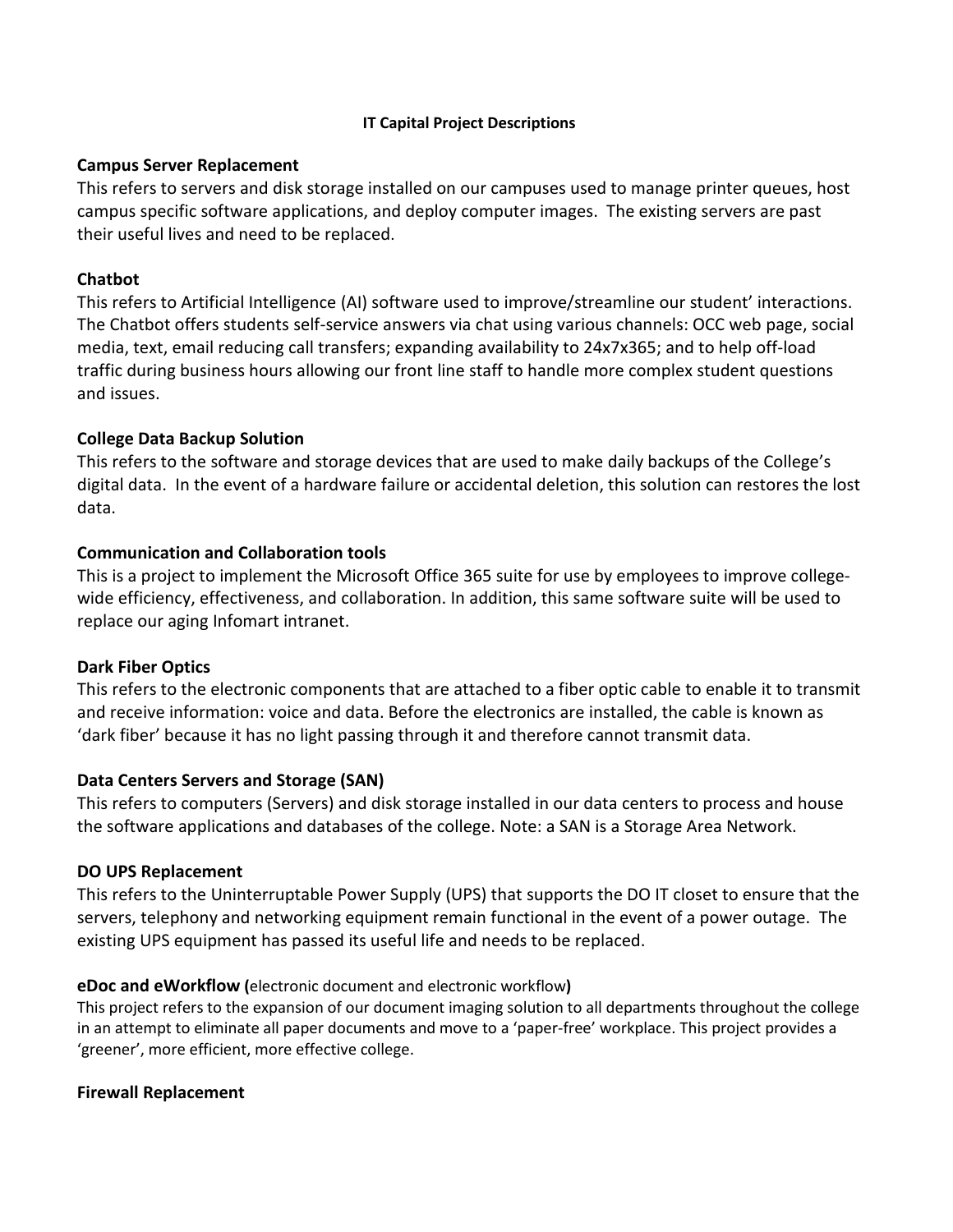**IT Capital Project Descriptions**

**Campus Server Replacement**

This refers to servers and disk storage installed on our campuses used to manage printer queues, host campus specific software applications, and deploy computer images. The existing servers are past their useful lives and need to be replaced.

**Chatbot**

This refers to Artificial Intelligence (AI) software used to improve/streamline our student' interactions. The Chatbot offers students self-service answers via chat using various channels: OCC web page, social media, text, email reducing call transfers; expanding availability to 24x7x365; and to help off-load traffic during business hours allowing our front line staff to handle more complex student questions and issues.

**College Data Backup Solution**

This refers to the software and storage devices that are used to make daily backups of the College's digital data. In the event of a hardware failure or accidental deletion, this solution can restores the lost data.

**Communication and Collaboration tools**

This is a project to implement the Microsoft Office 365 suite for use by employees to improve college-wide efficiency, effectiveness, and collaboration. In addition, this same software suite will be used to replace our aging Infomart intranet.

**Dark Fiber Optics**

This refers to the electronic components that are attached to a fiber optic cable to enable it to transmit and receive information: voice and data. Before the electronics are installed, the cable is known as 'dark fiber' because it has no light passing through it and therefore cannot transmit data.

**Data Centers Servers and Storage (SAN)**

This refers to computers (Servers) and disk storage installed in our data centers to process and house the software applications and databases of the college. Note: a SAN is a Storage Area Network.

**DO UPS Replacement**

This refers to the Uninterruptable Power Supply (UPS) that supports the DO IT closet to ensure that the servers, telephony and networking equipment remain functional in the event of a power outage. The existing UPS equipment has passed its useful life and needs to be replaced.

**eDoc and eWorkflow (**electronic document and electronic workflow**)**

This project refers to the expansion of our document imaging solution to all departments throughout the college in an attempt to eliminate all paper documents and move to a 'paper-free' workplace. This project provides a 'greener', more efficient, more effective college.

**Firewall Replacement**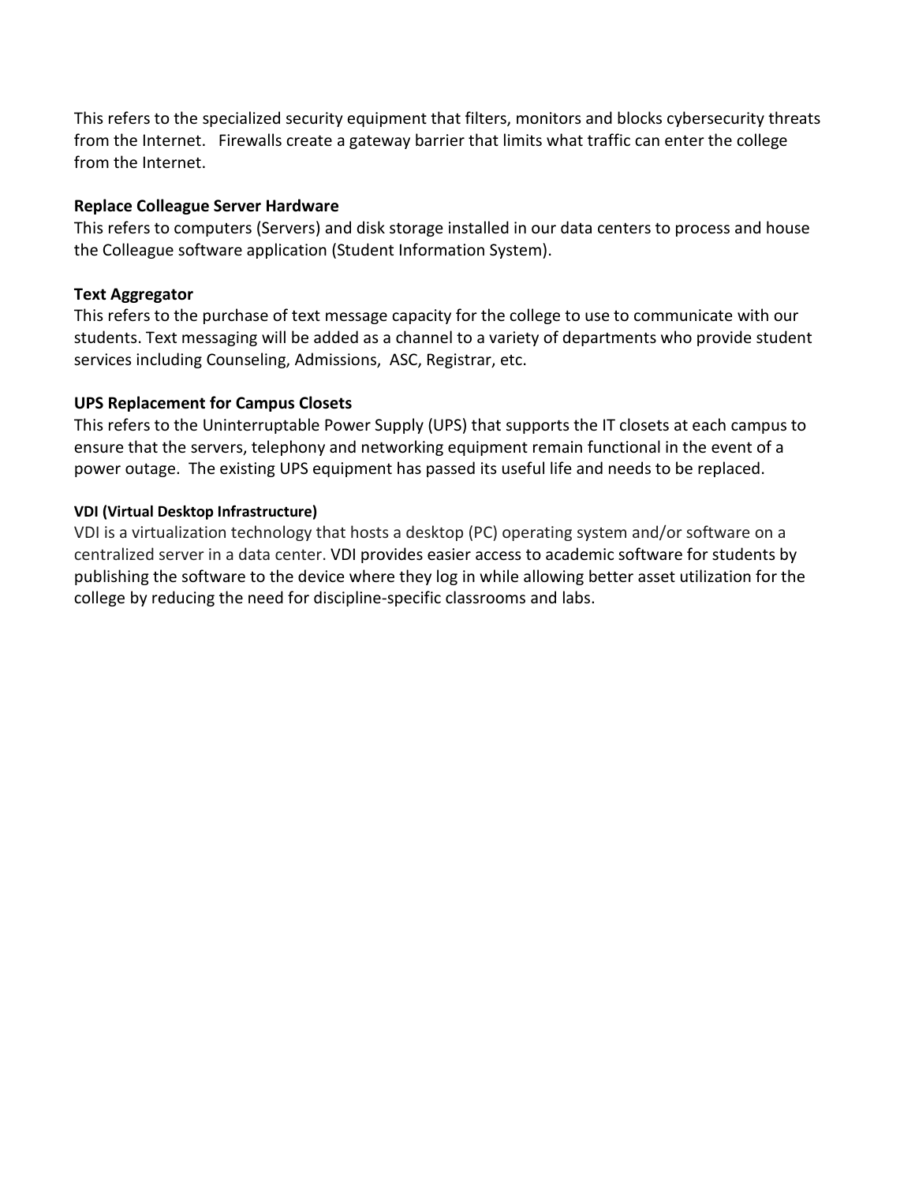This refers to the specialized security equipment that filters, monitors and blocks cybersecurity threats from the Internet. Firewalls create a gateway barrier that limits what traffic can enter the college from the Internet.

**Replace Colleague Server Hardware**

This refers to computers (Servers) and disk storage installed in our data centers to process and house the Colleague software application (Student Information System).

**Text Aggregator**

This refers to the purchase of text message capacity for the college to use to communicate with our students. Text messaging will be added as a channel to a variety of departments who provide student services including Counseling, Admissions, ASC, Registrar, etc.

**UPS Replacement for Campus Closets**

This refers to the Uninterruptable Power Supply (UPS) that supports the IT closets at each campus to ensure that the servers, telephony and networking equipment remain functional in the event of a power outage. The existing UPS equipment has passed its useful life and needs to be replaced.

**VDI (Virtual Desktop Infrastructure)**

VDI is a virtualization technology that hosts a desktop (PC) operating system and/or software on a centralized server in a data center. VDI provides easier access to academic software for students by publishing the software to the device where they log in while allowing better asset utilization for the college by reducing the need for discipline-specific classrooms and labs.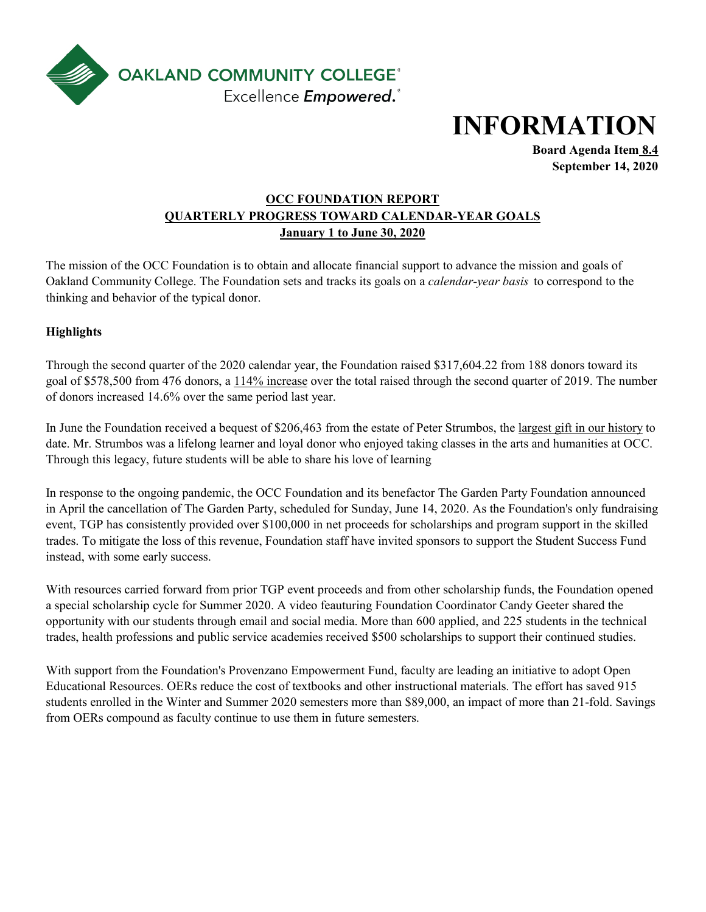OAKLAND COMMUNITY COLLEGE
Excellence *Empowered.*

# INFORMATION

**Board Agenda Item 8.4**
**September 14, 2020**

## OCC FOUNDATION REPORT
## QUARTERLY PROGRESS TOWARD CALENDAR-YEAR GOALS
## January 1 to June 30, 2020

The mission of the OCC Foundation is to obtain and allocate financial support to advance the mission and goals of Oakland Community College. The Foundation sets and tracks its goals on a *calendar-year basis* to correspond to the thinking and behavior of the typical donor.

**Highlights**

Through the second quarter of the 2020 calendar year, the Foundation raised $317,604.22 from 188 donors toward its goal of $578,500 from 476 donors, a 114% increase over the total raised through the second quarter of 2019. The number of donors increased 14.6% over the same period last year.

In June the Foundation received a bequest of $206,463 from the estate of Peter Strumbos, the largest gift in our history to date. Mr. Strumbos was a lifelong learner and loyal donor who enjoyed taking classes in the arts and humanities at OCC. Through this legacy, future students will be able to share his love of learning

In response to the ongoing pandemic, the OCC Foundation and its benefactor The Garden Party Foundation announced in April the cancellation of The Garden Party, scheduled for Sunday, June 14, 2020. As the Foundation's only fundraising event, TGP has consistently provided over $100,000 in net proceeds for scholarships and program support in the skilled trades. To mitigate the loss of this revenue, Foundation staff have invited sponsors to support the Student Success Fund instead, with some early success.

With resources carried forward from prior TGP event proceeds and from other scholarship funds, the Foundation opened a special scholarship cycle for Summer 2020. A video feauturing Foundation Coordinator Candy Geeter shared the opportunity with our students through email and social media. More than 600 applied, and 225 students in the technical trades, health professions and public service academies received $500 scholarships to support their continued studies.

With support from the Foundation's Provenzano Empowerment Fund, faculty are leading an initiative to adopt Open Educational Resources. OERs reduce the cost of textbooks and other instructional materials. The effort has saved 915 students enrolled in the Winter and Summer 2020 semesters more than $89,000, an impact of more than 21-fold. Savings from OERs compound as faculty continue to use them in future semesters.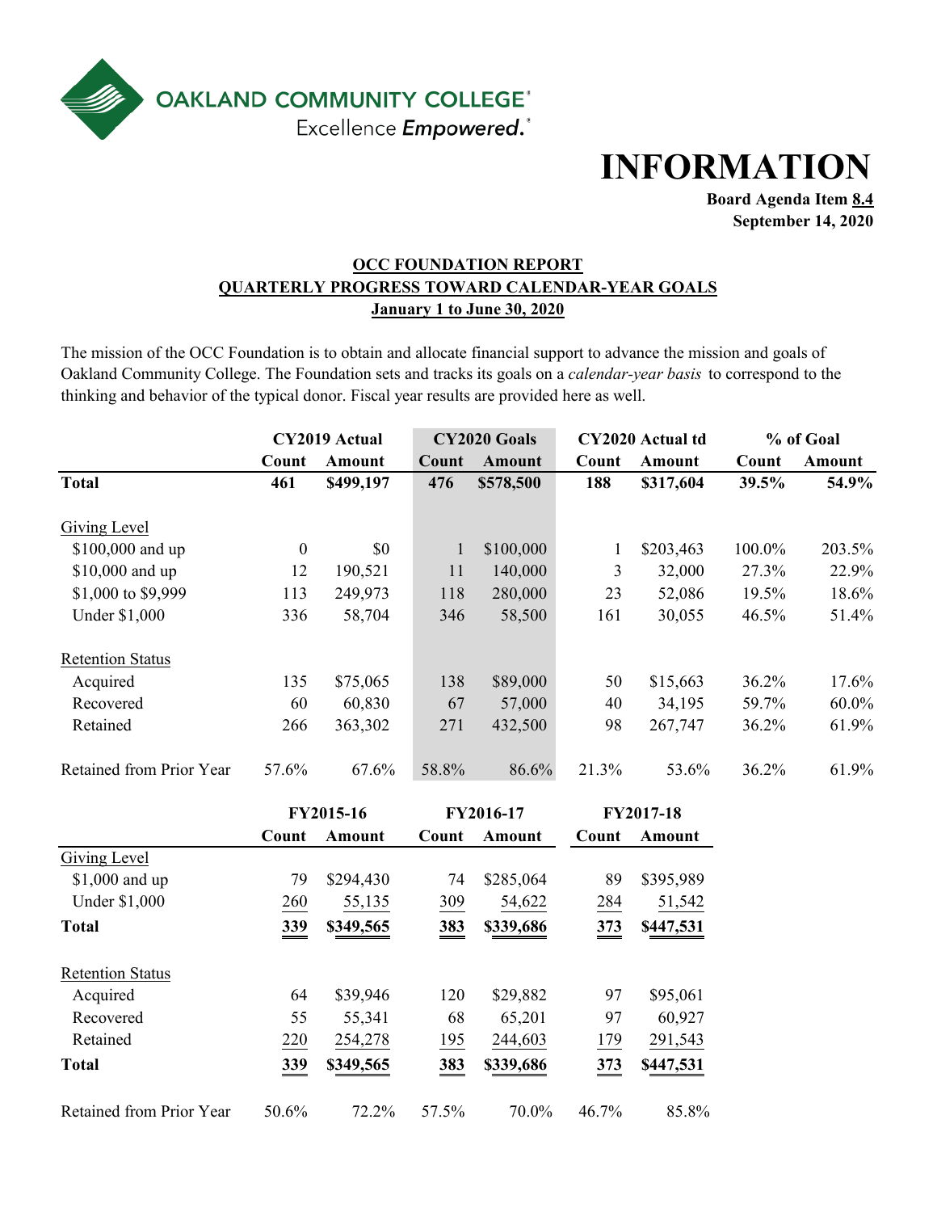OAKLAND COMMUNITY COLLEGE
Excellence *Empowered.*

# INFORMATION

**Board Agenda Item 8.4**
**September 14, 2020**

## OCC FOUNDATION REPORT
## QUARTERLY PROGRESS TOWARD CALENDAR-YEAR GOALS
## January 1 to June 30, 2020

The mission of the OCC Foundation is to obtain and allocate financial support to advance the mission and goals of Oakland Community College. The Foundation sets and tracks its goals on a *calendar-year basis* to correspond to the thinking and behavior of the typical donor. Fiscal year results are provided here as well.

| | CY2019 Actual | | CY2020 Goals | | CY2020 Actual td | | % of Goal | |
|---|---|---|---|---|---|---|---|---|
| | **Count** | **Amount** | **Count** | **Amount** | **Count** | **Amount** | **Count** | **Amount** |
| **Total** | **461** | **$499,197** | **476** | **$578,500** | **188** | **$317,604** | **39.5%** | **54.9%** |
| Giving Level | | | | | | | | |
| $100,000 and up | 0 | $0 | 1 | $100,000 | 1 | $203,463 | 100.0% | 203.5% |
| $10,000 and up | 12 | 190,521 | 11 | 140,000 | 3 | 32,000 | 27.3% | 22.9% |
| $1,000 to $9,999 | 113 | 249,973 | 118 | 280,000 | 23 | 52,086 | 19.5% | 18.6% |
| Under $1,000 | 336 | 58,704 | 346 | 58,500 | 161 | 30,055 | 46.5% | 51.4% |
| Retention Status | | | | | | | | |
| Acquired | 135 | $75,065 | 138 | $89,000 | 50 | $15,663 | 36.2% | 17.6% |
| Recovered | 60 | 60,830 | 67 | 57,000 | 40 | 34,195 | 59.7% | 60.0% |
| Retained | 266 | 363,302 | 271 | 432,500 | 98 | 267,747 | 36.2% | 61.9% |
| Retained from Prior Year | 57.6% | 67.6% | 58.8% | 86.6% | 21.3% | 53.6% | 36.2% | 61.9% |

| | FY2015-16 | | FY2016-17 | | FY2017-18 | |
|---|---|---|---|---|---|---|
| | **Count** | **Amount** | **Count** | **Amount** | **Count** | **Amount** |
| Giving Level | | | | | | |
| $1,000 and up | 79 | $294,430 | 74 | $285,064 | 89 | $395,989 |
| Under $1,000 | 260 | 55,135 | 309 | 54,622 | 284 | 51,542 |
| **Total** | **339** | **$349,565** | **383** | **$339,686** | **373** | **$447,531** |
| Retention Status | | | | | | |
| Acquired | 64 | $39,946 | 120 | $29,882 | 97 | $95,061 |
| Recovered | 55 | 55,341 | 68 | 65,201 | 97 | 60,927 |
| Retained | 220 | 254,278 | 195 | 244,603 | 179 | 291,543 |
| **Total** | **339** | **$349,565** | **383** | **$339,686** | **373** | **$447,531** |
| Retained from Prior Year | 50.6% | 72.2% | 57.5% | 70.0% | 46.7% | 85.8% |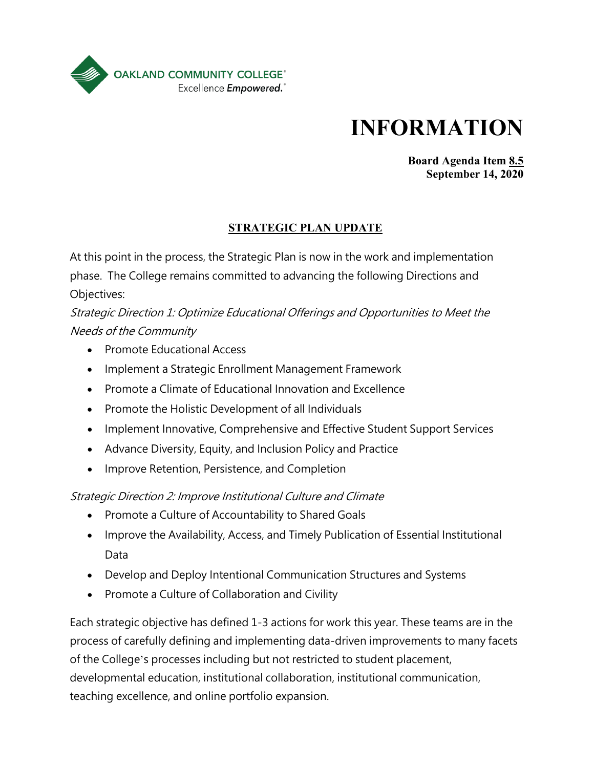OAKLAND COMMUNITY COLLEGE
Excellence *Empowered.*

# INFORMATION

**Board Agenda Item 8.5**
**September 14, 2020**

## STRATEGIC PLAN UPDATE

At this point in the process, the Strategic Plan is now in the work and implementation phase. The College remains committed to advancing the following Directions and Objectives:

*Strategic Direction 1: Optimize Educational Offerings and Opportunities to Meet the Needs of the Community*

- Promote Educational Access
- Implement a Strategic Enrollment Management Framework
- Promote a Climate of Educational Innovation and Excellence
- Promote the Holistic Development of all Individuals
- Implement Innovative, Comprehensive and Effective Student Support Services
- Advance Diversity, Equity, and Inclusion Policy and Practice
- Improve Retention, Persistence, and Completion

*Strategic Direction 2: Improve Institutional Culture and Climate*

- Promote a Culture of Accountability to Shared Goals
- Improve the Availability, Access, and Timely Publication of Essential Institutional Data
- Develop and Deploy Intentional Communication Structures and Systems
- Promote a Culture of Collaboration and Civility

Each strategic objective has defined 1-3 actions for work this year. These teams are in the process of carefully defining and implementing data-driven improvements to many facets of the College's processes including but not restricted to student placement, developmental education, institutional collaboration, institutional communication, teaching excellence, and online portfolio expansion.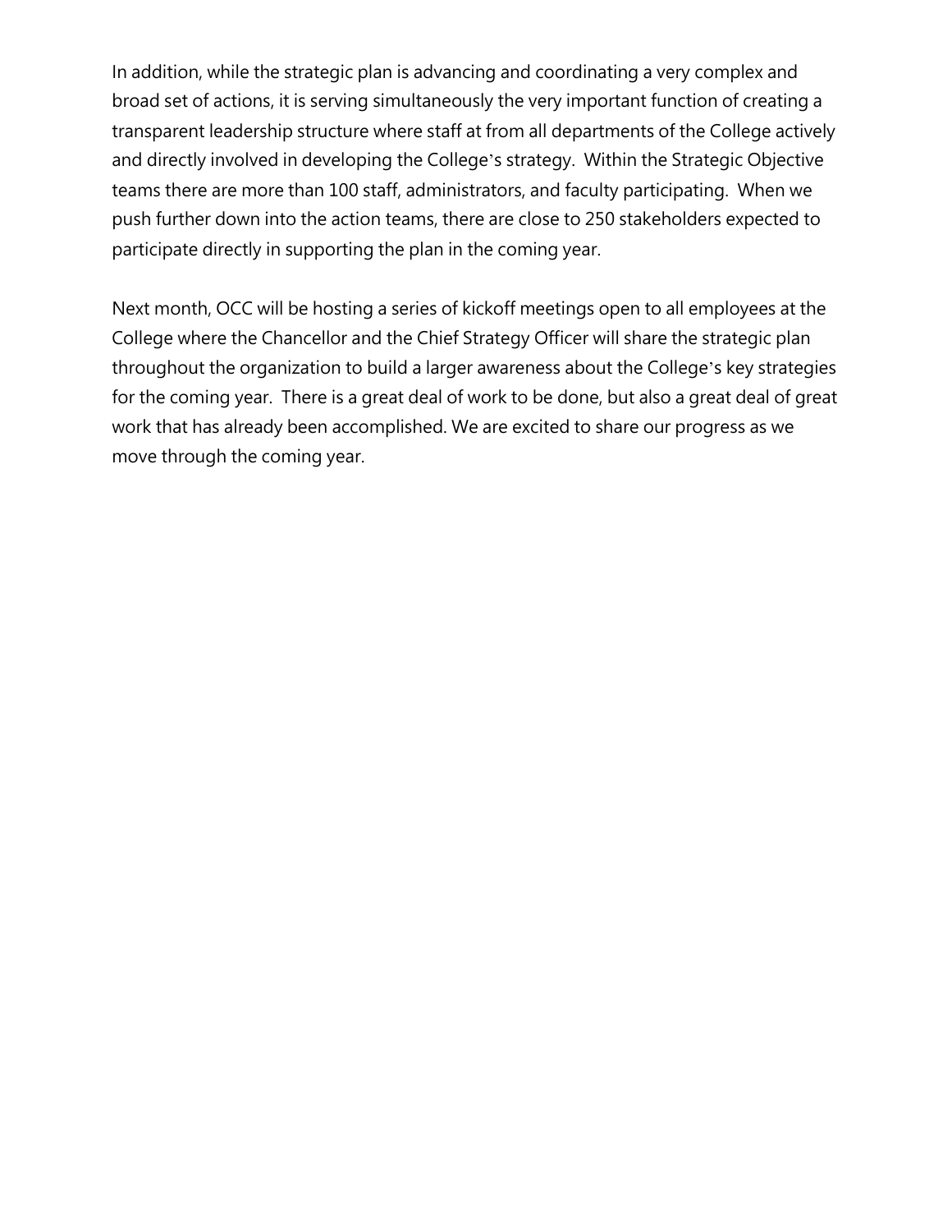In addition, while the strategic plan is advancing and coordinating a very complex and broad set of actions, it is serving simultaneously the very important function of creating a transparent leadership structure where staff at from all departments of the College actively and directly involved in developing the College's strategy. Within the Strategic Objective teams there are more than 100 staff, administrators, and faculty participating. When we push further down into the action teams, there are close to 250 stakeholders expected to participate directly in supporting the plan in the coming year.

Next month, OCC will be hosting a series of kickoff meetings open to all employees at the College where the Chancellor and the Chief Strategy Officer will share the strategic plan throughout the organization to build a larger awareness about the College's key strategies for the coming year. There is a great deal of work to be done, but also a great deal of great work that has already been accomplished. We are excited to share our progress as we move through the coming year.